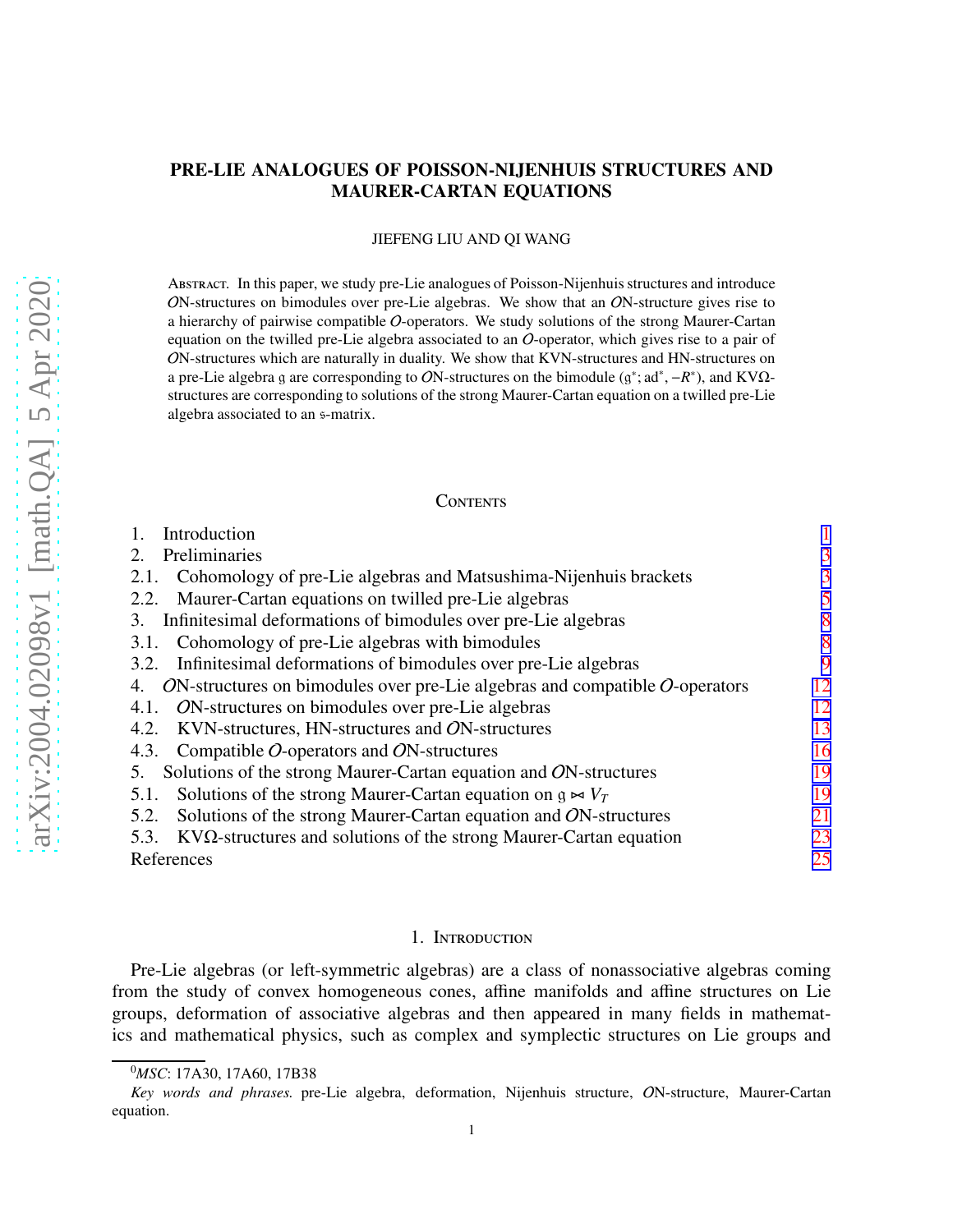# PRE-LIE ANALOGUES OF POISSON-NIJENHUIS STRUCTURES AND MAURER-CARTAN EQUATIONS

JIEFENG LIU AND QI WANG

Abstract. In this paper, we study pre-Lie analogues of Poisson-Nijenhuis structures and introduce $\mathcal{O}$N-structures on bimodules over pre-Lie algebras. We show that an $\mathcal{O}$N-structure gives rise to a hierarchy of pairwise compatible $\mathcal{O}$-operators. We study solutions of the strong Maurer-Cartan equation on the twilled pre-Lie algebra associated to an $\mathcal{O}$-operator, which gives rise to a pair of $\mathcal{O}$N-structures which are naturally in duality. We show that KVN-structures and HN-structures on a pre-Lie algebra $\mathfrak{g}$ are corresponding to $\mathcal{O}$N-structures on the bimodule $(\mathfrak{g}^*; \mathrm{ad}^*, -R^*)$, and KV$\Omega$-structures are corresponding to solutions of the strong Maurer-Cartan equation on a twilled pre-Lie algebra associated to an $\mathfrak{s}$-matrix.

## Contents

| | |
|---|---|
| 1. Introduction | 1 |
| 2. Preliminaries | 3 |
| 2.1. Cohomology of pre-Lie algebras and Matsushima-Nijenhuis brackets | 3 |
| 2.2. Maurer-Cartan equations on twilled pre-Lie algebras | 5 |
| 3. Infinitesimal deformations of bimodules over pre-Lie algebras | 8 |
| 3.1. Cohomology of pre-Lie algebras with bimodules | 8 |
| 3.2. Infinitesimal deformations of bimodules over pre-Lie algebras | 9 |
| 4. $\mathcal{O}$N-structures on bimodules over pre-Lie algebras and compatible $\mathcal{O}$-operators | 12 |
| 4.1. $\mathcal{O}$N-structures on bimodules over pre-Lie algebras | 12 |
| 4.2. KVN-structures, HN-structures and $\mathcal{O}$N-structures | 13 |
| 4.3. Compatible $\mathcal{O}$-operators and $\mathcal{O}$N-structures | 16 |
| 5. Solutions of the strong Maurer-Cartan equation and $\mathcal{O}$N-structures | 19 |
| 5.1. Solutions of the strong Maurer-Cartan equation on $\mathfrak{g} \bowtie V_T$ | 19 |
| 5.2. Solutions of the strong Maurer-Cartan equation and $\mathcal{O}$N-structures | 21 |
| 5.3. KV$\Omega$-structures and solutions of the strong Maurer-Cartan equation | 23 |
| References | 25 |

## 1. Introduction

Pre-Lie algebras (or left-symmetric algebras) are a class of nonassociative algebras coming from the study of convex homogeneous cones, affine manifolds and affine structures on Lie groups, deformation of associative algebras and then appeared in many fields in mathematics and mathematical physics, such as complex and symplectic structures on Lie groups and

[0]*MSC*: 17A30, 17A60, 17B38

*Key words and phrases.* pre-Lie algebra, deformation, Nijenhuis structure, $\mathcal{O}$N-structure, Maurer-Cartan equation.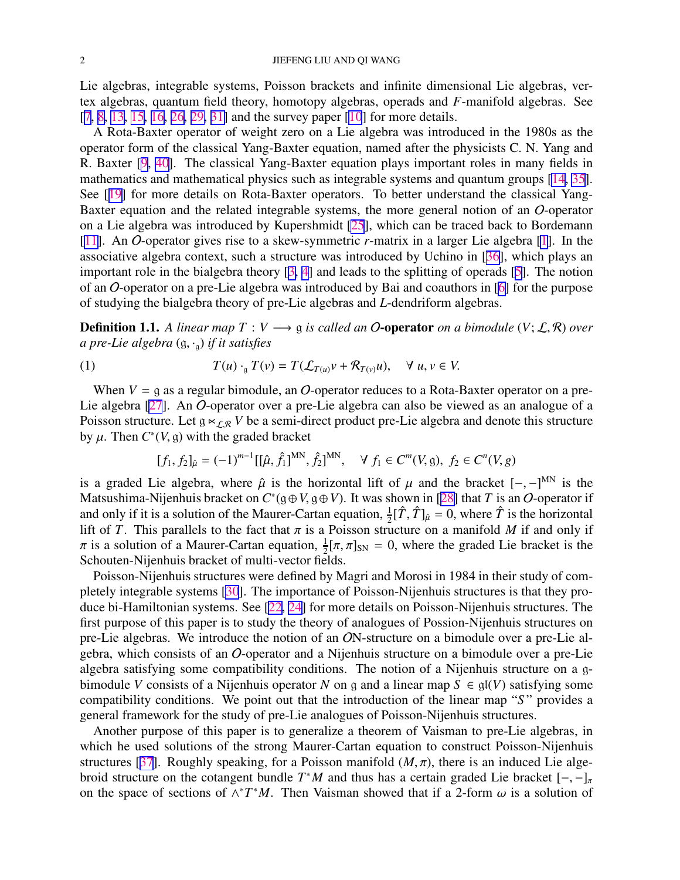Lie algebras, integrable systems, Poisson brackets and infinite dimensional Lie algebras, vertex algebras, quantum field theory, homotopy algebras, operads and $F$-manifold algebras. See [7, 8, 13, 15, 16, 26, 29, 31] and the survey paper [10] for more details.

A Rota-Baxter operator of weight zero on a Lie algebra was introduced in the 1980s as the operator form of the classical Yang-Baxter equation, named after the physicists C. N. Yang and R. Baxter [9, 40]. The classical Yang-Baxter equation plays important roles in many fields in mathematics and mathematical physics such as integrable systems and quantum groups [14, 35]. See [19] for more details on Rota-Baxter operators. To better understand the classical Yang-Baxter equation and the related integrable systems, the more general notion of an $\mathcal{O}$-operator on a Lie algebra was introduced by Kupershmidt [25], which can be traced back to Bordemann [11]. An $\mathcal{O}$-operator gives rise to a skew-symmetric $r$-matrix in a larger Lie algebra [1]. In the associative algebra context, such a structure was introduced by Uchino in [36], which plays an important role in the bialgebra theory [3, 4] and leads to the splitting of operads [5]. The notion of an $\mathcal{O}$-operator on a pre-Lie algebra was introduced by Bai and coauthors in [6] for the purpose of studying the bialgebra theory of pre-Lie algebras and $L$-dendriform algebras.

**Definition 1.1.** *A linear map $T : V \longrightarrow \mathfrak{g}$ is called an* $\mathcal{O}$**-operator** *on a bimodule $(V; \mathcal{L}, \mathcal{R})$ over a pre-Lie algebra $(\mathfrak{g}, \cdot_{\mathfrak{g}})$ if it satisfies*

$$T(u) \cdot_{\mathfrak{g}} T(v) = T(\mathcal{L}_{T(u)}v + \mathcal{R}_{T(v)}u), \quad \forall\, u, v \in V. \tag{1}$$

When $V = \mathfrak{g}$ as a regular bimodule, an $\mathcal{O}$-operator reduces to a Rota-Baxter operator on a pre-Lie algebra [27]. An $\mathcal{O}$-operator over a pre-Lie algebra can also be viewed as an analogue of a Poisson structure. Let $\mathfrak{g} \ltimes_{\mathcal{L},\mathcal{R}} V$ be a semi-direct product pre-Lie algebra and denote this structure by $\mu$. Then $C^*(V, \mathfrak{g})$ with the graded bracket

$$[f_1, f_2]_{\hat{\mu}} = (-1)^{m-1}[[\hat{\mu}, \hat{f}_1]^{\mathrm{MN}}, \hat{f}_2]^{\mathrm{MN}}, \quad \forall\, f_1 \in C^m(V, \mathfrak{g}),\ f_2 \in C^n(V, g)$$

is a graded Lie algebra, where $\hat{\mu}$ is the horizontal lift of $\mu$ and the bracket $[-,-]^{\mathrm{MN}}$ is the Matsushima-Nijenhuis bracket on $C^*(\mathfrak{g} \oplus V, \mathfrak{g} \oplus V)$. It was shown in [28] that $T$ is an $\mathcal{O}$-operator if and only if it is a solution of the Maurer-Cartan equation, $\frac{1}{2}[\hat{T}, \hat{T}]_{\hat{\mu}} = 0$, where $\hat{T}$ is the horizontal lift of $T$. This parallels to the fact that $\pi$ is a Poisson structure on a manifold $M$ if and only if $\pi$ is a solution of a Maurer-Cartan equation, $\frac{1}{2}[\pi, \pi]_{\mathrm{SN}} = 0$, where the graded Lie bracket is the Schouten-Nijenhuis bracket of multi-vector fields.

Poisson-Nijenhuis structures were defined by Magri and Morosi in 1984 in their study of completely integrable systems [30]. The importance of Poisson-Nijenhuis structures is that they produce bi-Hamiltonian systems. See [22, 24] for more details on Poisson-Nijenhuis structures. The first purpose of this paper is to study the theory of analogues of Possion-Nijenhuis structures on pre-Lie algebras. We introduce the notion of an $\mathcal{O}$N-structure on a bimodule over a pre-Lie algebra, which consists of an $\mathcal{O}$-operator and a Nijenhuis structure on a bimodule over a pre-Lie algebra satisfying some compatibility conditions. The notion of a Nijenhuis structure on a $\mathfrak{g}$-bimodule $V$ consists of a Nijenhuis operator $N$ on $\mathfrak{g}$ and a linear map $S \in \mathfrak{gl}(V)$ satisfying some compatibility conditions. We point out that the introduction of the linear map "$S$" provides a general framework for the study of pre-Lie analogues of Poisson-Nijenhuis structures.

Another purpose of this paper is to generalize a theorem of Vaisman to pre-Lie algebras, in which he used solutions of the strong Maurer-Cartan equation to construct Poisson-Nijenhuis structures [37]. Roughly speaking, for a Poisson manifold $(M, \pi)$, there is an induced Lie algebroid structure on the cotangent bundle $T^*M$ and thus has a certain graded Lie bracket $[-,-]_\pi$ on the space of sections of $\wedge^* T^*M$. Then Vaisman showed that if a 2-form $\omega$ is a solution of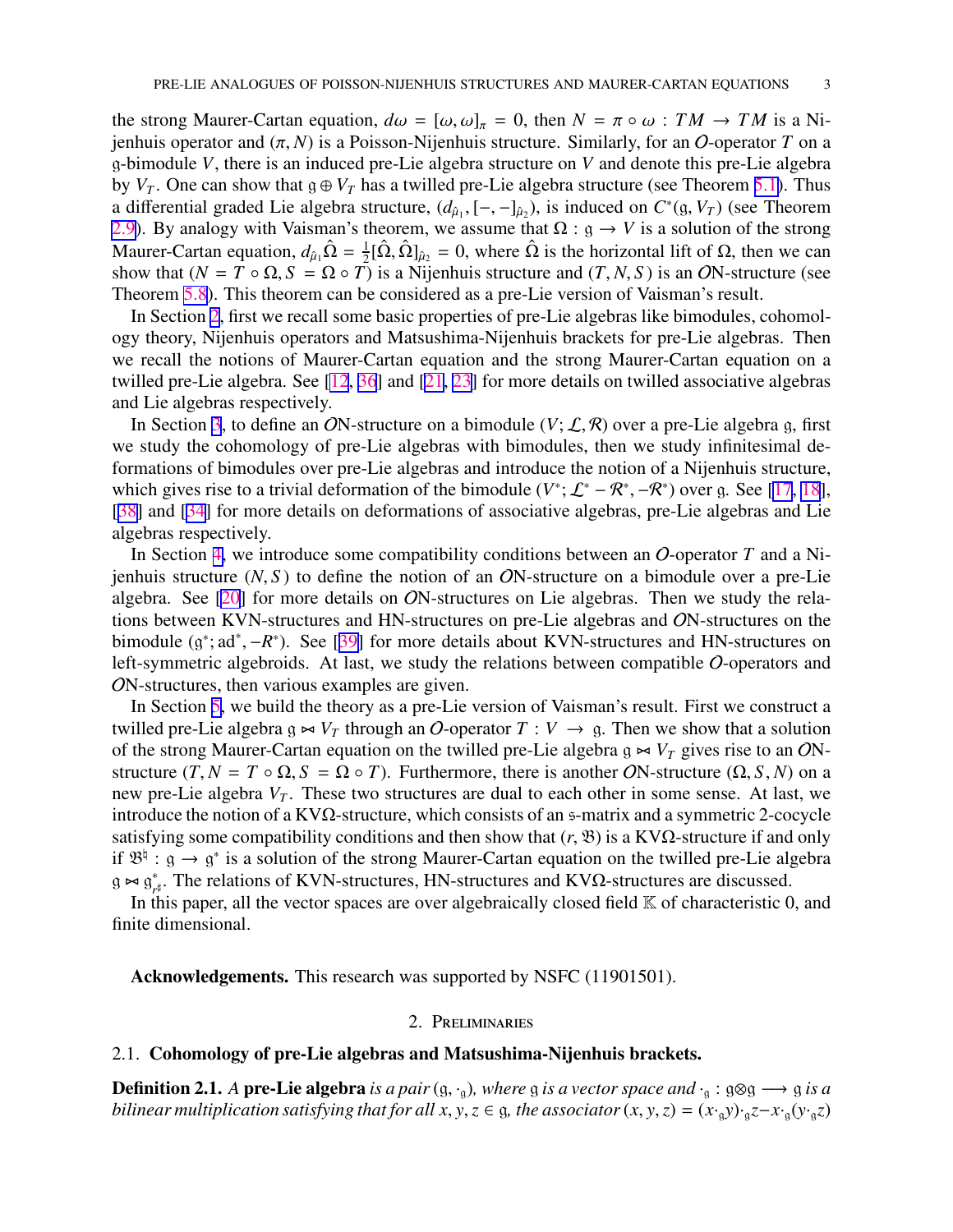the strong Maurer-Cartan equation, $d\omega = [\omega, \omega]_\pi = 0$, then $N = \pi \circ \omega : TM \to TM$ is a Nijenhuis operator and $(\pi, N)$ is a Poisson-Nijenhuis structure. Similarly, for an $\mathcal{O}$-operator $T$ on a $\mathfrak{g}$-bimodule $V$, there is an induced pre-Lie algebra structure on $V$ and denote this pre-Lie algebra by $V_T$. One can show that $\mathfrak{g} \oplus V_T$ has a twilled pre-Lie algebra structure (see Theorem 5.1). Thus a differential graded Lie algebra structure, $(d_{\hat{\mu}_1}, [-,-]_{\hat{\mu}_2})$, is induced on $C^*(\mathfrak{g}, V_T)$ (see Theorem 2.9). By analogy with Vaisman's theorem, we assume that $\Omega : \mathfrak{g} \to V$ is a solution of the strong Maurer-Cartan equation, $d_{\hat{\mu}_1}\hat{\Omega} = \frac{1}{2}[\hat{\Omega}, \hat{\Omega}]_{\hat{\mu}_2} = 0$, where $\hat{\Omega}$ is the horizontal lift of $\Omega$, then we can show that $(N = T \circ \Omega, S = \Omega \circ T)$ is a Nijenhuis structure and $(T, N, S)$ is an $\mathcal{O}$N-structure (see Theorem 5.8). This theorem can be considered as a pre-Lie version of Vaisman's result.

In Section 2, first we recall some basic properties of pre-Lie algebras like bimodules, cohomology theory, Nijenhuis operators and Matsushima-Nijenhuis brackets for pre-Lie algebras. Then we recall the notions of Maurer-Cartan equation and the strong Maurer-Cartan equation on a twilled pre-Lie algebra. See [12, 36] and [21, 23] for more details on twilled associative algebras and Lie algebras respectively.

In Section 3, to define an $\mathcal{O}$N-structure on a bimodule $(V; \mathcal{L}, \mathcal{R})$ over a pre-Lie algebra $\mathfrak{g}$, first we study the cohomology of pre-Lie algebras with bimodules, then we study infinitesimal deformations of bimodules over pre-Lie algebras and introduce the notion of a Nijenhuis structure, which gives rise to a trivial deformation of the bimodule $(V^*; \mathcal{L}^* - \mathcal{R}^*, -\mathcal{R}^*)$ over $\mathfrak{g}$. See [17, 18], [38] and [34] for more details on deformations of associative algebras, pre-Lie algebras and Lie algebras respectively.

In Section 4, we introduce some compatibility conditions between an $\mathcal{O}$-operator $T$ and a Nijenhuis structure $(N, S)$ to define the notion of an $\mathcal{O}$N-structure on a bimodule over a pre-Lie algebra. See [20] for more details on $\mathcal{O}$N-structures on Lie algebras. Then we study the relations between KVN-structures and HN-structures on pre-Lie algebras and $\mathcal{O}$N-structures on the bimodule $(\mathfrak{g}^*; \mathrm{ad}^*, -R^*)$. See [39] for more details about KVN-structures and HN-structures on left-symmetric algebroids. At last, we study the relations between compatible $\mathcal{O}$-operators and $\mathcal{O}$N-structures, then various examples are given.

In Section 5, we build the theory as a pre-Lie version of Vaisman's result. First we construct a twilled pre-Lie algebra $\mathfrak{g} \bowtie V_T$ through an $\mathcal{O}$-operator $T : V \to \mathfrak{g}$. Then we show that a solution of the strong Maurer-Cartan equation on the twilled pre-Lie algebra $\mathfrak{g} \bowtie V_T$ gives rise to an $\mathcal{O}$N-structure $(T, N = T \circ \Omega, S = \Omega \circ T)$. Furthermore, there is another $\mathcal{O}$N-structure $(\Omega, S, N)$ on a new pre-Lie algebra $V_T$. These two structures are dual to each other in some sense. At last, we introduce the notion of a KV$\Omega$-structure, which consists of an $\mathfrak{s}$-matrix and a symmetric 2-cocycle satisfying some compatibility conditions and then show that $(r, \mathfrak{B})$ is a KV$\Omega$-structure if and only if $\mathfrak{B}^\natural : \mathfrak{g} \to \mathfrak{g}^*$ is a solution of the strong Maurer-Cartan equation on the twilled pre-Lie algebra $\mathfrak{g} \bowtie \mathfrak{g}^*_{r^\sharp}$. The relations of KVN-structures, HN-structures and KV$\Omega$-structures are discussed.

In this paper, all the vector spaces are over algebraically closed field $\mathbb{K}$ of characteristic 0, and finite dimensional.

**Acknowledgements.** This research was supported by NSFC (11901501).

## 2. Preliminaries

### 2.1. Cohomology of pre-Lie algebras and Matsushima-Nijenhuis brackets.

**Definition 2.1.** *A* **pre-Lie algebra** *is a pair* $(\mathfrak{g}, \cdot_\mathfrak{g})$*, where* $\mathfrak{g}$ *is a vector space and* $\cdot_\mathfrak{g} : \mathfrak{g} \otimes \mathfrak{g} \longrightarrow \mathfrak{g}$ *is a bilinear multiplication satisfying that for all* $x, y, z \in \mathfrak{g}$*, the associator* $(x, y, z) = (x \cdot_\mathfrak{g} y) \cdot_\mathfrak{g} z - x \cdot_\mathfrak{g} (y \cdot_\mathfrak{g} z)$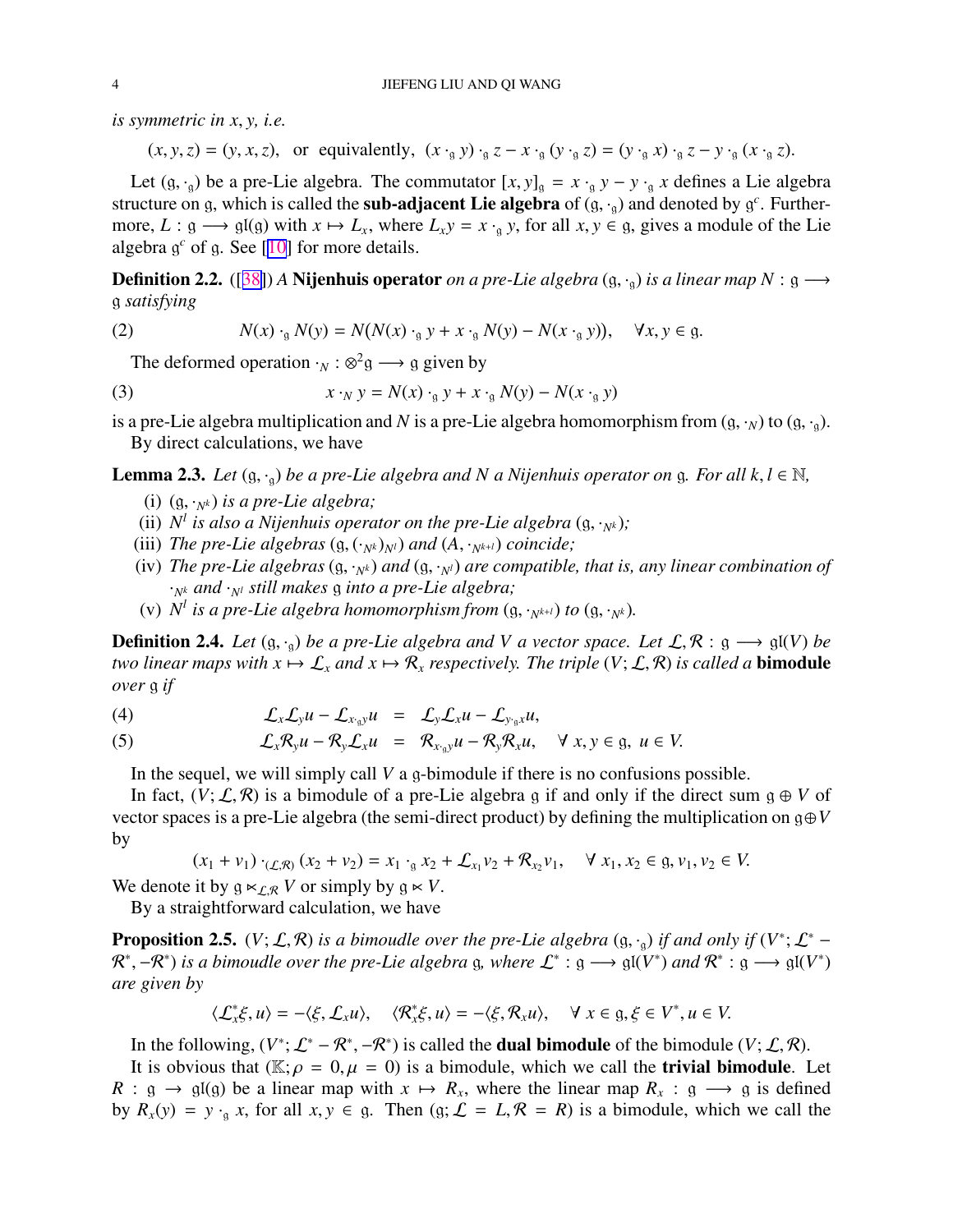*is symmetric in $x, y$, i.e.*

$$(x, y, z) = (y, x, z), \quad \text{or equivalently,} \quad (x \cdot_{\mathfrak{g}} y) \cdot_{\mathfrak{g}} z - x \cdot_{\mathfrak{g}} (y \cdot_{\mathfrak{g}} z) = (y \cdot_{\mathfrak{g}} x) \cdot_{\mathfrak{g}} z - y \cdot_{\mathfrak{g}} (x \cdot_{\mathfrak{g}} z).$$

Let $(\mathfrak{g}, \cdot_{\mathfrak{g}})$ be a pre-Lie algebra. The commutator $[x, y]_{\mathfrak{g}} = x \cdot_{\mathfrak{g}} y - y \cdot_{\mathfrak{g}} x$ defines a Lie algebra structure on $\mathfrak{g}$, which is called the **sub-adjacent Lie algebra** of $(\mathfrak{g}, \cdot_{\mathfrak{g}})$ and denoted by $\mathfrak{g}^c$. Furthermore, $L : \mathfrak{g} \longrightarrow \mathfrak{gl}(\mathfrak{g})$ with $x \mapsto L_x$, where $L_x y = x \cdot_{\mathfrak{g}} y$, for all $x, y \in \mathfrak{g}$, gives a module of the Lie algebra $\mathfrak{g}^c$ of $\mathfrak{g}$. See [10] for more details.

**Definition 2.2.** ([38]) *A* **Nijenhuis operator** *on a pre-Lie algebra $(\mathfrak{g}, \cdot_{\mathfrak{g}})$ is a linear map $N : \mathfrak{g} \longrightarrow \mathfrak{g}$ satisfying*

$$N(x) \cdot_{\mathfrak{g}} N(y) = N(N(x) \cdot_{\mathfrak{g}} y + x \cdot_{\mathfrak{g}} N(y) - N(x \cdot_{\mathfrak{g}} y)), \quad \forall x, y \in \mathfrak{g}. \tag{2}$$

The deformed operation $\cdot_N : \otimes^2 \mathfrak{g} \longrightarrow \mathfrak{g}$ given by

$$x \cdot_N y = N(x) \cdot_{\mathfrak{g}} y + x \cdot_{\mathfrak{g}} N(y) - N(x \cdot_{\mathfrak{g}} y) \tag{3}$$

is a pre-Lie algebra multiplication and $N$ is a pre-Lie algebra homomorphism from $(\mathfrak{g}, \cdot_N)$ to $(\mathfrak{g}, \cdot_{\mathfrak{g}})$.

By direct calculations, we have

**Lemma 2.3.** *Let $(\mathfrak{g}, \cdot_{\mathfrak{g}})$ be a pre-Lie algebra and $N$ a Nijenhuis operator on $\mathfrak{g}$. For all $k, l \in \mathbb{N}$,*

- (i) *$(\mathfrak{g}, \cdot_{N^k})$ is a pre-Lie algebra;*
- (ii) *$N^l$ is also a Nijenhuis operator on the pre-Lie algebra $(\mathfrak{g}, \cdot_{N^k})$;*
- (iii) *The pre-Lie algebras $(\mathfrak{g}, (\cdot_{N^k})_{N^l})$ and $(A, \cdot_{N^{k+l}})$ coincide;*
- (iv) *The pre-Lie algebras $(\mathfrak{g}, \cdot_{N^k})$ and $(\mathfrak{g}, \cdot_{N^l})$ are compatible, that is, any linear combination of $\cdot_{N^k}$ and $\cdot_{N^l}$ still makes $\mathfrak{g}$ into a pre-Lie algebra;*
- (v) *$N^l$ is a pre-Lie algebra homomorphism from $(\mathfrak{g}, \cdot_{N^{k+l}})$ to $(\mathfrak{g}, \cdot_{N^k})$.*

**Definition 2.4.** *Let $(\mathfrak{g}, \cdot_{\mathfrak{g}})$ be a pre-Lie algebra and $V$ a vector space. Let $\mathcal{L}, \mathcal{R} : \mathfrak{g} \longrightarrow \mathfrak{gl}(V)$ be two linear maps with $x \mapsto \mathcal{L}_x$ and $x \mapsto \mathcal{R}_x$ respectively. The triple $(V; \mathcal{L}, \mathcal{R})$ is called a* **bimodule** *over $\mathfrak{g}$ if*

$$\mathcal{L}_x \mathcal{L}_y u - \mathcal{L}_{x \cdot_{\mathfrak{g}} y} u = \mathcal{L}_y \mathcal{L}_x u - \mathcal{L}_{y \cdot_{\mathfrak{g}} x} u, \tag{4}$$

$$\mathcal{L}_x \mathcal{R}_y u - \mathcal{R}_y \mathcal{L}_x u = \mathcal{R}_{x \cdot_{\mathfrak{g}} y} u - \mathcal{R}_y \mathcal{R}_x u, \quad \forall\, x, y \in \mathfrak{g},\ u \in V. \tag{5}$$

In the sequel, we will simply call $V$ a $\mathfrak{g}$-bimodule if there is no confusions possible.

In fact, $(V; \mathcal{L}, \mathcal{R})$ is a bimodule of a pre-Lie algebra $\mathfrak{g}$ if and only if the direct sum $\mathfrak{g} \oplus V$ of vector spaces is a pre-Lie algebra (the semi-direct product) by defining the multiplication on $\mathfrak{g} \oplus V$ by

$$(x_1 + v_1) \cdot_{(\mathcal{L}, \mathcal{R})} (x_2 + v_2) = x_1 \cdot_{\mathfrak{g}} x_2 + \mathcal{L}_{x_1} v_2 + \mathcal{R}_{x_2} v_1, \quad \forall\, x_1, x_2 \in \mathfrak{g}, v_1, v_2 \in V.$$

We denote it by $\mathfrak{g} \ltimes_{\mathcal{L}, \mathcal{R}} V$ or simply by $\mathfrak{g} \ltimes V$.

By a straightforward calculation, we have

**Proposition 2.5.** *$(V; \mathcal{L}, \mathcal{R})$ is a bimoudle over the pre-Lie algebra $(\mathfrak{g}, \cdot_{\mathfrak{g}})$ if and only if $(V^*; \mathcal{L}^* - \mathcal{R}^*, -\mathcal{R}^*)$ is a bimoudle over the pre-Lie algebra $\mathfrak{g}$, where $\mathcal{L}^* : \mathfrak{g} \longrightarrow \mathfrak{gl}(V^*)$ and $\mathcal{R}^* : \mathfrak{g} \longrightarrow \mathfrak{gl}(V^*)$ are given by*

$$\langle \mathcal{L}^*_x \xi, u \rangle = -\langle \xi, \mathcal{L}_x u \rangle, \quad \langle \mathcal{R}^*_x \xi, u \rangle = -\langle \xi, \mathcal{R}_x u \rangle, \quad \forall\, x \in \mathfrak{g}, \xi \in V^*, u \in V.$$

In the following, $(V^*; \mathcal{L}^* - \mathcal{R}^*, -\mathcal{R}^*)$ is called the **dual bimodule** of the bimodule $(V; \mathcal{L}, \mathcal{R})$.

It is obvious that $(\mathbb{K}; \rho = 0, \mu = 0)$ is a bimodule, which we call the **trivial bimodule**. Let $R : \mathfrak{g} \to \mathfrak{gl}(\mathfrak{g})$ be a linear map with $x \mapsto R_x$, where the linear map $R_x : \mathfrak{g} \longrightarrow \mathfrak{g}$ is defined by $R_x(y) = y \cdot_{\mathfrak{g}} x$, for all $x, y \in \mathfrak{g}$. Then $(\mathfrak{g}; \mathcal{L} = L, \mathcal{R} = R)$ is a bimodule, which we call the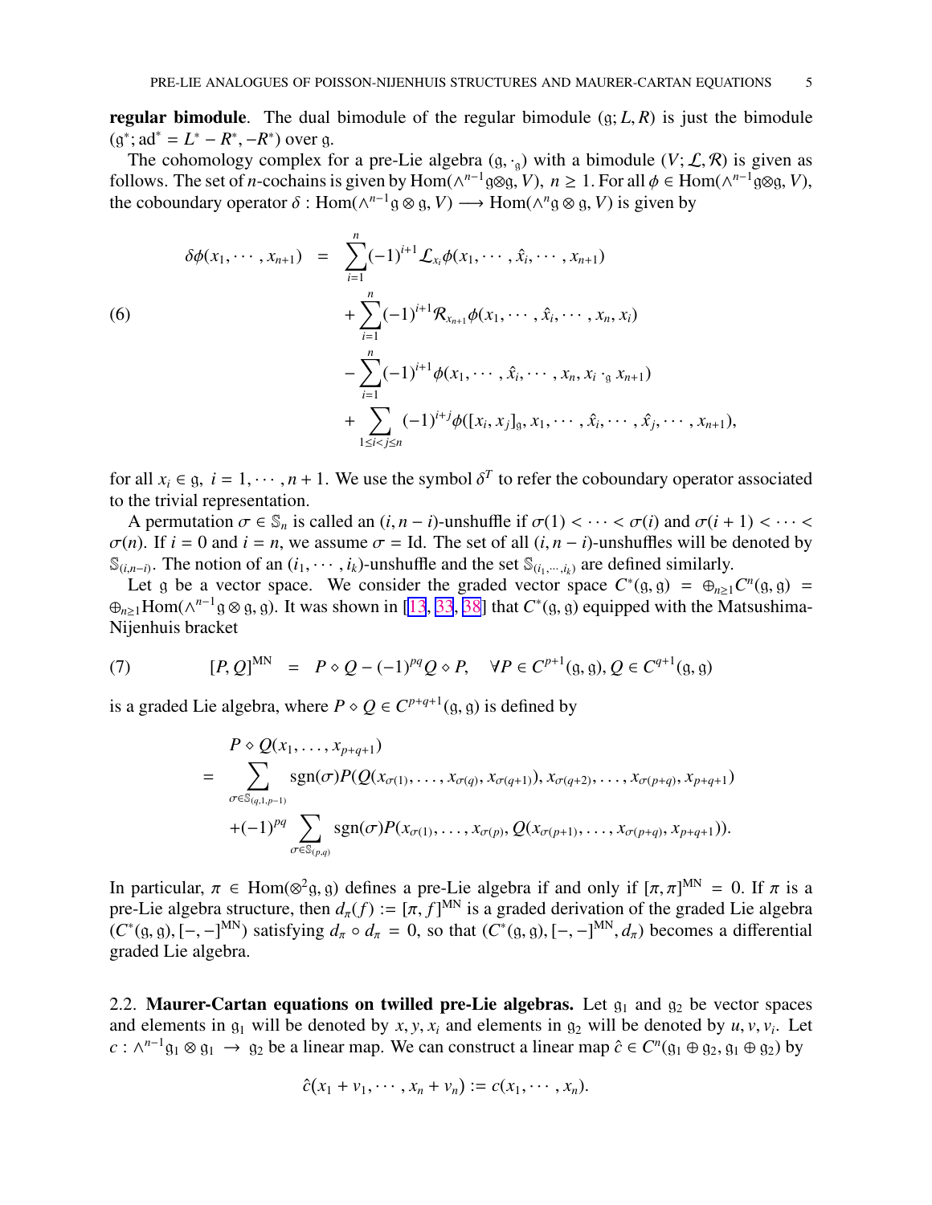**regular bimodule**. The dual bimodule of the regular bimodule $(\mathfrak{g}; L, R)$ is just the bimodule $(\mathfrak{g}^*; \mathrm{ad}^* = L^* - R^*, -R^*)$ over $\mathfrak{g}$.

The cohomology complex for a pre-Lie algebra $(\mathfrak{g}, \cdot_\mathfrak{g})$ with a bimodule $(V; \mathcal{L}, \mathcal{R})$ is given as follows. The set of $n$-cochains is given by $\mathrm{Hom}(\wedge^{n-1}\mathfrak{g}\otimes\mathfrak{g}, V)$, $n \geq 1$. For all $\phi \in \mathrm{Hom}(\wedge^{n-1}\mathfrak{g}\otimes\mathfrak{g}, V)$, the coboundary operator $\delta : \mathrm{Hom}(\wedge^{n-1}\mathfrak{g}\otimes\mathfrak{g}, V) \longrightarrow \mathrm{Hom}(\wedge^{n}\mathfrak{g}\otimes\mathfrak{g}, V)$ is given by

$$
\begin{aligned}
\delta\phi(x_1, \cdots, x_{n+1}) \;=\; & \sum_{i=1}^{n}(-1)^{i+1}\mathcal{L}_{x_i}\phi(x_1, \cdots, \hat{x}_i, \cdots, x_{n+1}) \\
& + \sum_{i=1}^{n}(-1)^{i+1}\mathcal{R}_{x_{n+1}}\phi(x_1, \cdots, \hat{x}_i, \cdots, x_n, x_i) \\
& - \sum_{i=1}^{n}(-1)^{i+1}\phi(x_1, \cdots, \hat{x}_i, \cdots, x_n, x_i \cdot_\mathfrak{g} x_{n+1}) \\
& + \sum_{1\leq i<j\leq n}(-1)^{i+j}\phi([x_i, x_j]_\mathfrak{g}, x_1, \cdots, \hat{x}_i, \cdots, \hat{x}_j, \cdots, x_{n+1}),
\end{aligned} \tag{6}
$$

for all $x_i \in \mathfrak{g}$, $i = 1, \cdots, n+1$. We use the symbol $\delta^T$ to refer the coboundary operator associated to the trivial representation.

A permutation $\sigma \in \mathbb{S}_n$ is called an $(i, n-i)$-unshuffle if $\sigma(1) < \cdots < \sigma(i)$ and $\sigma(i+1) < \cdots < \sigma(n)$. If $i = 0$ and $i = n$, we assume $\sigma = \mathrm{Id}$. The set of all $(i, n-i)$-unshuffles will be denoted by $\mathbb{S}_{(i,n-i)}$. The notion of an $(i_1, \cdots, i_k)$-unshuffle and the set $\mathbb{S}_{(i_1,\cdots,i_k)}$ are defined similarly.

Let $\mathfrak{g}$ be a vector space. We consider the graded vector space $C^*(\mathfrak{g}, \mathfrak{g}) = \oplus_{n\geq1}C^n(\mathfrak{g}, \mathfrak{g}) = \oplus_{n\geq1}\mathrm{Hom}(\wedge^{n-1}\mathfrak{g}\otimes\mathfrak{g}, \mathfrak{g})$. It was shown in [13, 33, 38] that $C^*(\mathfrak{g}, \mathfrak{g})$ equipped with the Matsushima-Nijenhuis bracket

$$
[P, Q]^{\mathrm{MN}} \;=\; P \diamond Q - (-1)^{pq}Q \diamond P, \quad \forall P \in C^{p+1}(\mathfrak{g}, \mathfrak{g}), Q \in C^{q+1}(\mathfrak{g}, \mathfrak{g}) \tag{7}
$$

is a graded Lie algebra, where $P \diamond Q \in C^{p+q+1}(\mathfrak{g}, \mathfrak{g})$ is defined by

$$
\begin{aligned}
& P \diamond Q(x_1, \ldots, x_{p+q+1}) \\
= & \sum_{\sigma\in\mathbb{S}_{(q,1,p-1)}} \mathrm{sgn}(\sigma)P(Q(x_{\sigma(1)}, \ldots, x_{\sigma(q)}, x_{\sigma(q+1)}), x_{\sigma(q+2)}, \ldots, x_{\sigma(p+q)}, x_{p+q+1}) \\
& + (-1)^{pq} \sum_{\sigma\in\mathbb{S}_{(p,q)}} \mathrm{sgn}(\sigma)P(x_{\sigma(1)}, \ldots, x_{\sigma(p)}, Q(x_{\sigma(p+1)}, \ldots, x_{\sigma(p+q)}, x_{p+q+1})).
\end{aligned}
$$

In particular, $\pi \in \mathrm{Hom}(\otimes^2\mathfrak{g}, \mathfrak{g})$ defines a pre-Lie algebra if and only if $[\pi, \pi]^{\mathrm{MN}} = 0$. If $\pi$ is a pre-Lie algebra structure, then $d_\pi(f) := [\pi, f]^{\mathrm{MN}}$ is a graded derivation of the graded Lie algebra $(C^*(\mathfrak{g}, \mathfrak{g}), [-,-]^{\mathrm{MN}})$ satisfying $d_\pi \circ d_\pi = 0$, so that $(C^*(\mathfrak{g}, \mathfrak{g}), [-,-]^{\mathrm{MN}}, d_\pi)$ becomes a differential graded Lie algebra.

### 2.2. Maurer-Cartan equations on twilled pre-Lie algebras.

Let $\mathfrak{g}_1$ and $\mathfrak{g}_2$ be vector spaces and elements in $\mathfrak{g}_1$ will be denoted by $x, y, x_i$ and elements in $\mathfrak{g}_2$ will be denoted by $u, v, v_i$. Let $c : \wedge^{n-1}\mathfrak{g}_1 \otimes \mathfrak{g}_1 \rightarrow \mathfrak{g}_2$ be a linear map. We can construct a linear map $\hat{c} \in C^n(\mathfrak{g}_1 \oplus \mathfrak{g}_2, \mathfrak{g}_1 \oplus \mathfrak{g}_2)$ by

$$
\hat{c}(x_1 + v_1, \cdots, x_n + v_n) := c(x_1, \cdots, x_n).
$$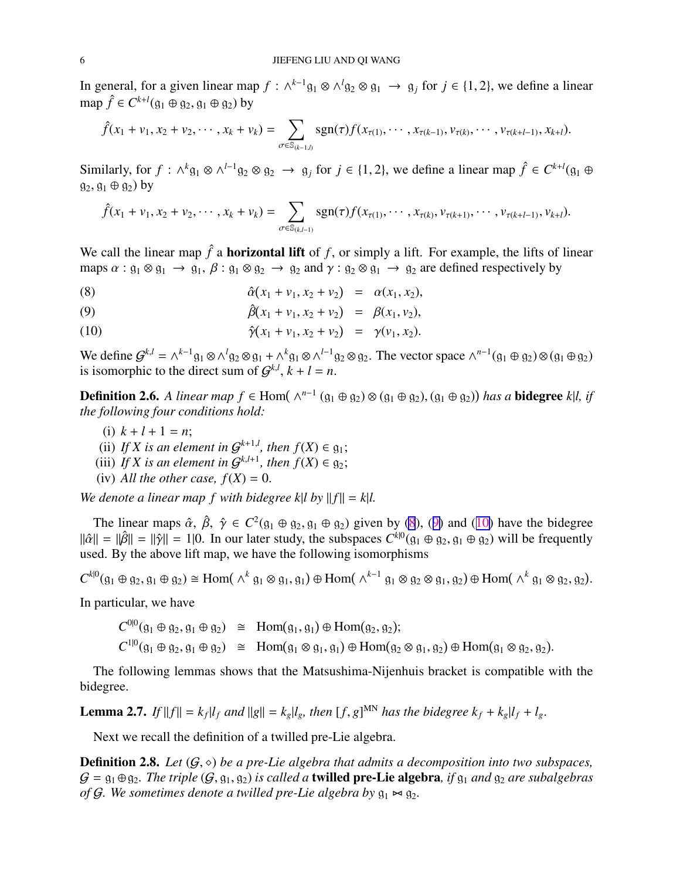In general, for a given linear map $f : \wedge^{k-1}\mathfrak{g}_1 \otimes \wedge^{l}\mathfrak{g}_2 \otimes \mathfrak{g}_1 \rightarrow \mathfrak{g}_j$ for $j \in \{1, 2\}$, we define a linear map $\hat{f} \in C^{k+l}(\mathfrak{g}_1 \oplus \mathfrak{g}_2, \mathfrak{g}_1 \oplus \mathfrak{g}_2)$ by

$$\hat{f}(x_1 + v_1, x_2 + v_2, \cdots, x_k + v_k) = \sum_{\sigma \in \mathbb{S}_{(k-1,l)}} \mathrm{sgn}(\tau) f(x_{\tau(1)}, \cdots, x_{\tau(k-1)}, v_{\tau(k)}, \cdots, v_{\tau(k+l-1)}, x_{k+l}).$$

Similarly, for $f : \wedge^{k}\mathfrak{g}_1 \otimes \wedge^{l-1}\mathfrak{g}_2 \otimes \mathfrak{g}_2 \rightarrow \mathfrak{g}_j$ for $j \in \{1, 2\}$, we define a linear map $\hat{f} \in C^{k+l}(\mathfrak{g}_1 \oplus \mathfrak{g}_2, \mathfrak{g}_1 \oplus \mathfrak{g}_2)$ by

$$\hat{f}(x_1 + v_1, x_2 + v_2, \cdots, x_k + v_k) = \sum_{\sigma \in \mathbb{S}_{(k,l-1)}} \mathrm{sgn}(\tau) f(x_{\tau(1)}, \cdots, x_{\tau(k)}, v_{\tau(k+1)}, \cdots, v_{\tau(k+l-1)}, v_{k+l}).$$

We call the linear map $\hat{f}$ a **horizontal lift** of $f$, or simply a lift. For example, the lifts of linear maps $\alpha : \mathfrak{g}_1 \otimes \mathfrak{g}_1 \rightarrow \mathfrak{g}_1$, $\beta : \mathfrak{g}_1 \otimes \mathfrak{g}_2 \rightarrow \mathfrak{g}_2$ and $\gamma : \mathfrak{g}_2 \otimes \mathfrak{g}_1 \rightarrow \mathfrak{g}_2$ are defined respectively by

$$\hat{\alpha}(x_1 + v_1, x_2 + v_2) = \alpha(x_1, x_2), \tag{8}$$

$$\hat{\beta}(x_1 + v_1, x_2 + v_2) = \beta(x_1, v_2), \tag{9}$$

$$\hat{\gamma}(x_1 + v_1, x_2 + v_2) = \gamma(v_1, x_2). \tag{10}$$

We define $\mathcal{G}^{k,l} = \wedge^{k-1}\mathfrak{g}_1 \otimes \wedge^{l}\mathfrak{g}_2 \otimes \mathfrak{g}_1 + \wedge^{k}\mathfrak{g}_1 \otimes \wedge^{l-1}\mathfrak{g}_2 \otimes \mathfrak{g}_2$. The vector space $\wedge^{n-1}(\mathfrak{g}_1 \oplus \mathfrak{g}_2) \otimes (\mathfrak{g}_1 \oplus \mathfrak{g}_2)$ is isomorphic to the direct sum of $\mathcal{G}^{k,l}$, $k + l = n$.

**Definition 2.6.** *A linear map $f \in \mathrm{Hom}(\wedge^{n-1}(\mathfrak{g}_1 \oplus \mathfrak{g}_2) \otimes (\mathfrak{g}_1 \oplus \mathfrak{g}_2), (\mathfrak{g}_1 \oplus \mathfrak{g}_2))$ has a* **bidegree** *$k|l$, if the following four conditions hold:*

(i) $k + l + 1 = n$;
(ii) *If $X$ is an element in $\mathcal{G}^{k+1,l}$, then $f(X) \in \mathfrak{g}_1$;*
(iii) *If $X$ is an element in $\mathcal{G}^{k,l+1}$, then $f(X) \in \mathfrak{g}_2$;*
(iv) *All the other case, $f(X) = 0$.*

*We denote a linear map $f$ with bidegree $k|l$ by $\|f\| = k|l$.*

The linear maps $\hat{\alpha}$, $\hat{\beta}$, $\hat{\gamma} \in C^2(\mathfrak{g}_1 \oplus \mathfrak{g}_2, \mathfrak{g}_1 \oplus \mathfrak{g}_2)$ given by (8), (9) and (10) have the bidegree $\|\hat{\alpha}\| = \|\hat{\beta}\| = \|\hat{\gamma}\| = 1|0$. In our later study, the subspaces $C^{k|0}(\mathfrak{g}_1 \oplus \mathfrak{g}_2, \mathfrak{g}_1 \oplus \mathfrak{g}_2)$ will be frequently used. By the above lift map, we have the following isomorphisms

$$C^{k|0}(\mathfrak{g}_1 \oplus \mathfrak{g}_2, \mathfrak{g}_1 \oplus \mathfrak{g}_2) \cong \mathrm{Hom}(\wedge^{k}\mathfrak{g}_1 \otimes \mathfrak{g}_1, \mathfrak{g}_1) \oplus \mathrm{Hom}(\wedge^{k-1}\mathfrak{g}_1 \otimes \mathfrak{g}_2 \otimes \mathfrak{g}_1, \mathfrak{g}_2) \oplus \mathrm{Hom}(\wedge^{k}\mathfrak{g}_1 \otimes \mathfrak{g}_2, \mathfrak{g}_2).$$

In particular, we have

$$\begin{aligned}
C^{0|0}(\mathfrak{g}_1 \oplus \mathfrak{g}_2, \mathfrak{g}_1 \oplus \mathfrak{g}_2) &\cong \mathrm{Hom}(\mathfrak{g}_1, \mathfrak{g}_1) \oplus \mathrm{Hom}(\mathfrak{g}_2, \mathfrak{g}_2);\\
C^{1|0}(\mathfrak{g}_1 \oplus \mathfrak{g}_2, \mathfrak{g}_1 \oplus \mathfrak{g}_2) &\cong \mathrm{Hom}(\mathfrak{g}_1 \otimes \mathfrak{g}_1, \mathfrak{g}_1) \oplus \mathrm{Hom}(\mathfrak{g}_2 \otimes \mathfrak{g}_1, \mathfrak{g}_2) \oplus \mathrm{Hom}(\mathfrak{g}_1 \otimes \mathfrak{g}_2, \mathfrak{g}_2).
\end{aligned}$$

The following lemmas shows that the Matsushima-Nijenhuis bracket is compatible with the bidegree.

**Lemma 2.7.** *If $\|f\| = k_f|l_f$ and $\|g\| = k_g|l_g$, then $[f, g]^{\mathrm{MN}}$ has the bidegree $k_f + k_g|l_f + l_g$.*

Next we recall the definition of a twilled pre-Lie algebra.

**Definition 2.8.** *Let $(\mathcal{G}, \diamond)$ be a pre-Lie algebra that admits a decomposition into two subspaces, $\mathcal{G} = \mathfrak{g}_1 \oplus \mathfrak{g}_2$. The triple $(\mathcal{G}, \mathfrak{g}_1, \mathfrak{g}_2)$ is called a* **twilled pre-Lie algebra***, if $\mathfrak{g}_1$ and $\mathfrak{g}_2$ are subalgebras of $\mathcal{G}$. We sometimes denote a twilled pre-Lie algebra by $\mathfrak{g}_1 \bowtie \mathfrak{g}_2$.*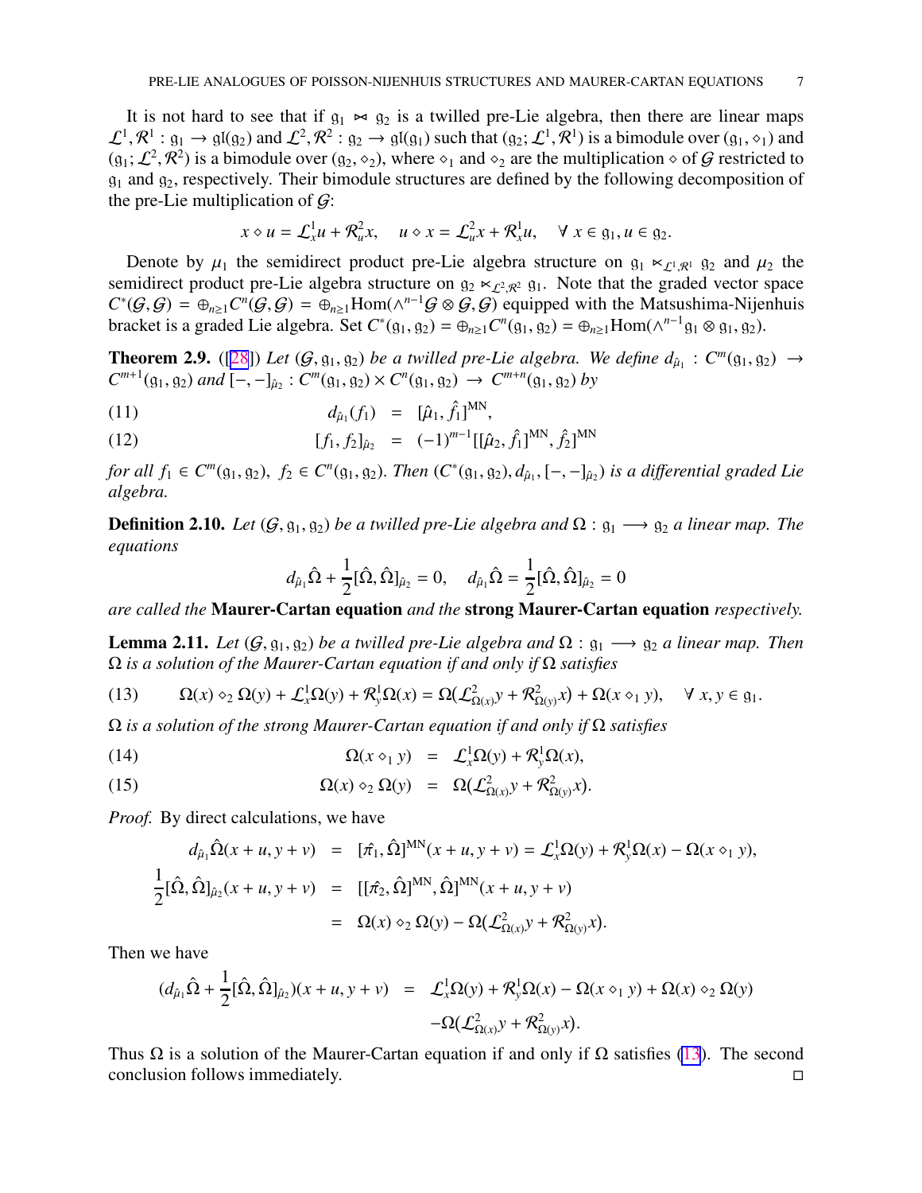It is not hard to see that if $\mathfrak{g}_1 \bowtie \mathfrak{g}_2$ is a twilled pre-Lie algebra, then there are linear maps $\mathcal{L}^1, \mathcal{R}^1 : \mathfrak{g}_1 \to \mathfrak{gl}(\mathfrak{g}_2)$ and $\mathcal{L}^2, \mathcal{R}^2 : \mathfrak{g}_2 \to \mathfrak{gl}(\mathfrak{g}_1)$ such that $(\mathfrak{g}_2; \mathcal{L}^1, \mathcal{R}^1)$ is a bimodule over $(\mathfrak{g}_1, \diamond_1)$ and $(\mathfrak{g}_1; \mathcal{L}^2, \mathcal{R}^2)$ is a bimodule over $(\mathfrak{g}_2, \diamond_2)$, where $\diamond_1$ and $\diamond_2$ are the multiplication $\diamond$ of $\mathcal{G}$ restricted to $\mathfrak{g}_1$ and $\mathfrak{g}_2$, respectively. Their bimodule structures are defined by the following decomposition of the pre-Lie multiplication of $\mathcal{G}$:

$$x \diamond u = \mathcal{L}^1_x u + \mathcal{R}^2_u x, \quad u \diamond x = \mathcal{L}^2_u x + \mathcal{R}^1_x u, \quad \forall\, x \in \mathfrak{g}_1, u \in \mathfrak{g}_2.$$

Denote by $\mu_1$ the semidirect product pre-Lie algebra structure on $\mathfrak{g}_1 \ltimes_{\mathcal{L}^1,\mathcal{R}^1} \mathfrak{g}_2$ and $\mu_2$ the semidirect product pre-Lie algebra structure on $\mathfrak{g}_2 \ltimes_{\mathcal{L}^2,\mathcal{R}^2} \mathfrak{g}_1$. Note that the graded vector space $C^*(\mathcal{G}, \mathcal{G}) = \oplus_{n\geq 1} C^n(\mathcal{G}, \mathcal{G}) = \oplus_{n\geq 1} \mathrm{Hom}(\wedge^{n-1}\mathcal{G} \otimes \mathcal{G}, \mathcal{G})$ equipped with the Matsushima-Nijenhuis bracket is a graded Lie algebra. Set $C^*(\mathfrak{g}_1, \mathfrak{g}_2) = \oplus_{n\geq 1} C^n(\mathfrak{g}_1, \mathfrak{g}_2) = \oplus_{n\geq 1} \mathrm{Hom}(\wedge^{n-1}\mathfrak{g}_1 \otimes \mathfrak{g}_1, \mathfrak{g}_2)$.

**Theorem 2.9.** ([28]) *Let $(\mathcal{G}, \mathfrak{g}_1, \mathfrak{g}_2)$ be a twilled pre-Lie algebra. We define $d_{\hat{\mu}_1} : C^m(\mathfrak{g}_1, \mathfrak{g}_2) \to C^{m+1}(\mathfrak{g}_1, \mathfrak{g}_2)$ and $[-,-]_{\hat{\mu}_2} : C^m(\mathfrak{g}_1, \mathfrak{g}_2) \times C^n(\mathfrak{g}_1, \mathfrak{g}_2) \to C^{m+n}(\mathfrak{g}_1, \mathfrak{g}_2)$ by*

$$d_{\hat{\mu}_1}(f_1) = [\hat{\mu}_1, \hat{f}_1]^{\mathrm{MN}}, \tag{11}$$

$$[f_1, f_2]_{\hat{\mu}_2} = (-1)^{m-1}[[\hat{\mu}_2, \hat{f}_1]^{\mathrm{MN}}, \hat{f}_2]^{\mathrm{MN}} \tag{12}$$

*for all $f_1 \in C^m(\mathfrak{g}_1, \mathfrak{g}_2)$, $f_2 \in C^n(\mathfrak{g}_1, \mathfrak{g}_2)$. Then $(C^*(\mathfrak{g}_1, \mathfrak{g}_2), d_{\hat{\mu}_1}, [-,-]_{\hat{\mu}_2})$ is a differential graded Lie algebra.*

**Definition 2.10.** *Let $(\mathcal{G}, \mathfrak{g}_1, \mathfrak{g}_2)$ be a twilled pre-Lie algebra and $\Omega : \mathfrak{g}_1 \longrightarrow \mathfrak{g}_2$ a linear map. The equations*

$$d_{\hat{\mu}_1}\hat{\Omega} + \frac{1}{2}[\hat{\Omega}, \hat{\Omega}]_{\hat{\mu}_2} = 0, \quad d_{\hat{\mu}_1}\hat{\Omega} = \frac{1}{2}[\hat{\Omega}, \hat{\Omega}]_{\hat{\mu}_2} = 0$$

*are called the* **Maurer-Cartan equation** *and the* **strong Maurer-Cartan equation** *respectively.*

**Lemma 2.11.** *Let $(\mathcal{G}, \mathfrak{g}_1, \mathfrak{g}_2)$ be a twilled pre-Lie algebra and $\Omega : \mathfrak{g}_1 \longrightarrow \mathfrak{g}_2$ a linear map. Then $\Omega$ is a solution of the Maurer-Cartan equation if and only if $\Omega$ satisfies*

$$\Omega(x) \diamond_2 \Omega(y) + \mathcal{L}^1_x\Omega(y) + \mathcal{R}^1_y\Omega(x) = \Omega(\mathcal{L}^2_{\Omega(x)}y + \mathcal{R}^2_{\Omega(y)}x) + \Omega(x \diamond_1 y), \quad \forall\, x, y \in \mathfrak{g}_1. \tag{13}$$

*$\Omega$ is a solution of the strong Maurer-Cartan equation if and only if $\Omega$ satisfies*

$$\Omega(x \diamond_1 y) = \mathcal{L}^1_x\Omega(y) + \mathcal{R}^1_y\Omega(x), \tag{14}$$

$$\Omega(x) \diamond_2 \Omega(y) = \Omega(\mathcal{L}^2_{\Omega(x)}y + \mathcal{R}^2_{\Omega(y)}x). \tag{15}$$

*Proof.* By direct calculations, we have

$$\begin{aligned}
d_{\hat{\mu}_1}\hat{\Omega}(x+u, y+v) &= [\hat{\pi}_1, \hat{\Omega}]^{\mathrm{MN}}(x+u, y+v) = \mathcal{L}^1_x\Omega(y) + \mathcal{R}^1_y\Omega(x) - \Omega(x \diamond_1 y),\\
\frac{1}{2}[\hat{\Omega}, \hat{\Omega}]_{\hat{\mu}_2}(x+u, y+v) &= [[\hat{\pi}_2, \hat{\Omega}]^{\mathrm{MN}}, \hat{\Omega}]^{\mathrm{MN}}(x+u, y+v)\\
&= \Omega(x) \diamond_2 \Omega(y) - \Omega(\mathcal{L}^2_{\Omega(x)}y + \mathcal{R}^2_{\Omega(y)}x).
\end{aligned}$$

Then we have

$$\begin{aligned}
(d_{\hat{\mu}_1}\hat{\Omega} + \frac{1}{2}[\hat{\Omega}, \hat{\Omega}]_{\hat{\mu}_2})(x+u, y+v) &= \mathcal{L}^1_x\Omega(y) + \mathcal{R}^1_y\Omega(x) - \Omega(x \diamond_1 y) + \Omega(x) \diamond_2 \Omega(y)\\
&\quad - \Omega(\mathcal{L}^2_{\Omega(x)}y + \mathcal{R}^2_{\Omega(y)}x).
\end{aligned}$$

Thus $\Omega$ is a solution of the Maurer-Cartan equation if and only if $\Omega$ satisfies (13). The second conclusion follows immediately. $\square$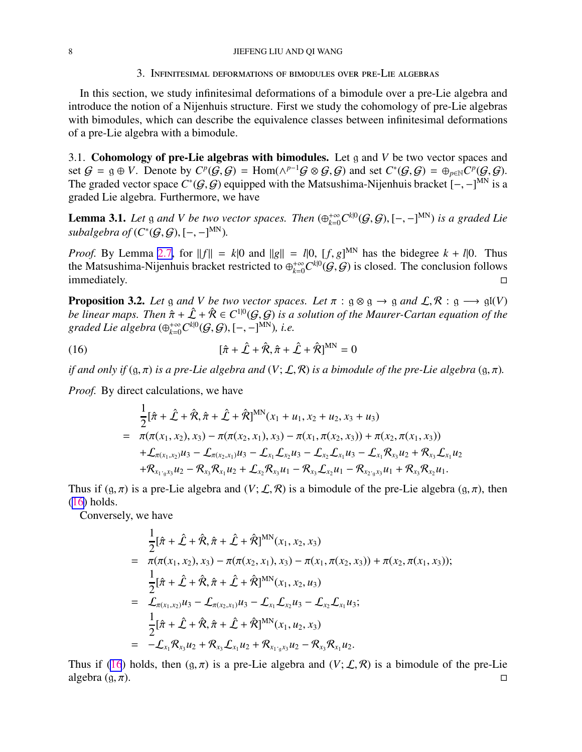## 3. Infinitesimal deformations of bimodules over pre-Lie algebras

In this section, we study infinitesimal deformations of a bimodule over a pre-Lie algebra and introduce the notion of a Nijenhuis structure. First we study the cohomology of pre-Lie algebras with bimodules, which can describe the equivalence classes between infinitesimal deformations of a pre-Lie algebra with a bimodule.

### 3.1. Cohomology of pre-Lie algebras with bimodules.

Let $\mathfrak{g}$ and $V$ be two vector spaces and set $\mathcal{G} = \mathfrak{g} \oplus V$. Denote by $C^p(\mathcal{G}, \mathcal{G}) = \mathrm{Hom}(\wedge^{p-1}\mathcal{G} \otimes \mathcal{G}, \mathcal{G})$ and set $C^*(\mathcal{G}, \mathcal{G}) = \oplus_{p\in\mathbb{N}} C^p(\mathcal{G}, \mathcal{G})$. The graded vector space $C^*(\mathcal{G}, \mathcal{G})$ equipped with the Matsushima-Nijenhuis bracket $[-,-]^{\mathrm{MN}}$ is a graded Lie algebra. Furthermore, we have

**Lemma 3.1.** *Let $\mathfrak{g}$ and $V$ be two vector spaces. Then $(\oplus_{k=0}^{+\infty} C^{k|0}(\mathcal{G}, \mathcal{G}), [-,-]^{\mathrm{MN}})$ is a graded Lie subalgebra of $(C^*(\mathcal{G}, \mathcal{G}), [-,-]^{\mathrm{MN}})$.*

*Proof.* By Lemma 2.7, for $\|f\| = k|0$ and $\|g\| = l|0$, $[f, g]^{\mathrm{MN}}$ has the bidegree $k + l|0$. Thus the Matsushima-Nijenhuis bracket restricted to $\oplus_{k=0}^{+\infty} C^{k|0}(\mathcal{G}, \mathcal{G})$ is closed. The conclusion follows immediately. □

**Proposition 3.2.** *Let $\mathfrak{g}$ and $V$ be two vector spaces. Let $\pi : \mathfrak{g} \otimes \mathfrak{g} \to \mathfrak{g}$ and $\mathcal{L}, \mathcal{R} : \mathfrak{g} \longrightarrow \mathfrak{gl}(V)$ be linear maps. Then $\hat{\pi} + \hat{\mathcal{L}} + \hat{\mathcal{R}} \in C^{1|0}(\mathcal{G}, \mathcal{G})$ is a solution of the Maurer-Cartan equation of the graded Lie algebra $(\oplus_{k=0}^{+\infty} C^{k|0}(\mathcal{G}, \mathcal{G}), [-,-]^{\mathrm{MN}})$, i.e.*

$$[\hat{\pi} + \hat{\mathcal{L}} + \hat{\mathcal{R}}, \hat{\pi} + \hat{\mathcal{L}} + \hat{\mathcal{R}}]^{\mathrm{MN}} = 0 \tag{16}$$

*if and only if $(\mathfrak{g}, \pi)$ is a pre-Lie algebra and $(V; \mathcal{L}, \mathcal{R})$ is a bimodule of the pre-Lie algebra $(\mathfrak{g}, \pi)$.*

*Proof.* By direct calculations, we have

$$\begin{aligned}
& \frac{1}{2}[\hat{\pi} + \hat{\mathcal{L}} + \hat{\mathcal{R}}, \hat{\pi} + \hat{\mathcal{L}} + \hat{\mathcal{R}}]^{\mathrm{MN}}(x_1 + u_1, x_2 + u_2, x_3 + u_3) \\
= \;& \pi(\pi(x_1, x_2), x_3) - \pi(\pi(x_2, x_1), x_3) - \pi(x_1, \pi(x_2, x_3)) + \pi(x_2, \pi(x_1, x_3)) \\
& + \mathcal{L}_{\pi(x_1,x_2)} u_3 - \mathcal{L}_{\pi(x_2,x_1)} u_3 - \mathcal{L}_{x_1}\mathcal{L}_{x_2} u_3 - \mathcal{L}_{x_2}\mathcal{L}_{x_1} u_3 - \mathcal{L}_{x_1}\mathcal{R}_{x_3} u_2 + \mathcal{R}_{x_3}\mathcal{L}_{x_1} u_2 \\
& + \mathcal{R}_{x_1 \cdot_{\mathfrak{g}} x_3} u_2 - \mathcal{R}_{x_3}\mathcal{R}_{x_1} u_2 + \mathcal{L}_{x_2}\mathcal{R}_{x_3} u_1 - \mathcal{R}_{x_3}\mathcal{L}_{x_2} u_1 - \mathcal{R}_{x_2 \cdot_{\mathfrak{g}} x_3} u_1 + \mathcal{R}_{x_3}\mathcal{R}_{x_2} u_1.
\end{aligned}$$

Thus if $(\mathfrak{g}, \pi)$ is a pre-Lie algebra and $(V; \mathcal{L}, \mathcal{R})$ is a bimodule of the pre-Lie algebra $(\mathfrak{g}, \pi)$, then (16) holds.

Conversely, we have

$$\begin{aligned}
& \frac{1}{2}[\hat{\pi} + \hat{\mathcal{L}} + \hat{\mathcal{R}}, \hat{\pi} + \hat{\mathcal{L}} + \hat{\mathcal{R}}]^{\mathrm{MN}}(x_1, x_2, x_3) \\
= \;& \pi(\pi(x_1, x_2), x_3) - \pi(\pi(x_2, x_1), x_3) - \pi(x_1, \pi(x_2, x_3)) + \pi(x_2, \pi(x_1, x_3)); \\
& \frac{1}{2}[\hat{\pi} + \hat{\mathcal{L}} + \hat{\mathcal{R}}, \hat{\pi} + \hat{\mathcal{L}} + \hat{\mathcal{R}}]^{\mathrm{MN}}(x_1, x_2, u_3) \\
= \;& \mathcal{L}_{\pi(x_1,x_2)} u_3 - \mathcal{L}_{\pi(x_2,x_1)} u_3 - \mathcal{L}_{x_1}\mathcal{L}_{x_2} u_3 - \mathcal{L}_{x_2}\mathcal{L}_{x_1} u_3; \\
& \frac{1}{2}[\hat{\pi} + \hat{\mathcal{L}} + \hat{\mathcal{R}}, \hat{\pi} + \hat{\mathcal{L}} + \hat{\mathcal{R}}]^{\mathrm{MN}}(x_1, u_2, x_3) \\
= \;& -\mathcal{L}_{x_1}\mathcal{R}_{x_3} u_2 + \mathcal{R}_{x_3}\mathcal{L}_{x_1} u_2 + \mathcal{R}_{x_1 \cdot_{\mathfrak{g}} x_3} u_2 - \mathcal{R}_{x_3}\mathcal{R}_{x_1} u_2.
\end{aligned}$$

Thus if (16) holds, then $(\mathfrak{g}, \pi)$ is a pre-Lie algebra and $(V; \mathcal{L}, \mathcal{R})$ is a bimodule of the pre-Lie algebra $(\mathfrak{g}, \pi)$. □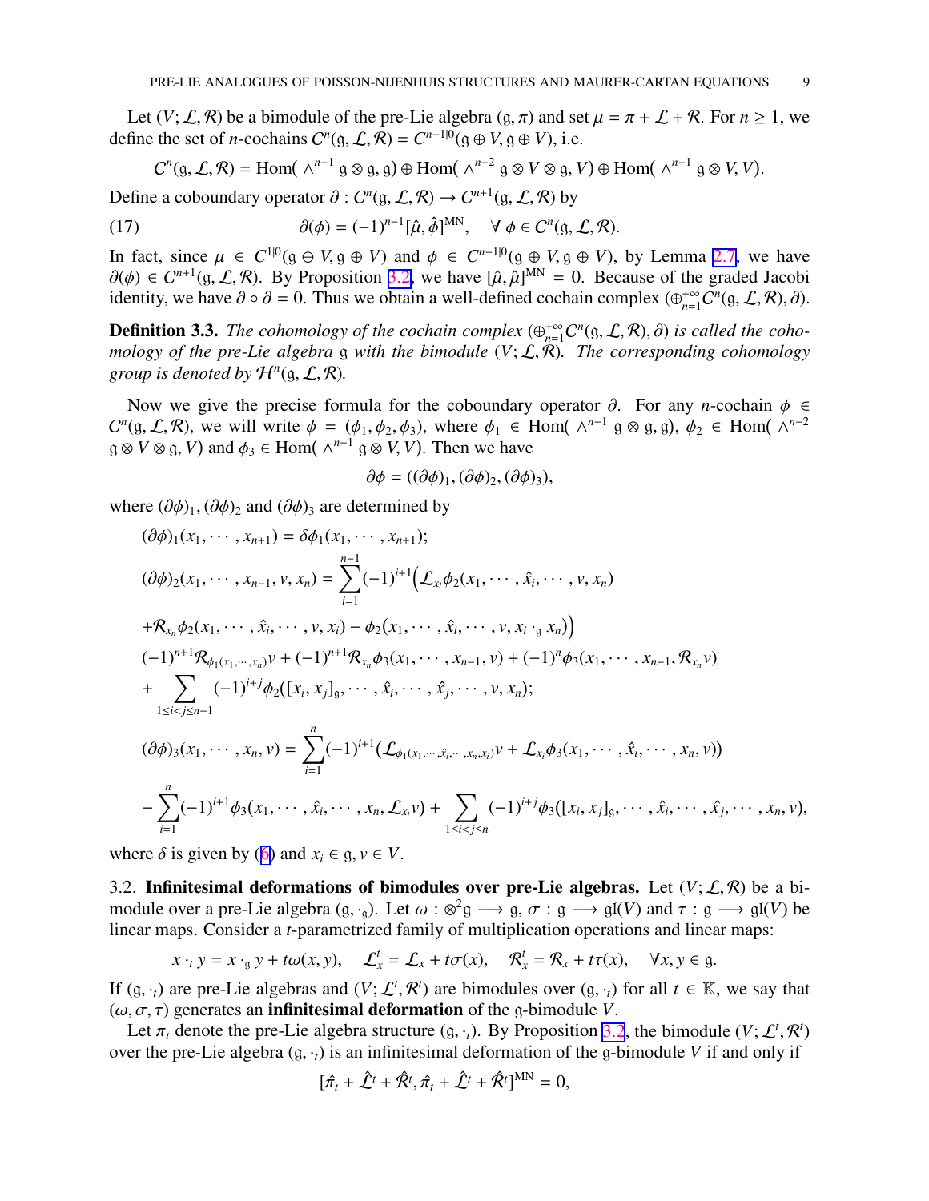Let $(V;\mathcal{L},\mathcal{R})$ be a bimodule of the pre-Lie algebra $(\mathfrak{g},\pi)$ and set $\mu=\pi+\mathcal{L}+\mathcal{R}$. For $n\geq 1$, we define the set of $n$-cochains $C^n(\mathfrak{g},\mathcal{L},\mathcal{R})=C^{n-1|0}(\mathfrak{g}\oplus V,\mathfrak{g}\oplus V)$, i.e.

$$C^n(\mathfrak{g},\mathcal{L},\mathcal{R})=\mathrm{Hom}(\wedge^{n-1}\mathfrak{g}\otimes\mathfrak{g},\mathfrak{g})\oplus\mathrm{Hom}(\wedge^{n-2}\mathfrak{g}\otimes V\otimes\mathfrak{g},V)\oplus\mathrm{Hom}(\wedge^{n-1}\mathfrak{g}\otimes V,V).$$

Define a coboundary operator $\partial: C^n(\mathfrak{g},\mathcal{L},\mathcal{R})\to C^{n+1}(\mathfrak{g},\mathcal{L},\mathcal{R})$ by

$$\partial(\phi)=(-1)^{n-1}[\hat{\mu},\hat{\phi}]^{\mathrm{MN}},\quad\forall\,\phi\in C^n(\mathfrak{g},\mathcal{L},\mathcal{R}).\tag{17}$$

In fact, since $\mu\in C^{1|0}(\mathfrak{g}\oplus V,\mathfrak{g}\oplus V)$ and $\phi\in C^{n-1|0}(\mathfrak{g}\oplus V,\mathfrak{g}\oplus V)$, by Lemma 2.7, we have $\partial(\phi)\in C^{n+1}(\mathfrak{g},\mathcal{L},\mathcal{R})$. By Proposition 3.2, we have $[\hat{\mu},\hat{\mu}]^{\mathrm{MN}}=0$. Because of the graded Jacobi identity, we have $\partial\circ\partial=0$. Thus we obtain a well-defined cochain complex $(\oplus_{n=1}^{+\infty}C^n(\mathfrak{g},\mathcal{L},\mathcal{R}),\partial)$.

**Definition 3.3.** *The cohomology of the cochain complex $(\oplus_{n=1}^{+\infty}C^n(\mathfrak{g},\mathcal{L},\mathcal{R}),\partial)$ is called the cohomology of the pre-Lie algebra $\mathfrak{g}$ with the bimodule $(V;\mathcal{L},\mathcal{R})$. The corresponding cohomology group is denoted by $\mathcal{H}^n(\mathfrak{g},\mathcal{L},\mathcal{R})$.*

Now we give the precise formula for the coboundary operator $\partial$. For any $n$-cochain $\phi\in C^n(\mathfrak{g},\mathcal{L},\mathcal{R})$, we will write $\phi=(\phi_1,\phi_2,\phi_3)$, where $\phi_1\in\mathrm{Hom}(\wedge^{n-1}\mathfrak{g}\otimes\mathfrak{g},\mathfrak{g})$, $\phi_2\in\mathrm{Hom}(\wedge^{n-2}\mathfrak{g}\otimes V\otimes\mathfrak{g},V)$ and $\phi_3\in\mathrm{Hom}(\wedge^{n-1}\mathfrak{g}\otimes V,V)$. Then we have

$$\partial\phi=((\partial\phi)_1,(\partial\phi)_2,(\partial\phi)_3),$$

where $(\partial\phi)_1,(\partial\phi)_2$ and $(\partial\phi)_3$ are determined by

$$
\begin{aligned}
&(\partial\phi)_1(x_1,\cdots,x_{n+1})=\delta\phi_1(x_1,\cdots,x_{n+1});\\
&(\partial\phi)_2(x_1,\cdots,x_{n-1},v,x_n)=\sum_{i=1}^{n-1}(-1)^{i+1}\Big(\mathcal{L}_{x_i}\phi_2(x_1,\cdots,\hat{x}_i,\cdots,v,x_n)\\
&+\mathcal{R}_{x_n}\phi_2(x_1,\cdots,\hat{x}_i,\cdots,v,x_i)-\phi_2(x_1,\cdots,\hat{x}_i,\cdots,v,x_i\cdot_{\mathfrak{g}}x_n)\Big)\\
&(-1)^{n+1}\mathcal{R}_{\phi_1(x_1,\cdots,x_n)}v+(-1)^{n+1}\mathcal{R}_{x_n}\phi_3(x_1,\cdots,x_{n-1},v)+(-1)^n\phi_3(x_1,\cdots,x_{n-1},\mathcal{R}_{x_n}v)\\
&+\sum_{1\leq i<j\leq n-1}(-1)^{i+j}\phi_2([x_i,x_j]_{\mathfrak{g}},\cdots,\hat{x}_i,\cdots,\hat{x}_j,\cdots,v,x_n);\\
&(\partial\phi)_3(x_1,\cdots,x_n,v)=\sum_{i=1}^{n}(-1)^{i+1}\big(\mathcal{L}_{\phi_1(x_1,\cdots,\hat{x}_i,\cdots,x_n,x_i)}v+\mathcal{L}_{x_i}\phi_3(x_1,\cdots,\hat{x}_i,\cdots,x_n,v)\big)\\
&-\sum_{i=1}^{n}(-1)^{i+1}\phi_3(x_1,\cdots,\hat{x}_i,\cdots,x_n,\mathcal{L}_{x_i}v)+\sum_{1\leq i<j\leq n}(-1)^{i+j}\phi_3([x_i,x_j]_{\mathfrak{g}},\cdots,\hat{x}_i,\cdots,\hat{x}_j,\cdots,x_n,v),
\end{aligned}
$$

where $\delta$ is given by (6) and $x_i\in\mathfrak{g},v\in V$.

## 3.2. Infinitesimal deformations of bimodules over pre-Lie algebras.

Let $(V;\mathcal{L},\mathcal{R})$ be a bimodule over a pre-Lie algebra $(\mathfrak{g},\cdot_{\mathfrak{g}})$. Let $\omega:\otimes^2\mathfrak{g}\longrightarrow\mathfrak{g}$, $\sigma:\mathfrak{g}\longrightarrow\mathfrak{gl}(V)$ and $\tau:\mathfrak{g}\longrightarrow\mathfrak{gl}(V)$ be linear maps. Consider a $t$-parametrized family of multiplication operations and linear maps:

$$x\cdot_t y=x\cdot_{\mathfrak{g}}y+t\omega(x,y),\quad\mathcal{L}_x^t=\mathcal{L}_x+t\sigma(x),\quad\mathcal{R}_x^t=\mathcal{R}_x+t\tau(x),\quad\forall x,y\in\mathfrak{g}.$$

If $(\mathfrak{g},\cdot_t)$ are pre-Lie algebras and $(V;\mathcal{L}^t,\mathcal{R}^t)$ are bimodules over $(\mathfrak{g},\cdot_t)$ for all $t\in\mathbb{K}$, we say that $(\omega,\sigma,\tau)$ generates an **infinitesimal deformation** of the $\mathfrak{g}$-bimodule $V$.

Let $\pi_t$ denote the pre-Lie algebra structure $(\mathfrak{g},\cdot_t)$. By Proposition 3.2, the bimodule $(V;\mathcal{L}^t,\mathcal{R}^t)$ over the pre-Lie algebra $(\mathfrak{g},\cdot_t)$ is an infinitesimal deformation of the $\mathfrak{g}$-bimodule $V$ if and only if

$$[\hat{\pi}_t+\hat{\mathcal{L}}^t+\hat{\mathcal{R}}^t,\hat{\pi}_t+\hat{\mathcal{L}}^t+\hat{\mathcal{R}}^t]^{\mathrm{MN}}=0,$$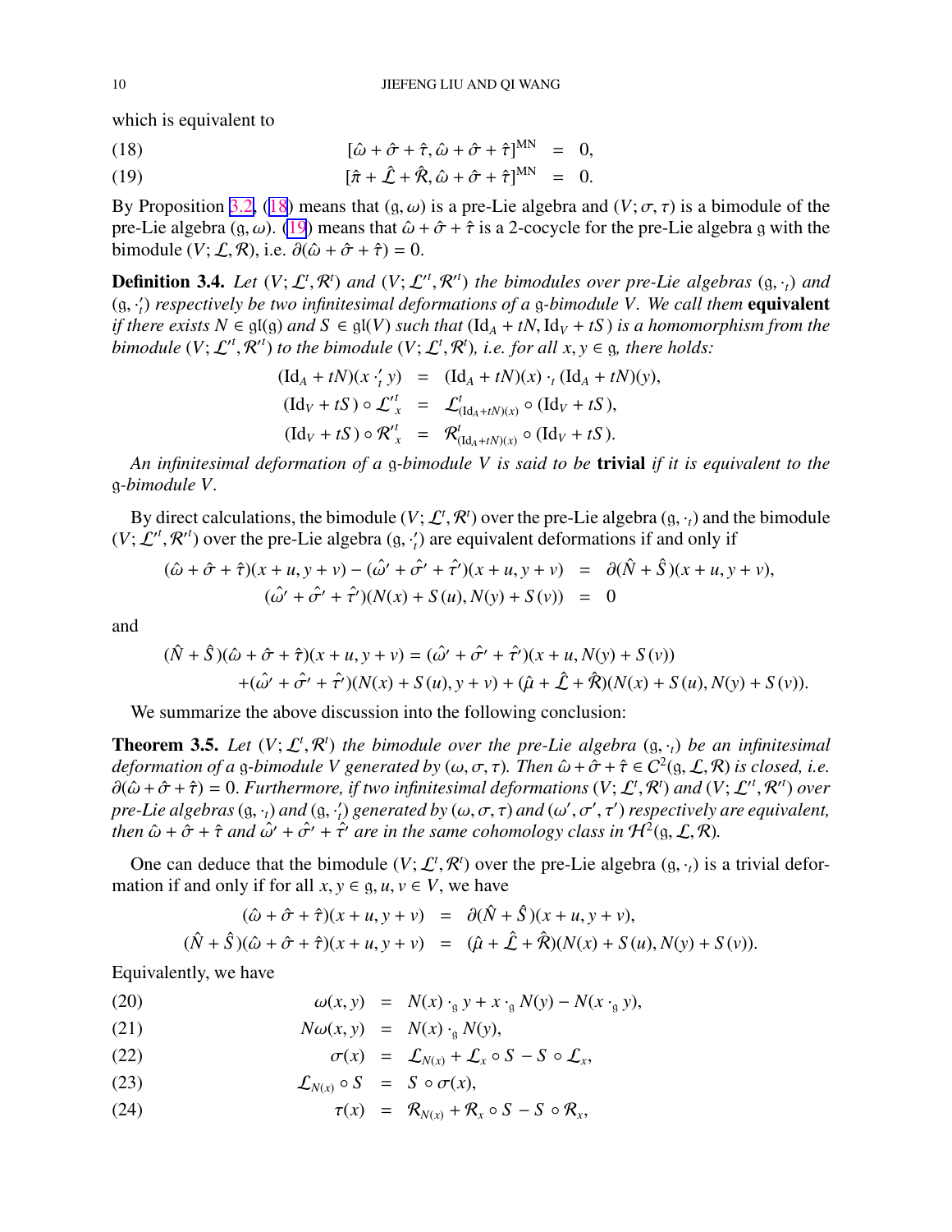which is equivalent to

$$[\hat{\omega} + \hat{\sigma} + \hat{\tau}, \hat{\omega} + \hat{\sigma} + \hat{\tau}]^{\mathrm{MN}} = 0, \tag{18}$$

$$[\hat{\pi} + \hat{\mathcal{L}} + \hat{\mathcal{R}}, \hat{\omega} + \hat{\sigma} + \hat{\tau}]^{\mathrm{MN}} = 0. \tag{19}$$

By Proposition 3.2, (18) means that $(\mathfrak{g}, \omega)$ is a pre-Lie algebra and $(V; \sigma, \tau)$ is a bimodule of the pre-Lie algebra $(\mathfrak{g}, \omega)$. (19) means that $\hat{\omega} + \hat{\sigma} + \hat{\tau}$ is a 2-cocycle for the pre-Lie algebra $\mathfrak{g}$ with the bimodule $(V; \mathcal{L}, \mathcal{R})$, i.e. $\partial(\hat{\omega} + \hat{\sigma} + \hat{\tau}) = 0$.

**Definition 3.4.** *Let $(V; \mathcal{L}^t, \mathcal{R}^t)$ and $(V; \mathcal{L}'^t, \mathcal{R}'^t)$ the bimodules over pre-Lie algebras $(\mathfrak{g}, \cdot_t)$ and $(\mathfrak{g}, \cdot'_t)$ respectively be two infinitesimal deformations of a $\mathfrak{g}$-bimodule $V$. We call them* **equivalent** *if there exists $N \in \mathfrak{gl}(\mathfrak{g})$ and $S \in \mathfrak{gl}(V)$ such that $(\mathrm{Id}_A + tN, \mathrm{Id}_V + tS)$ is a homomorphism from the bimodule $(V; \mathcal{L}'^t, \mathcal{R}'^t)$ to the bimodule $(V; \mathcal{L}^t, \mathcal{R}^t)$, i.e. for all $x, y \in \mathfrak{g}$, there holds:*

$$\begin{aligned}
(\mathrm{Id}_A + tN)(x \cdot'_t y) &= (\mathrm{Id}_A + tN)(x) \cdot_t (\mathrm{Id}_A + tN)(y), \\
(\mathrm{Id}_V + tS) \circ \mathcal{L}'^t_x &= \mathcal{L}^t_{(\mathrm{Id}_A + tN)(x)} \circ (\mathrm{Id}_V + tS), \\
(\mathrm{Id}_V + tS) \circ \mathcal{R}'^t_x &= \mathcal{R}^t_{(\mathrm{Id}_A + tN)(x)} \circ (\mathrm{Id}_V + tS).
\end{aligned}$$

*An infinitesimal deformation of a $\mathfrak{g}$-bimodule $V$ is said to be* **trivial** *if it is equivalent to the $\mathfrak{g}$-bimodule $V$.*

By direct calculations, the bimodule $(V; \mathcal{L}^t, \mathcal{R}^t)$ over the pre-Lie algebra $(\mathfrak{g}, \cdot_t)$ and the bimodule $(V; \mathcal{L}'^t, \mathcal{R}'^t)$ over the pre-Lie algebra $(\mathfrak{g}, \cdot'_t)$ are equivalent deformations if and only if

$$\begin{aligned}
(\hat{\omega} + \hat{\sigma} + \hat{\tau})(x + u, y + v) - (\hat{\omega}' + \hat{\sigma}' + \hat{\tau}')(x + u, y + v) &= \partial(\hat{N} + \hat{S})(x + u, y + v), \\
(\hat{\omega}' + \hat{\sigma}' + \hat{\tau}')(N(x) + S(u), N(y) + S(v)) &= 0
\end{aligned}$$

and

$$\begin{aligned}
(\hat{N} + \hat{S})(\hat{\omega} + \hat{\sigma} + \hat{\tau})(x + u, y + v) &= (\hat{\omega}' + \hat{\sigma}' + \hat{\tau}')(x + u, N(y) + S(v)) \\
&\quad + (\hat{\omega}' + \hat{\sigma}' + \hat{\tau}')(N(x) + S(u), y + v) + (\hat{\mu} + \hat{\mathcal{L}} + \hat{\mathcal{R}})(N(x) + S(u), N(y) + S(v)).
\end{aligned}$$

We summarize the above discussion into the following conclusion:

**Theorem 3.5.** *Let $(V; \mathcal{L}^t, \mathcal{R}^t)$ the bimodule over the pre-Lie algebra $(\mathfrak{g}, \cdot_t)$ be an infinitesimal deformation of a $\mathfrak{g}$-bimodule $V$ generated by $(\omega, \sigma, \tau)$. Then $\hat{\omega} + \hat{\sigma} + \hat{\tau} \in C^2(\mathfrak{g}, \mathcal{L}, \mathcal{R})$ is closed, i.e. $\partial(\hat{\omega} + \hat{\sigma} + \hat{\tau}) = 0$. Furthermore, if two infinitesimal deformations $(V; \mathcal{L}^t, \mathcal{R}^t)$ and $(V; \mathcal{L}'^t, \mathcal{R}'^t)$ over pre-Lie algebras $(\mathfrak{g}, \cdot_t)$ and $(\mathfrak{g}, \cdot'_t)$ generated by $(\omega, \sigma, \tau)$ and $(\omega', \sigma', \tau')$ respectively are equivalent, then $\hat{\omega} + \hat{\sigma} + \hat{\tau}$ and $\hat{\omega}' + \hat{\sigma}' + \hat{\tau}'$ are in the same cohomology class in $\mathcal{H}^2(\mathfrak{g}, \mathcal{L}, \mathcal{R})$.*

One can deduce that the bimodule $(V; \mathcal{L}^t, \mathcal{R}^t)$ over the pre-Lie algebra $(\mathfrak{g}, \cdot_t)$ is a trivial deformation if and only if for all $x, y \in \mathfrak{g}, u, v \in V$, we have

$$\begin{aligned}
(\hat{\omega} + \hat{\sigma} + \hat{\tau})(x + u, y + v) &= \partial(\hat{N} + \hat{S})(x + u, y + v), \\
(\hat{N} + \hat{S})(\hat{\omega} + \hat{\sigma} + \hat{\tau})(x + u, y + v) &= (\hat{\mu} + \hat{\mathcal{L}} + \hat{\mathcal{R}})(N(x) + S(u), N(y) + S(v)).
\end{aligned}$$

Equivalently, we have

$$\omega(x, y) = N(x) \cdot_{\mathfrak{g}} y + x \cdot_{\mathfrak{g}} N(y) - N(x \cdot_{\mathfrak{g}} y), \tag{20}$$

$$N\omega(x, y) = N(x) \cdot_{\mathfrak{g}} N(y), \tag{21}$$

$$\sigma(x) = \mathcal{L}_{N(x)} + \mathcal{L}_x \circ S - S \circ \mathcal{L}_x, \tag{22}$$

$$\mathcal{L}_{N(x)} \circ S = S \circ \sigma(x), \tag{23}$$

$$\tau(x) = \mathcal{R}_{N(x)} + \mathcal{R}_x \circ S - S \circ \mathcal{R}_x, \tag{24}$$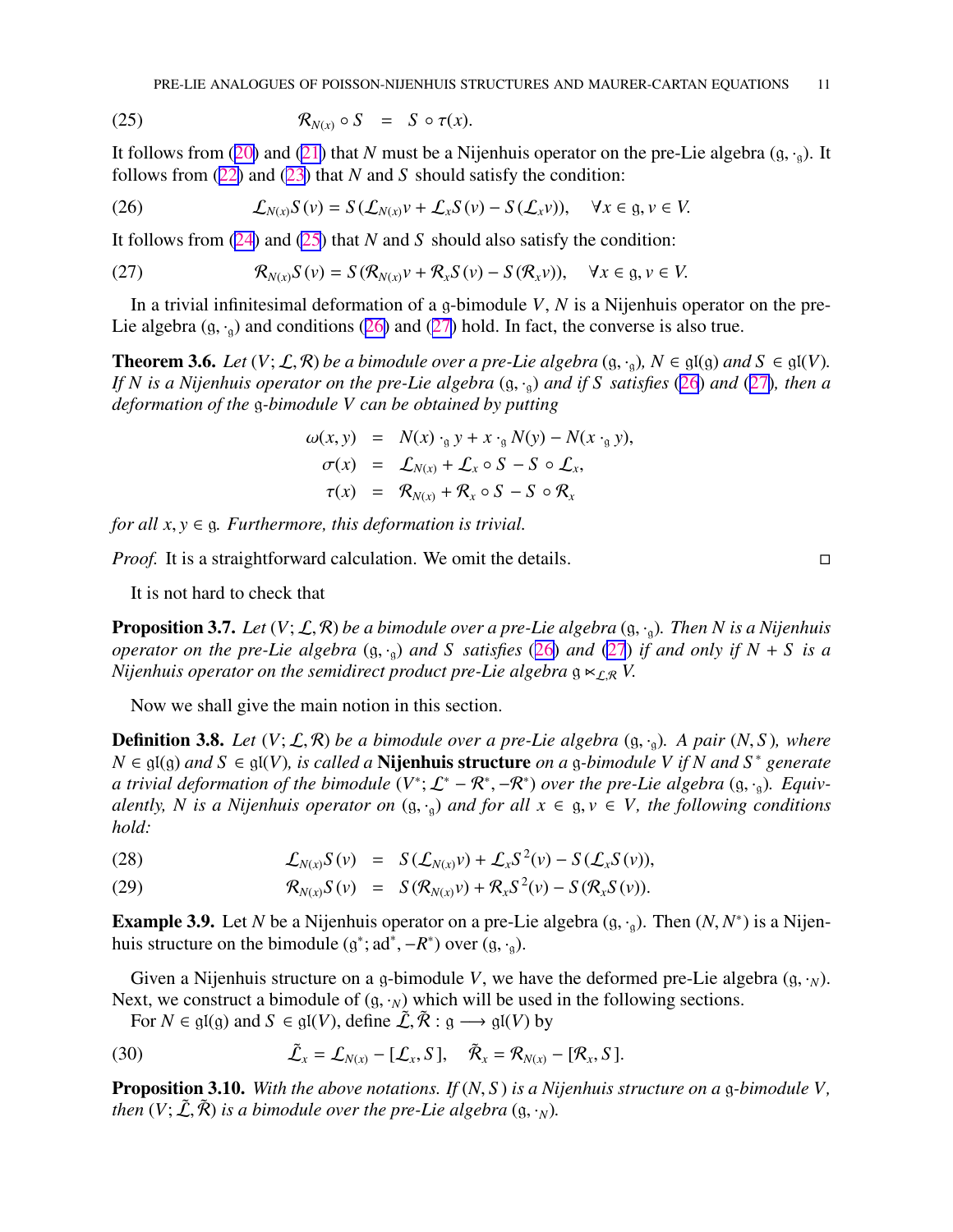$$
\mathcal{R}_{N(x)} \circ S \quad = \quad S \circ \tau(x). \tag{25}
$$

It follows from (20) and (21) that $N$ must be a Nijenhuis operator on the pre-Lie algebra $(\mathfrak{g}, \cdot_\mathfrak{g})$. It follows from (22) and (23) that $N$ and $S$ should satisfy the condition:

$$
\mathcal{L}_{N(x)} S(v) = S(\mathcal{L}_{N(x)} v + \mathcal{L}_x S(v) - S(\mathcal{L}_x v)), \quad \forall x \in \mathfrak{g}, v \in V. \tag{26}
$$

It follows from (24) and (25) that $N$ and $S$ should also satisfy the condition:

$$
\mathcal{R}_{N(x)} S(v) = S(\mathcal{R}_{N(x)} v + \mathcal{R}_x S(v) - S(\mathcal{R}_x v)), \quad \forall x \in \mathfrak{g}, v \in V. \tag{27}
$$

In a trivial infinitesimal deformation of a $\mathfrak{g}$-bimodule $V$, $N$ is a Nijenhuis operator on the pre-Lie algebra $(\mathfrak{g}, \cdot_\mathfrak{g})$ and conditions (26) and (27) hold. In fact, the converse is also true.

**Theorem 3.6.** *Let $(V; \mathcal{L}, \mathcal{R})$ be a bimodule over a pre-Lie algebra $(\mathfrak{g}, \cdot_\mathfrak{g})$, $N \in \mathfrak{gl}(\mathfrak{g})$ and $S \in \mathfrak{gl}(V)$. If $N$ is a Nijenhuis operator on the pre-Lie algebra $(\mathfrak{g}, \cdot_\mathfrak{g})$ and if $S$ satisfies (26) and (27), then a deformation of the $\mathfrak{g}$-bimodule $V$ can be obtained by putting*

$$
\begin{aligned}
\omega(x, y) &= N(x) \cdot_\mathfrak{g} y + x \cdot_\mathfrak{g} N(y) - N(x \cdot_\mathfrak{g} y), \\
\sigma(x) &= \mathcal{L}_{N(x)} + \mathcal{L}_x \circ S - S \circ \mathcal{L}_x, \\
\tau(x) &= \mathcal{R}_{N(x)} + \mathcal{R}_x \circ S - S \circ \mathcal{R}_x
\end{aligned}
$$

*for all $x, y \in \mathfrak{g}$. Furthermore, this deformation is trivial.*

*Proof.* It is a straightforward calculation. We omit the details. ◻

It is not hard to check that

**Proposition 3.7.** *Let $(V; \mathcal{L}, \mathcal{R})$ be a bimodule over a pre-Lie algebra $(\mathfrak{g}, \cdot_\mathfrak{g})$. Then $N$ is a Nijenhuis operator on the pre-Lie algebra $(\mathfrak{g}, \cdot_\mathfrak{g})$ and $S$ satisfies (26) and (27) if and only if $N + S$ is a Nijenhuis operator on the semidirect product pre-Lie algebra $\mathfrak{g} \ltimes_{\mathcal{L},\mathcal{R}} V$.*

Now we shall give the main notion in this section.

**Definition 3.8.** *Let $(V; \mathcal{L}, \mathcal{R})$ be a bimodule over a pre-Lie algebra $(\mathfrak{g}, \cdot_\mathfrak{g})$. A pair $(N, S)$, where $N \in \mathfrak{gl}(\mathfrak{g})$ and $S \in \mathfrak{gl}(V)$, is called a* **Nijenhuis structure** *on a $\mathfrak{g}$-bimodule $V$ if $N$ and $S^*$ generate a trivial deformation of the bimodule $(V^*; \mathcal{L}^* - \mathcal{R}^*, -\mathcal{R}^*)$ over the pre-Lie algebra $(\mathfrak{g}, \cdot_\mathfrak{g})$. Equivalently, $N$ is a Nijenhuis operator on $(\mathfrak{g}, \cdot_\mathfrak{g})$ and for all $x \in \mathfrak{g}, v \in V$, the following conditions hold:*

$$
\mathcal{L}_{N(x)} S(v) \quad = \quad S(\mathcal{L}_{N(x)} v) + \mathcal{L}_x S^2(v) - S(\mathcal{L}_x S(v)), \tag{28}
$$

$$
\mathcal{R}_{N(x)} S(v) \quad = \quad S(\mathcal{R}_{N(x)} v) + \mathcal{R}_x S^2(v) - S(\mathcal{R}_x S(v)). \tag{29}
$$

**Example 3.9.** Let $N$ be a Nijenhuis operator on a pre-Lie algebra $(\mathfrak{g}, \cdot_\mathfrak{g})$. Then $(N, N^*)$ is a Nijenhuis structure on the bimodule $(\mathfrak{g}^*; \mathrm{ad}^*, -R^*)$ over $(\mathfrak{g}, \cdot_\mathfrak{g})$.

Given a Nijenhuis structure on a $\mathfrak{g}$-bimodule $V$, we have the deformed pre-Lie algebra $(\mathfrak{g}, \cdot_N)$. Next, we construct a bimodule of $(\mathfrak{g}, \cdot_N)$ which will be used in the following sections.

For $N \in \mathfrak{gl}(\mathfrak{g})$ and $S \in \mathfrak{gl}(V)$, define $\tilde{\mathcal{L}}, \tilde{\mathcal{R}} : \mathfrak{g} \longrightarrow \mathfrak{gl}(V)$ by

$$
\tilde{\mathcal{L}}_x = \mathcal{L}_{N(x)} - [\mathcal{L}_x, S], \quad \tilde{\mathcal{R}}_x = \mathcal{R}_{N(x)} - [\mathcal{R}_x, S]. \tag{30}
$$

**Proposition 3.10.** *With the above notations. If $(N, S)$ is a Nijenhuis structure on a $\mathfrak{g}$-bimodule $V$, then $(V; \tilde{\mathcal{L}}, \tilde{\mathcal{R}})$ is a bimodule over the pre-Lie algebra $(\mathfrak{g}, \cdot_N)$.*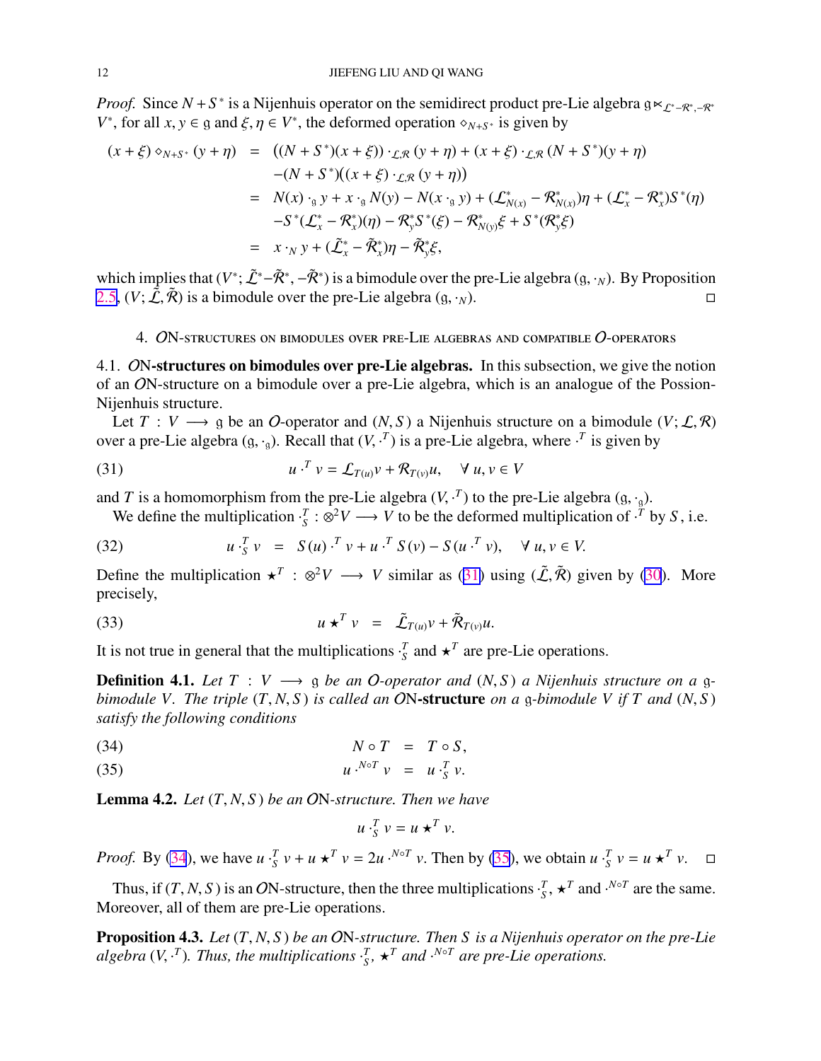*Proof.* Since $N + S^*$ is a Nijenhuis operator on the semidirect product pre-Lie algebra $\mathfrak{g} \ltimes_{\mathcal{L}^* - \mathcal{R}^*, -\mathcal{R}^*} V^*$, for all $x, y \in \mathfrak{g}$ and $\xi, \eta \in V^*$, the deformed operation $\diamond_{N+S^*}$ is given by

$$
\begin{aligned}
(x+\xi) \diamond_{N+S^*} (y+\eta) &= ((N+S^*)(x+\xi)) \cdot_{\mathcal{L},\mathcal{R}} (y+\eta) + (x+\xi) \cdot_{\mathcal{L},\mathcal{R}} (N+S^*)(y+\eta) \\
&\quad -(N+S^*)((x+\xi) \cdot_{\mathcal{L},\mathcal{R}} (y+\eta)) \\
&= N(x) \cdot_{\mathfrak{g}} y + x \cdot_{\mathfrak{g}} N(y) - N(x \cdot_{\mathfrak{g}} y) + (\mathcal{L}^*_{N(x)} - \mathcal{R}^*_{N(x)})\eta + (\mathcal{L}^*_x - \mathcal{R}^*_x)S^*(\eta) \\
&\quad -S^*(\mathcal{L}^*_x - \mathcal{R}^*_x)(\eta) - \mathcal{R}^*_y S^*(\xi) - \mathcal{R}^*_{N(y)}\xi + S^*(\mathcal{R}^*_y \xi) \\
&= x \cdot_N y + (\tilde{\mathcal{L}}^*_x - \tilde{\mathcal{R}}^*_x)\eta - \tilde{\mathcal{R}}^*_y \xi,
\end{aligned}
$$

which implies that $(V^*; \tilde{\mathcal{L}}^* - \tilde{\mathcal{R}}^*, -\tilde{\mathcal{R}}^*)$ is a bimodule over the pre-Lie algebra $(\mathfrak{g}, \cdot_N)$. By Proposition 2.5, $(V; \tilde{\mathcal{L}}, \tilde{\mathcal{R}})$ is a bimodule over the pre-Lie algebra $(\mathfrak{g}, \cdot_N)$. □

## 4. $\mathcal{O}$N-structures on bimodules over pre-Lie algebras and compatible $\mathcal{O}$-operators

### 4.1. $\mathcal{O}$N-structures on bimodules over pre-Lie algebras.

In this subsection, we give the notion of an $\mathcal{O}$N-structure on a bimodule over a pre-Lie algebra, which is an analogue of the Possion-Nijenhuis structure.

Let $T : V \longrightarrow \mathfrak{g}$ be an $\mathcal{O}$-operator and $(N, S)$ a Nijenhuis structure on a bimodule $(V; \mathcal{L}, \mathcal{R})$ over a pre-Lie algebra $(\mathfrak{g}, \cdot_{\mathfrak{g}})$. Recall that $(V, \cdot^T)$ is a pre-Lie algebra, where $\cdot^T$ is given by

$$
u \cdot^T v = \mathcal{L}_{T(u)}v + \mathcal{R}_{T(v)}u, \quad \forall\, u, v \in V \tag{31}
$$

and $T$ is a homomorphism from the pre-Lie algebra $(V, \cdot^T)$ to the pre-Lie algebra $(\mathfrak{g}, \cdot_{\mathfrak{g}})$.

We define the multiplication $\cdot^T_S : \otimes^2 V \longrightarrow V$ to be the deformed multiplication of $\cdot^T$ by $S$, i.e.

$$
u \cdot^T_S v \;=\; S(u) \cdot^T v + u \cdot^T S(v) - S(u \cdot^T v), \quad \forall\, u, v \in V. \tag{32}
$$

Define the multiplication $\star^T : \otimes^2 V \longrightarrow V$ similar as (31) using $(\tilde{\mathcal{L}}, \tilde{\mathcal{R}})$ given by (30). More precisely,

$$
u \star^T v \;=\; \tilde{\mathcal{L}}_{T(u)}v + \tilde{\mathcal{R}}_{T(v)}u. \tag{33}
$$

It is not true in general that the multiplications $\cdot^T_S$ and $\star^T$ are pre-Lie operations.

**Definition 4.1.** *Let $T : V \longrightarrow \mathfrak{g}$ be an $\mathcal{O}$-operator and $(N, S)$ a Nijenhuis structure on a $\mathfrak{g}$-bimodule $V$. The triple $(T, N, S)$ is called an* $\mathcal{O}$**N-structure** *on a $\mathfrak{g}$-bimodule $V$ if $T$ and $(N, S)$ satisfy the following conditions*

$$
N \circ T \;=\; T \circ S, \tag{34}
$$

$$
u \cdot^{N\circ T} v \;=\; u \cdot^T_S v. \tag{35}
$$

**Lemma 4.2.** *Let $(T, N, S)$ be an $\mathcal{O}$N-structure. Then we have*

$$
u \cdot^T_S v = u \star^T v.
$$

*Proof.* By (34), we have $u \cdot^T_S v + u \star^T v = 2u \cdot^{N\circ T} v$. Then by (35), we obtain $u \cdot^T_S v = u \star^T v$. □

Thus, if $(T, N, S)$ is an $\mathcal{O}$N-structure, then the three multiplications $\cdot^T_S$, $\star^T$ and $\cdot^{N\circ T}$ are the same. Moreover, all of them are pre-Lie operations.

**Proposition 4.3.** *Let $(T, N, S)$ be an $\mathcal{O}$N-structure. Then $S$ is a Nijenhuis operator on the pre-Lie algebra $(V, \cdot^T)$. Thus, the multiplications $\cdot^T_S$, $\star^T$ and $\cdot^{N\circ T}$ are pre-Lie operations.*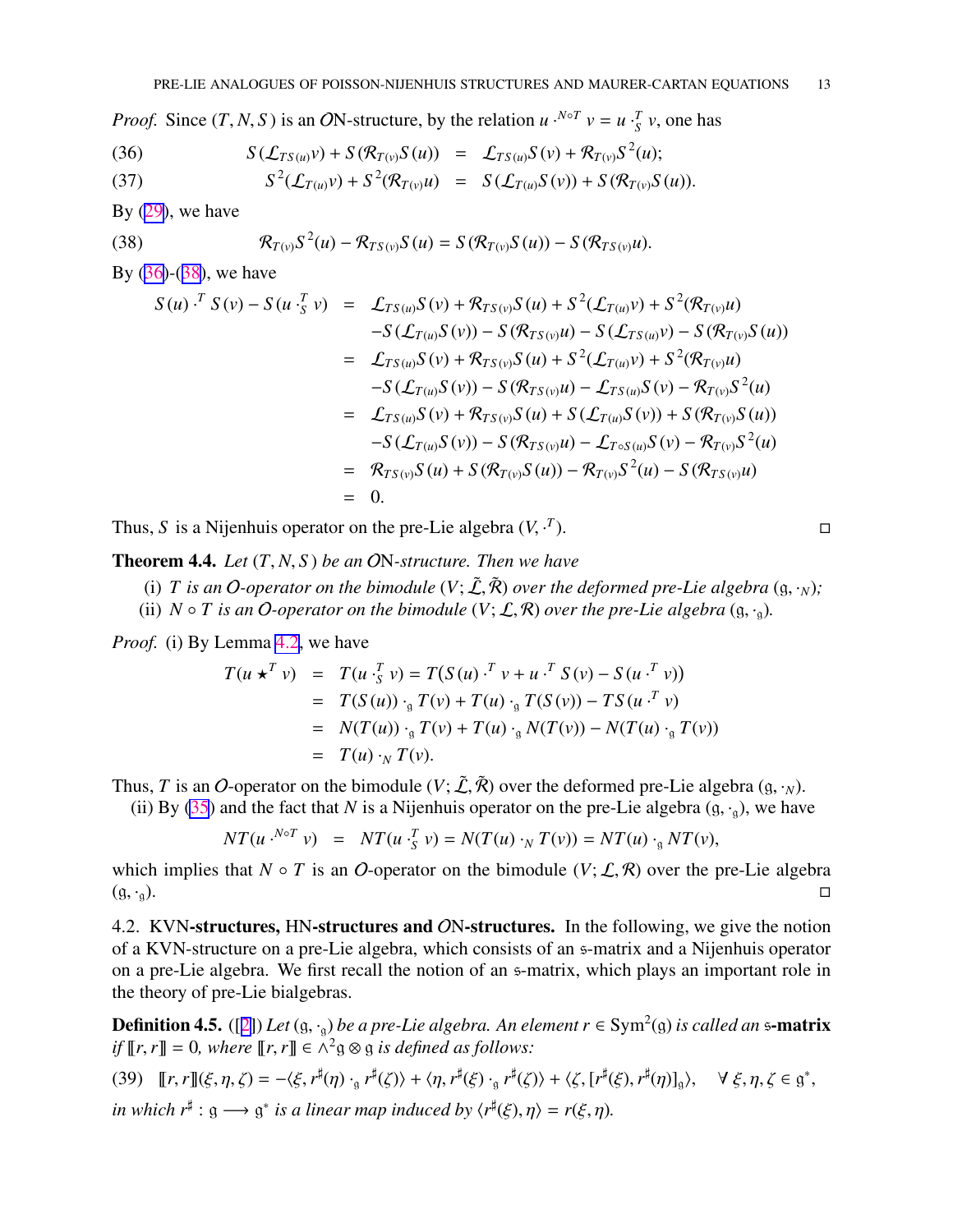*Proof.* Since $(T, N, S)$ is an $\mathcal{O}$N-structure, by the relation $u \cdot^{N\circ T} v = u \cdot^{T}_{S} v$, one has

$$
\begin{aligned}
(36)\qquad S(\mathcal{L}_{TS(u)}v) + S(\mathcal{R}_{T(v)}S(u)) &= \mathcal{L}_{TS(u)}S(v) + \mathcal{R}_{T(v)}S^2(u);\\
(37)\qquad S^2(\mathcal{L}_{T(u)}v) + S^2(\mathcal{R}_{T(v)}u) &= S(\mathcal{L}_{T(u)}S(v)) + S(\mathcal{R}_{T(v)}S(u)).
\end{aligned}
$$

By (29), we have

$$
(38)\qquad \mathcal{R}_{T(v)}S^2(u) - \mathcal{R}_{TS(v)}S(u) = S(\mathcal{R}_{T(v)}S(u)) - S(\mathcal{R}_{TS(v)}u).
$$

By (36)-(38), we have

$$
\begin{aligned}
S(u)\cdot^{T} S(v) - S(u \cdot^{T}_{S} v) &= \mathcal{L}_{TS(u)}S(v) + \mathcal{R}_{TS(v)}S(u) + S^2(\mathcal{L}_{T(u)}v) + S^2(\mathcal{R}_{T(v)}u)\\
&\quad - S(\mathcal{L}_{T(u)}S(v)) - S(\mathcal{R}_{TS(v)}u) - S(\mathcal{L}_{TS(u)}v) - S(\mathcal{R}_{T(v)}S(u))\\
&= \mathcal{L}_{TS(u)}S(v) + \mathcal{R}_{TS(v)}S(u) + S^2(\mathcal{L}_{T(u)}v) + S^2(\mathcal{R}_{T(v)}u)\\
&\quad - S(\mathcal{L}_{T(u)}S(v)) - S(\mathcal{R}_{TS(v)}u) - \mathcal{L}_{TS(u)}S(v) - \mathcal{R}_{T(v)}S^2(u)\\
&= \mathcal{L}_{TS(u)}S(v) + \mathcal{R}_{TS(v)}S(u) + S(\mathcal{L}_{T(u)}S(v)) + S(\mathcal{R}_{T(v)}S(u))\\
&\quad - S(\mathcal{L}_{T(u)}S(v)) - S(\mathcal{R}_{TS(v)}u) - \mathcal{L}_{T\circ S(u)}S(v) - \mathcal{R}_{T(v)}S^2(u)\\
&= \mathcal{R}_{TS(v)}S(u) + S(\mathcal{R}_{T(v)}S(u)) - \mathcal{R}_{T(v)}S^2(u) - S(\mathcal{R}_{TS(v)}u)\\
&= 0.
\end{aligned}
$$

Thus, $S$ is a Nijenhuis operator on the pre-Lie algebra $(V, \cdot^{T})$. ◻

**Theorem 4.4.** *Let $(T, N, S)$ be an $\mathcal{O}$N-structure. Then we have*

(i) *$T$ is an $\mathcal{O}$-operator on the bimodule $(V; \tilde{\mathcal{L}}, \tilde{\mathcal{R}})$ over the deformed pre-Lie algebra $(\mathfrak{g}, \cdot_N)$;*
(ii) *$N \circ T$ is an $\mathcal{O}$-operator on the bimodule $(V; \mathcal{L}, \mathcal{R})$ over the pre-Lie algebra $(\mathfrak{g}, \cdot_{\mathfrak{g}})$.*

*Proof.* (i) By Lemma 4.2, we have

$$
\begin{aligned}
T(u \star^{T} v) &= T(u \cdot^{T}_{S} v) = T(S(u)\cdot^{T} v + u\cdot^{T} S(v) - S(u\cdot^{T} v))\\
&= T(S(u))\cdot_{\mathfrak{g}} T(v) + T(u)\cdot_{\mathfrak{g}} T(S(v)) - TS(u\cdot^{T} v)\\
&= N(T(u))\cdot_{\mathfrak{g}} T(v) + T(u)\cdot_{\mathfrak{g}} N(T(v)) - N(T(u)\cdot_{\mathfrak{g}} T(v))\\
&= T(u)\cdot_N T(v).
\end{aligned}
$$

Thus, $T$ is an $\mathcal{O}$-operator on the bimodule $(V; \tilde{\mathcal{L}}, \tilde{\mathcal{R}})$ over the deformed pre-Lie algebra $(\mathfrak{g}, \cdot_N)$.

(ii) By (35) and the fact that $N$ is a Nijenhuis operator on the pre-Lie algebra $(\mathfrak{g}, \cdot_{\mathfrak{g}})$, we have

$$
NT(u \cdot^{N\circ T} v) = NT(u \cdot^{T}_{S} v) = N(T(u)\cdot_N T(v)) = NT(u)\cdot_{\mathfrak{g}} NT(v),
$$

which implies that $N\circ T$ is an $\mathcal{O}$-operator on the bimodule $(V; \mathcal{L}, \mathcal{R})$ over the pre-Lie algebra $(\mathfrak{g}, \cdot_{\mathfrak{g}})$. ◻

4.2. KVN**-structures,** HN**-structures and** $\mathcal{O}$N**-structures.** In the following, we give the notion of a KVN-structure on a pre-Lie algebra, which consists of an $\mathfrak{s}$-matrix and a Nijenhuis operator on a pre-Lie algebra. We first recall the notion of an $\mathfrak{s}$-matrix, which plays an important role in the theory of pre-Lie bialgebras.

**Definition 4.5.** ([2]) *Let $(\mathfrak{g}, \cdot_{\mathfrak{g}})$ be a pre-Lie algebra. An element $r \in \mathrm{Sym}^2(\mathfrak{g})$ is called an* $\mathfrak{s}$**-matrix** *if $[\![r, r]\!] = 0$, where $[\![r, r]\!] \in \wedge^2\mathfrak{g}\otimes\mathfrak{g}$ is defined as follows:*

$$
(39)\quad [\![r, r]\!](\xi, \eta, \zeta) = -\langle \xi, r^\sharp(\eta)\cdot_{\mathfrak{g}} r^\sharp(\zeta)\rangle + \langle \eta, r^\sharp(\xi)\cdot_{\mathfrak{g}} r^\sharp(\zeta)\rangle + \langle \zeta, [r^\sharp(\xi), r^\sharp(\eta)]_{\mathfrak{g}}\rangle, \quad \forall\, \xi, \eta, \zeta \in \mathfrak{g}^*,
$$

*in which $r^\sharp : \mathfrak{g} \longrightarrow \mathfrak{g}^*$ is a linear map induced by $\langle r^\sharp(\xi), \eta\rangle = r(\xi, \eta)$.*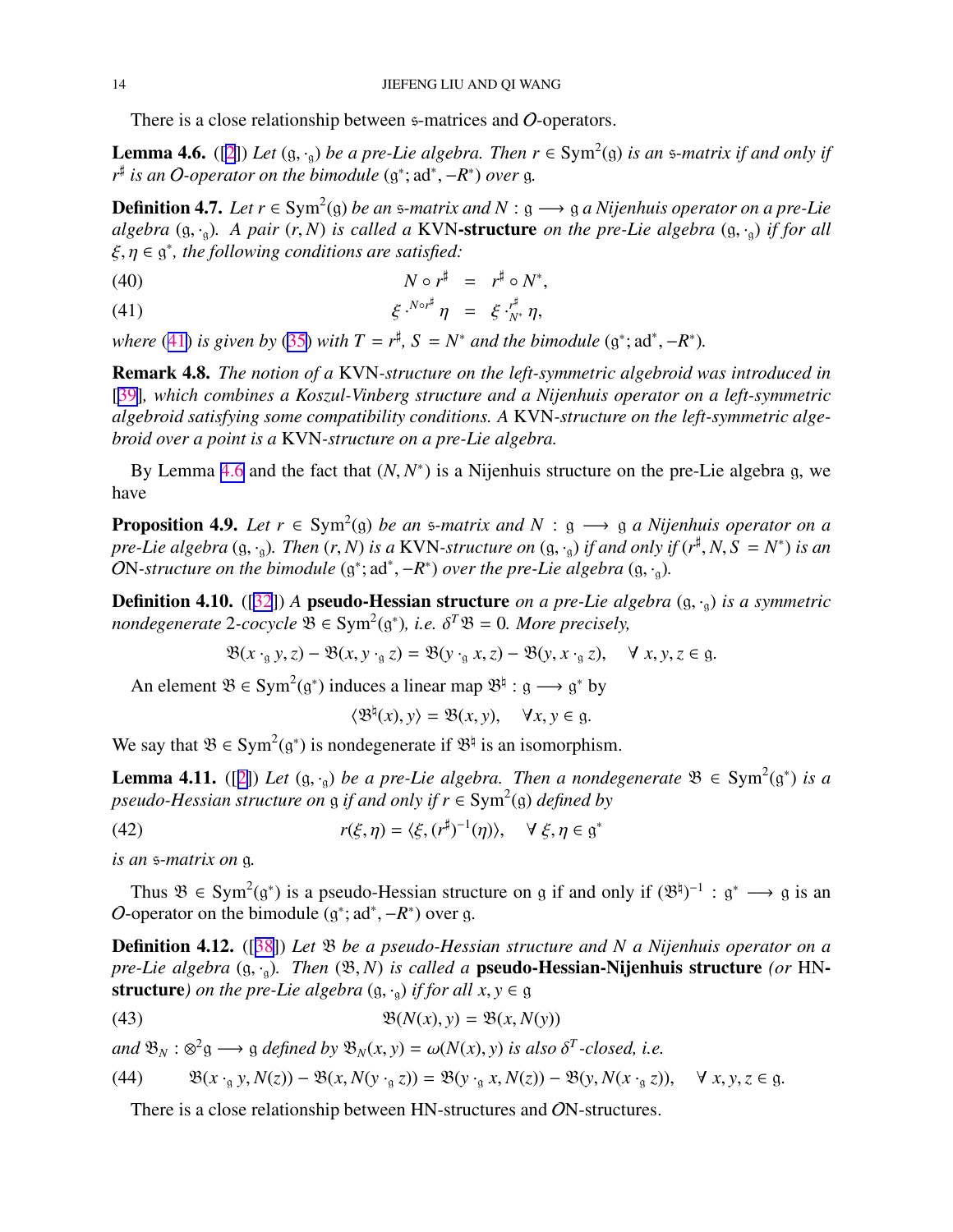There is a close relationship between $\mathfrak{s}$-matrices and $\mathcal{O}$-operators.

**Lemma 4.6.** ([2]) *Let $(\mathfrak{g}, \cdot_{\mathfrak{g}})$ be a pre-Lie algebra. Then $r \in \mathrm{Sym}^2(\mathfrak{g})$ is an $\mathfrak{s}$-matrix if and only if $r^\sharp$ is an $\mathcal{O}$-operator on the bimodule $(\mathfrak{g}^*; \mathrm{ad}^*, -R^*)$ over $\mathfrak{g}$.*

**Definition 4.7.** *Let $r \in \mathrm{Sym}^2(\mathfrak{g})$ be an $\mathfrak{s}$-matrix and $N : \mathfrak{g} \longrightarrow \mathfrak{g}$ a Nijenhuis operator on a pre-Lie algebra $(\mathfrak{g}, \cdot_{\mathfrak{g}})$. A pair $(r, N)$ is called a* **KVN-structure** *on the pre-Lie algebra $(\mathfrak{g}, \cdot_{\mathfrak{g}})$ if for all $\xi, \eta \in \mathfrak{g}^*$, the following conditions are satisfied:*

$$N \circ r^\sharp \;=\; r^\sharp \circ N^*, \tag{40}$$

$$\xi \cdot^{N\circ r^\sharp} \eta \;=\; \xi \cdot^{r^\sharp}_{N^*} \eta, \tag{41}$$

*where (41) is given by (35) with $T = r^\sharp$, $S = N^*$ and the bimodule $(\mathfrak{g}^*; \mathrm{ad}^*, -R^*)$.*

**Remark 4.8.** *The notion of a KVN-structure on the left-symmetric algebroid was introduced in [39], which combines a Koszul-Vinberg structure and a Nijenhuis operator on a left-symmetric algebroid satisfying some compatibility conditions. A KVN-structure on the left-symmetric algebroid over a point is a KVN-structure on a pre-Lie algebra.*

By Lemma 4.6 and the fact that $(N, N^*)$ is a Nijenhuis structure on the pre-Lie algebra $\mathfrak{g}$, we have

**Proposition 4.9.** *Let $r \in \mathrm{Sym}^2(\mathfrak{g})$ be an $\mathfrak{s}$-matrix and $N : \mathfrak{g} \longrightarrow \mathfrak{g}$ a Nijenhuis operator on a pre-Lie algebra $(\mathfrak{g}, \cdot_{\mathfrak{g}})$. Then $(r, N)$ is a KVN-structure on $(\mathfrak{g}, \cdot_{\mathfrak{g}})$ if and only if $(r^\sharp, N, S = N^*)$ is an $\mathcal{O}$N-structure on the bimodule $(\mathfrak{g}^*; \mathrm{ad}^*, -R^*)$ over the pre-Lie algebra $(\mathfrak{g}, \cdot_{\mathfrak{g}})$.*

**Definition 4.10.** ([32]) *A* **pseudo-Hessian structure** *on a pre-Lie algebra $(\mathfrak{g}, \cdot_{\mathfrak{g}})$ is a symmetric nondegenerate 2-cocycle $\mathfrak{B} \in \mathrm{Sym}^2(\mathfrak{g}^*)$, i.e. $\delta^T \mathfrak{B} = 0$. More precisely,*

$$\mathfrak{B}(x \cdot_{\mathfrak{g}} y, z) - \mathfrak{B}(x, y \cdot_{\mathfrak{g}} z) = \mathfrak{B}(y \cdot_{\mathfrak{g}} x, z) - \mathfrak{B}(y, x \cdot_{\mathfrak{g}} z), \quad \forall\, x, y, z \in \mathfrak{g}.$$

An element $\mathfrak{B} \in \mathrm{Sym}^2(\mathfrak{g}^*)$ induces a linear map $\mathfrak{B}^\natural : \mathfrak{g} \longrightarrow \mathfrak{g}^*$ by

$$\langle \mathfrak{B}^\natural(x), y \rangle = \mathfrak{B}(x, y), \quad \forall x, y \in \mathfrak{g}.$$

We say that $\mathfrak{B} \in \mathrm{Sym}^2(\mathfrak{g}^*)$ is nondegenerate if $\mathfrak{B}^\natural$ is an isomorphism.

**Lemma 4.11.** ([2]) *Let $(\mathfrak{g}, \cdot_{\mathfrak{g}})$ be a pre-Lie algebra. Then a nondegenerate $\mathfrak{B} \in \mathrm{Sym}^2(\mathfrak{g}^*)$ is a pseudo-Hessian structure on $\mathfrak{g}$ if and only if $r \in \mathrm{Sym}^2(\mathfrak{g})$ defined by*

$$r(\xi, \eta) = \langle \xi, (r^\sharp)^{-1}(\eta) \rangle, \quad \forall\, \xi, \eta \in \mathfrak{g}^* \tag{42}$$

*is an $\mathfrak{s}$-matrix on $\mathfrak{g}$.*

Thus $\mathfrak{B} \in \mathrm{Sym}^2(\mathfrak{g}^*)$ is a pseudo-Hessian structure on $\mathfrak{g}$ if and only if $(\mathfrak{B}^\natural)^{-1} : \mathfrak{g}^* \longrightarrow \mathfrak{g}$ is an $\mathcal{O}$-operator on the bimodule $(\mathfrak{g}^*; \mathrm{ad}^*, -R^*)$ over $\mathfrak{g}$.

**Definition 4.12.** ([38]) *Let $\mathfrak{B}$ be a pseudo-Hessian structure and $N$ a Nijenhuis operator on a pre-Lie algebra $(\mathfrak{g}, \cdot_{\mathfrak{g}})$. Then $(\mathfrak{B}, N)$ is called a* **pseudo-Hessian-Nijenhuis structure** *(or* **HN-structure***) on the pre-Lie algebra $(\mathfrak{g}, \cdot_{\mathfrak{g}})$ if for all $x, y \in \mathfrak{g}$*

$$\mathfrak{B}(N(x), y) = \mathfrak{B}(x, N(y)) \tag{43}$$

*and $\mathfrak{B}_N : \otimes^2 \mathfrak{g} \longrightarrow \mathfrak{g}$ defined by $\mathfrak{B}_N(x, y) = \omega(N(x), y)$ is also $\delta^T$-closed, i.e.*

$$\mathfrak{B}(x \cdot_{\mathfrak{g}} y, N(z)) - \mathfrak{B}(x, N(y \cdot_{\mathfrak{g}} z)) = \mathfrak{B}(y \cdot_{\mathfrak{g}} x, N(z)) - \mathfrak{B}(y, N(x \cdot_{\mathfrak{g}} z)), \quad \forall\, x, y, z \in \mathfrak{g}. \tag{44}$$

There is a close relationship between HN-structures and $\mathcal{O}$N-structures.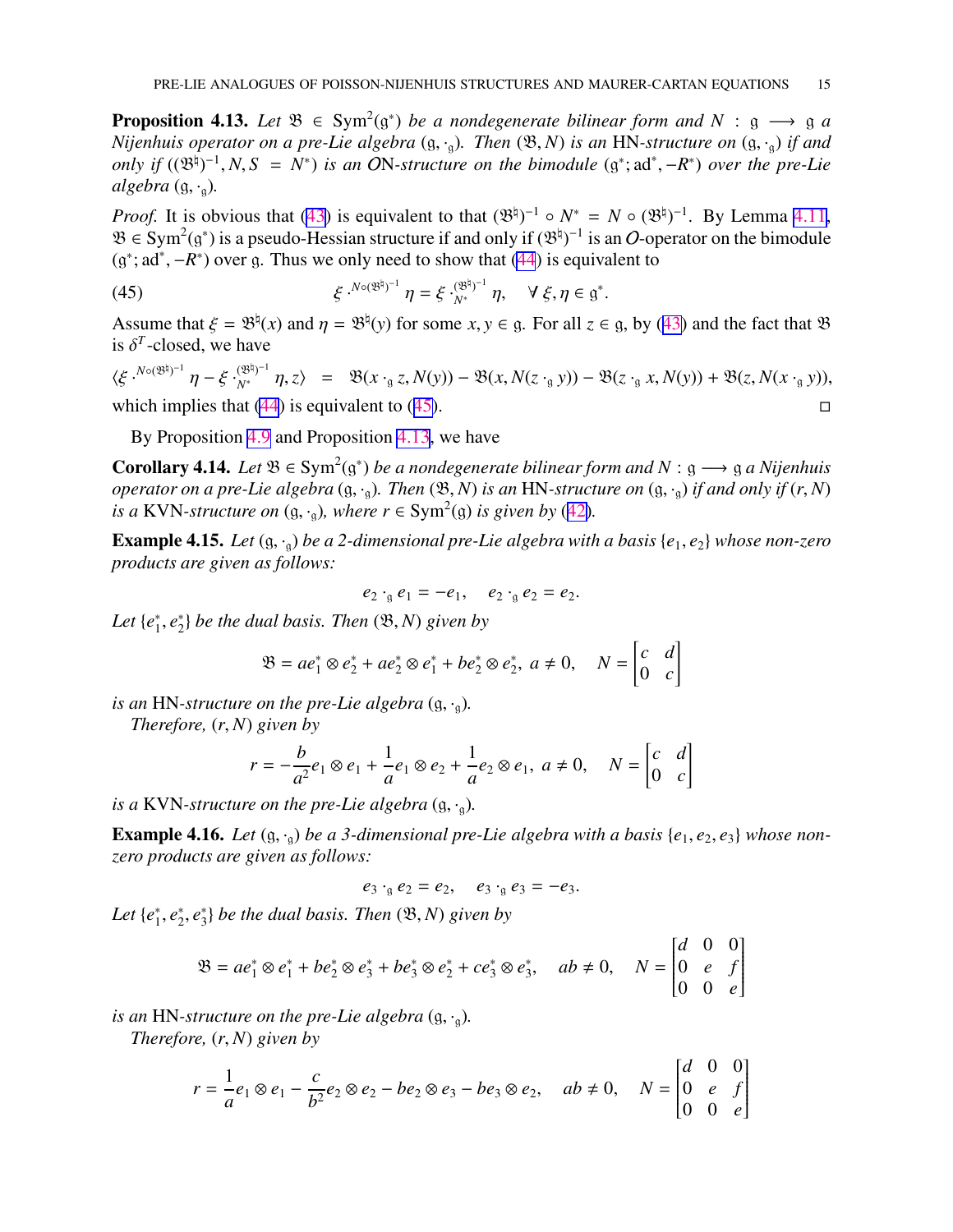**Proposition 4.13.** *Let $\mathfrak{B} \in \mathrm{Sym}^2(\mathfrak{g}^*)$ be a nondegenerate bilinear form and $N : \mathfrak{g} \longrightarrow \mathfrak{g}$ a Nijenhuis operator on a pre-Lie algebra $(\mathfrak{g}, \cdot_{\mathfrak{g}})$. Then $(\mathfrak{B}, N)$ is an* HN*-structure on $(\mathfrak{g}, \cdot_{\mathfrak{g}})$ if and only if $((\mathfrak{B}^\natural)^{-1}, N, S = N^*)$ is an* $\mathcal{O}$N*-structure on the bimodule $(\mathfrak{g}^*; \mathrm{ad}^*, -R^*)$ over the pre-Lie algebra $(\mathfrak{g}, \cdot_{\mathfrak{g}})$.*

*Proof.* It is obvious that (43) is equivalent to that $(\mathfrak{B}^\natural)^{-1} \circ N^* = N \circ (\mathfrak{B}^\natural)^{-1}$. By Lemma 4.11, $\mathfrak{B} \in \mathrm{Sym}^2(\mathfrak{g}^*)$ is a pseudo-Hessian structure if and only if $(\mathfrak{B}^\natural)^{-1}$ is an $\mathcal{O}$-operator on the bimodule $(\mathfrak{g}^*; \mathrm{ad}^*, -R^*)$ over $\mathfrak{g}$. Thus we only need to show that (44) is equivalent to

$$\xi \cdot^{N \circ (\mathfrak{B}^\natural)^{-1}} \eta = \xi \cdot^{(\mathfrak{B}^\natural)^{-1}}_{N^*} \eta, \quad \forall\, \xi, \eta \in \mathfrak{g}^*. \tag{45}$$

Assume that $\xi = \mathfrak{B}^\natural(x)$ and $\eta = \mathfrak{B}^\natural(y)$ for some $x, y \in \mathfrak{g}$. For all $z \in \mathfrak{g}$, by (43) and the fact that $\mathfrak{B}$ is $\delta^T$-closed, we have

$$\langle \xi \cdot^{N \circ (\mathfrak{B}^\natural)^{-1}} \eta - \xi \cdot^{(\mathfrak{B}^\natural)^{-1}}_{N^*} \eta, z \rangle \;=\; \mathfrak{B}(x \cdot_{\mathfrak{g}} z, N(y)) - \mathfrak{B}(x, N(z \cdot_{\mathfrak{g}} y)) - \mathfrak{B}(z \cdot_{\mathfrak{g}} x, N(y)) + \mathfrak{B}(z, N(x \cdot_{\mathfrak{g}} y)),$$

which implies that (44) is equivalent to (45). $\square$

By Proposition 4.9 and Proposition 4.13, we have

**Corollary 4.14.** *Let $\mathfrak{B} \in \mathrm{Sym}^2(\mathfrak{g}^*)$ be a nondegenerate bilinear form and $N : \mathfrak{g} \longrightarrow \mathfrak{g}$ a Nijenhuis operator on a pre-Lie algebra $(\mathfrak{g}, \cdot_{\mathfrak{g}})$. Then $(\mathfrak{B}, N)$ is an* HN*-structure on $(\mathfrak{g}, \cdot_{\mathfrak{g}})$ if and only if $(r, N)$ is a* KVN*-structure on $(\mathfrak{g}, \cdot_{\mathfrak{g}})$, where $r \in \mathrm{Sym}^2(\mathfrak{g})$ is given by (42).*

**Example 4.15.** *Let $(\mathfrak{g}, \cdot_{\mathfrak{g}})$ be a 2-dimensional pre-Lie algebra with a basis $\{e_1, e_2\}$ whose non-zero products are given as follows:*

$$e_2 \cdot_{\mathfrak{g}} e_1 = -e_1, \quad e_2 \cdot_{\mathfrak{g}} e_2 = e_2.$$

*Let $\{e_1^*, e_2^*\}$ be the dual basis. Then $(\mathfrak{B}, N)$ given by*

$$\mathfrak{B} = a e_1^* \otimes e_2^* + a e_2^* \otimes e_1^* + b e_2^* \otimes e_2^*,\ a \neq 0, \quad N = \begin{bmatrix} c & d \\ 0 & c \end{bmatrix}$$

*is an* HN*-structure on the pre-Lie algebra $(\mathfrak{g}, \cdot_{\mathfrak{g}})$.*

*Therefore, $(r, N)$ given by*

$$r = -\frac{b}{a^2} e_1 \otimes e_1 + \frac{1}{a} e_1 \otimes e_2 + \frac{1}{a} e_2 \otimes e_1,\ a \neq 0, \quad N = \begin{bmatrix} c & d \\ 0 & c \end{bmatrix}$$

*is a* KVN*-structure on the pre-Lie algebra $(\mathfrak{g}, \cdot_{\mathfrak{g}})$.*

**Example 4.16.** *Let $(\mathfrak{g}, \cdot_{\mathfrak{g}})$ be a 3-dimensional pre-Lie algebra with a basis $\{e_1, e_2, e_3\}$ whose non-zero products are given as follows:*

$$e_3 \cdot_{\mathfrak{g}} e_2 = e_2, \quad e_3 \cdot_{\mathfrak{g}} e_3 = -e_3.$$

*Let $\{e_1^*, e_2^*, e_3^*\}$ be the dual basis. Then $(\mathfrak{B}, N)$ given by*

$$\mathfrak{B} = a e_1^* \otimes e_1^* + b e_2^* \otimes e_3^* + b e_3^* \otimes e_2^* + c e_3^* \otimes e_3^*, \quad ab \neq 0, \quad N = \begin{bmatrix} d & 0 & 0 \\ 0 & e & f \\ 0 & 0 & e \end{bmatrix}$$

*is an* HN*-structure on the pre-Lie algebra $(\mathfrak{g}, \cdot_{\mathfrak{g}})$.*

*Therefore, $(r, N)$ given by*

$$r = \frac{1}{a} e_1 \otimes e_1 - \frac{c}{b^2} e_2 \otimes e_2 - b e_2 \otimes e_3 - b e_3 \otimes e_2, \quad ab \neq 0, \quad N = \begin{bmatrix} d & 0 & 0 \\ 0 & e & f \\ 0 & 0 & e \end{bmatrix}$$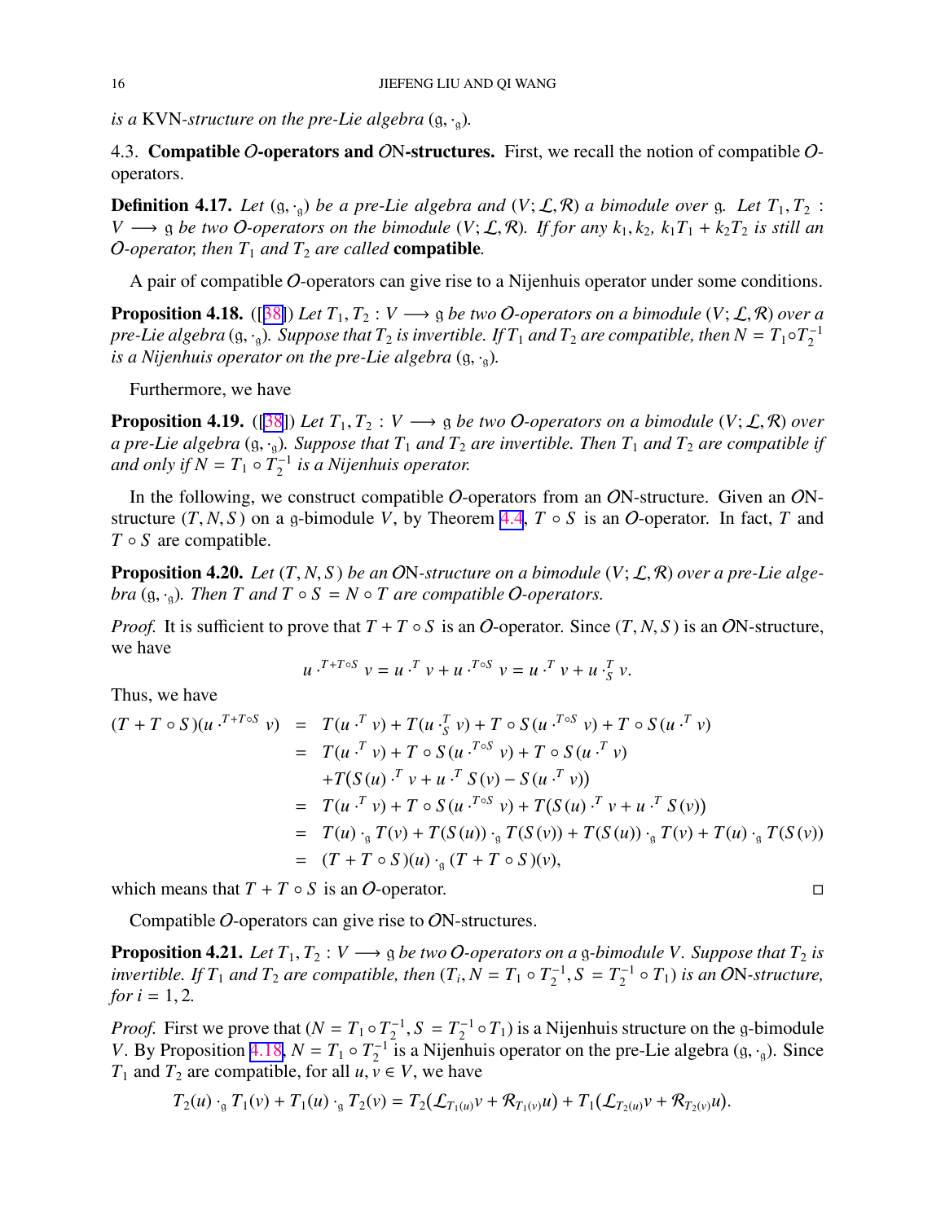is a KVN-*structure on the pre-Lie algebra* $(\mathfrak{g}, \cdot_{\mathfrak{g}})$.

### 4.3. Compatible $\mathcal{O}$-operators and $\mathcal{O}$N-structures.

First, we recall the notion of compatible $\mathcal{O}$-operators.

**Definition 4.17.** *Let $(\mathfrak{g}, \cdot_{\mathfrak{g}})$ be a pre-Lie algebra and $(V; \mathcal{L}, \mathcal{R})$ a bimodule over $\mathfrak{g}$. Let $T_1, T_2 : V \longrightarrow \mathfrak{g}$ be two $\mathcal{O}$-operators on the bimodule $(V; \mathcal{L}, \mathcal{R})$. If for any $k_1, k_2$, $k_1 T_1 + k_2 T_2$ is still an $\mathcal{O}$-operator, then $T_1$ and $T_2$ are called* **compatible**.

A pair of compatible $\mathcal{O}$-operators can give rise to a Nijenhuis operator under some conditions.

**Proposition 4.18.** ([38]) *Let $T_1, T_2 : V \longrightarrow \mathfrak{g}$ be two $\mathcal{O}$-operators on a bimodule $(V; \mathcal{L}, \mathcal{R})$ over a pre-Lie algebra $(\mathfrak{g}, \cdot_{\mathfrak{g}})$. Suppose that $T_2$ is invertible. If $T_1$ and $T_2$ are compatible, then $N = T_1 \circ T_2^{-1}$ is a Nijenhuis operator on the pre-Lie algebra $(\mathfrak{g}, \cdot_{\mathfrak{g}})$.*

Furthermore, we have

**Proposition 4.19.** ([38]) *Let $T_1, T_2 : V \longrightarrow \mathfrak{g}$ be two $\mathcal{O}$-operators on a bimodule $(V; \mathcal{L}, \mathcal{R})$ over a pre-Lie algebra $(\mathfrak{g}, \cdot_{\mathfrak{g}})$. Suppose that $T_1$ and $T_2$ are invertible. Then $T_1$ and $T_2$ are compatible if and only if $N = T_1 \circ T_2^{-1}$ is a Nijenhuis operator.*

In the following, we construct compatible $\mathcal{O}$-operators from an $\mathcal{O}$N-structure. Given an $\mathcal{O}$N-structure $(T, N, S)$ on a $\mathfrak{g}$-bimodule $V$, by Theorem 4.4, $T \circ S$ is an $\mathcal{O}$-operator. In fact, $T$ and $T \circ S$ are compatible.

**Proposition 4.20.** *Let $(T, N, S)$ be an $\mathcal{O}$N-structure on a bimodule $(V; \mathcal{L}, \mathcal{R})$ over a pre-Lie algebra $(\mathfrak{g}, \cdot_{\mathfrak{g}})$. Then $T$ and $T \circ S = N \circ T$ are compatible $\mathcal{O}$-operators.*

*Proof.* It is sufficient to prove that $T + T \circ S$ is an $\mathcal{O}$-operator. Since $(T, N, S)$ is an $\mathcal{O}$N-structure, we have

$$u \cdot^{T + T\circ S} v = u \cdot^{T} v + u \cdot^{T \circ S} v = u \cdot^{T} v + u \cdot^{T}_{S} v.$$

Thus, we have

$$\begin{aligned}
(T + T \circ S)(u \cdot^{T + T\circ S} v) &= T(u \cdot^{T} v) + T(u \cdot^{T}_{S} v) + T \circ S(u \cdot^{T\circ S} v) + T \circ S(u \cdot^{T} v) \\
&= T(u \cdot^{T} v) + T \circ S(u \cdot^{T\circ S} v) + T \circ S(u \cdot^{T} v) \\
&\quad + T(S(u) \cdot^{T} v + u \cdot^{T} S(v) - S(u \cdot^{T} v)) \\
&= T(u \cdot^{T} v) + T \circ S(u \cdot^{T\circ S} v) + T(S(u) \cdot^{T} v + u \cdot^{T} S(v)) \\
&= T(u) \cdot_{\mathfrak{g}} T(v) + T(S(u)) \cdot_{\mathfrak{g}} T(S(v)) + T(S(u)) \cdot_{\mathfrak{g}} T(v) + T(u) \cdot_{\mathfrak{g}} T(S(v)) \\
&= (T + T \circ S)(u) \cdot_{\mathfrak{g}} (T + T \circ S)(v),
\end{aligned}$$

which means that $T + T \circ S$ is an $\mathcal{O}$-operator. $\square$

Compatible $\mathcal{O}$-operators can give rise to $\mathcal{O}$N-structures.

**Proposition 4.21.** *Let $T_1, T_2 : V \longrightarrow \mathfrak{g}$ be two $\mathcal{O}$-operators on a $\mathfrak{g}$-bimodule $V$. Suppose that $T_2$ is invertible. If $T_1$ and $T_2$ are compatible, then $(T_i, N = T_1 \circ T_2^{-1}, S = T_2^{-1} \circ T_1)$ is an $\mathcal{O}$N-structure, for $i = 1, 2$.*

*Proof.* First we prove that $(N = T_1 \circ T_2^{-1}, S = T_2^{-1} \circ T_1)$ is a Nijenhuis structure on the $\mathfrak{g}$-bimodule $V$. By Proposition 4.18, $N = T_1 \circ T_2^{-1}$ is a Nijenhuis operator on the pre-Lie algebra $(\mathfrak{g}, \cdot_{\mathfrak{g}})$. Since $T_1$ and $T_2$ are compatible, for all $u, v \in V$, we have

$$T_2(u) \cdot_{\mathfrak{g}} T_1(v) + T_1(u) \cdot_{\mathfrak{g}} T_2(v) = T_2(\mathcal{L}_{T_1(u)} v + \mathcal{R}_{T_1(v)} u) + T_1(\mathcal{L}_{T_2(u)} v + \mathcal{R}_{T_2(v)} u).$$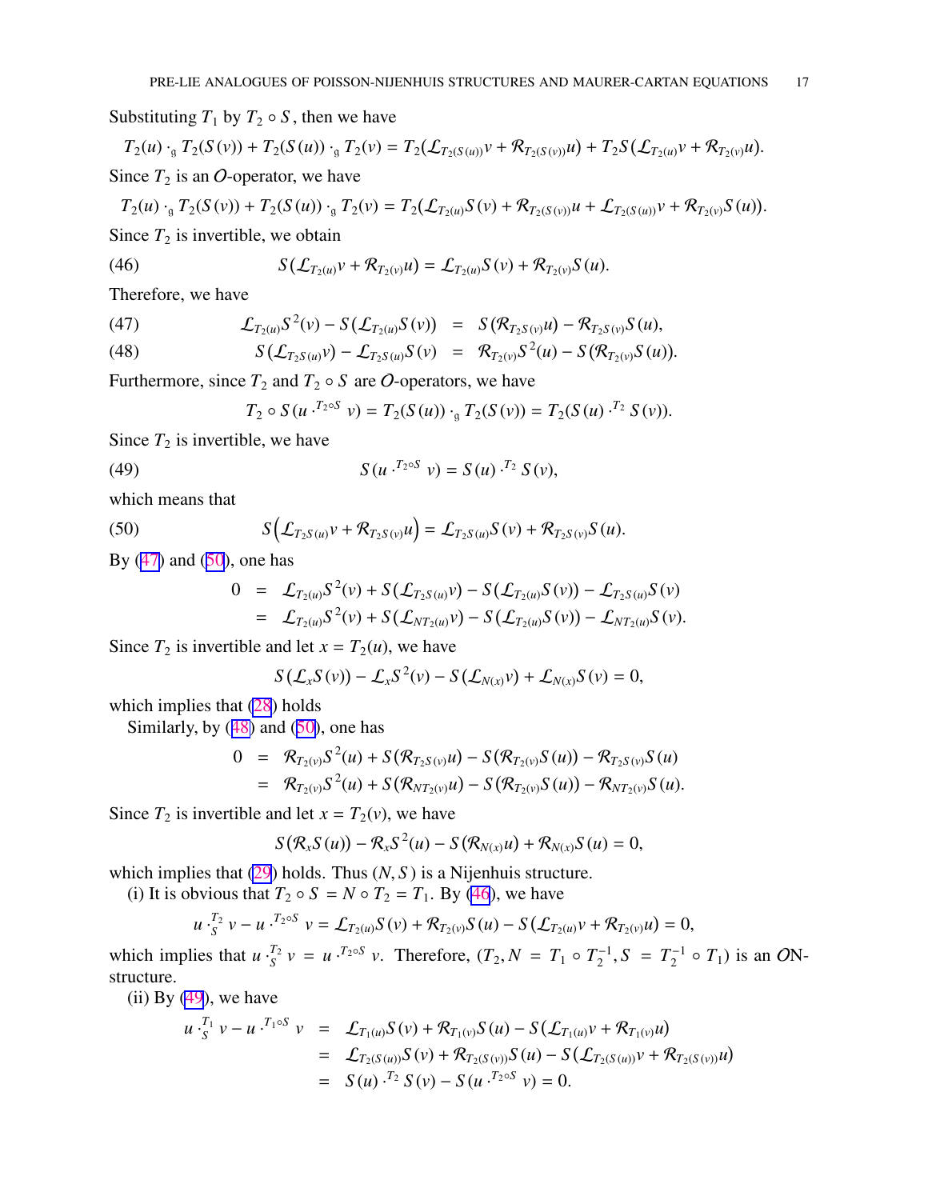Substituting $T_1$ by $T_2 \circ S$, then we have

$$T_2(u) \cdot_{\mathfrak{g}} T_2(S(v)) + T_2(S(u)) \cdot_{\mathfrak{g}} T_2(v) = T_2(\mathcal{L}_{T_2(S(u))} v + \mathcal{R}_{T_2(S(v))} u) + T_2 S(\mathcal{L}_{T_2(u)} v + \mathcal{R}_{T_2(v)} u).$$

Since $T_2$ is an $O$-operator, we have

$$T_2(u) \cdot_{\mathfrak{g}} T_2(S(v)) + T_2(S(u)) \cdot_{\mathfrak{g}} T_2(v) = T_2(\mathcal{L}_{T_2(u)} S(v) + \mathcal{R}_{T_2(S(v))} u + \mathcal{L}_{T_2(S(u))} v + \mathcal{R}_{T_2(v)} S(u)).$$

Since $T_2$ is invertible, we obtain

$$S(\mathcal{L}_{T_2(u)} v + \mathcal{R}_{T_2(v)} u) = \mathcal{L}_{T_2(u)} S(v) + \mathcal{R}_{T_2(v)} S(u). \tag{46}$$

Therefore, we have

$$\mathcal{L}_{T_2(u)} S^2(v) - S(\mathcal{L}_{T_2(u)} S(v)) = S(\mathcal{R}_{T_2 S(v)} u) - \mathcal{R}_{T_2 S(v)} S(u), \tag{47}$$

$$S(\mathcal{L}_{T_2 S(u)} v) - \mathcal{L}_{T_2 S(u)} S(v) = \mathcal{R}_{T_2(v)} S^2(u) - S(\mathcal{R}_{T_2(v)} S(u)). \tag{48}$$

Furthermore, since $T_2$ and $T_2 \circ S$ are $O$-operators, we have

$$T_2 \circ S(u \cdot^{T_2 \circ S} v) = T_2(S(u)) \cdot_{\mathfrak{g}} T_2(S(v)) = T_2(S(u) \cdot^{T_2} S(v)).$$

Since $T_2$ is invertible, we have

$$S(u \cdot^{T_2 \circ S} v) = S(u) \cdot^{T_2} S(v), \tag{49}$$

which means that

$$S\Big(\mathcal{L}_{T_2 S(u)} v + \mathcal{R}_{T_2 S(v)} u\Big) = \mathcal{L}_{T_2 S(u)} S(v) + \mathcal{R}_{T_2 S(v)} S(u). \tag{50}$$

By (47) and (50), one has

$$\begin{aligned}
0 &= \mathcal{L}_{T_2(u)} S^2(v) + S(\mathcal{L}_{T_2 S(u)} v) - S(\mathcal{L}_{T_2(u)} S(v)) - \mathcal{L}_{T_2 S(u)} S(v) \\
&= \mathcal{L}_{T_2(u)} S^2(v) + S(\mathcal{L}_{N T_2(u)} v) - S(\mathcal{L}_{T_2(u)} S(v)) - \mathcal{L}_{N T_2(u)} S(v).
\end{aligned}$$

Since $T_2$ is invertible and let $x = T_2(u)$, we have

$$S(\mathcal{L}_x S(v)) - \mathcal{L}_x S^2(v) - S(\mathcal{L}_{N(x)} v) + \mathcal{L}_{N(x)} S(v) = 0,$$

which implies that (28) holds

Similarly, by (48) and (50), one has

$$\begin{aligned}
0 &= \mathcal{R}_{T_2(v)} S^2(u) + S(\mathcal{R}_{T_2 S(v)} u) - S(\mathcal{R}_{T_2(v)} S(u)) - \mathcal{R}_{T_2 S(v)} S(u) \\
&= \mathcal{R}_{T_2(v)} S^2(u) + S(\mathcal{R}_{N T_2(v)} u) - S(\mathcal{R}_{T_2(v)} S(u)) - \mathcal{R}_{N T_2(v)} S(u).
\end{aligned}$$

Since $T_2$ is invertible and let $x = T_2(v)$, we have

$$S(\mathcal{R}_x S(u)) - \mathcal{R}_x S^2(u) - S(\mathcal{R}_{N(x)} u) + \mathcal{R}_{N(x)} S(u) = 0,$$

which implies that (29) holds. Thus $(N, S)$ is a Nijenhuis structure.

(i) It is obvious that $T_2 \circ S = N \circ T_2 = T_1$. By (46), we have

$$u \cdot^{T_2}_{S} v - u \cdot^{T_2 \circ S} v = \mathcal{L}_{T_2(u)} S(v) + \mathcal{R}_{T_2(v)} S(u) - S(\mathcal{L}_{T_2(u)} v + \mathcal{R}_{T_2(v)} u) = 0,$$

which implies that $u \cdot^{T_2}_{S} v = u \cdot^{T_2 \circ S} v$. Therefore, $(T_2, N = T_1 \circ T_2^{-1}, S = T_2^{-1} \circ T_1)$ is an $O$N-structure.

(ii) By (49), we have

$$\begin{aligned}
u \cdot^{T_1}_{S} v - u \cdot^{T_1 \circ S} v &= \mathcal{L}_{T_1(u)} S(v) + \mathcal{R}_{T_1(v)} S(u) - S(\mathcal{L}_{T_1(u)} v + \mathcal{R}_{T_1(v)} u) \\
&= \mathcal{L}_{T_2(S(u))} S(v) + \mathcal{R}_{T_2(S(v))} S(u) - S(\mathcal{L}_{T_2(S(u))} v + \mathcal{R}_{T_2(S(v))} u) \\
&= S(u) \cdot^{T_2} S(v) - S(u \cdot^{T_2 \circ S} v) = 0.
\end{aligned}$$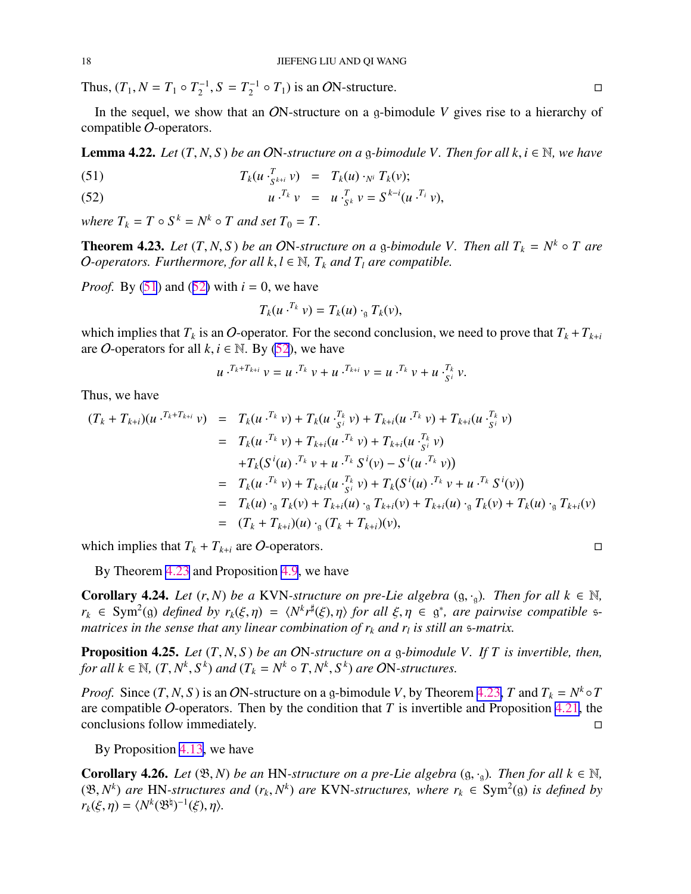Thus, $(T_1, N = T_1 \circ T_2^{-1}, S = T_2^{-1} \circ T_1)$ is an $\mathcal{O}$N-structure. $\square$

In the sequel, we show that an $\mathcal{O}$N-structure on a $\mathfrak{g}$-bimodule $V$ gives rise to a hierarchy of compatible $\mathcal{O}$-operators.

**Lemma 4.22.** *Let $(T, N, S)$ be an $\mathcal{O}$N-structure on a $\mathfrak{g}$-bimodule $V$. Then for all $k, i \in \mathbb{N}$, we have*

$$T_k(u \cdot^{T}_{S^{k+i}} v) = T_k(u) \cdot_{N^i} T_k(v); \tag{51}$$

$$u \cdot^{T_k} v = u \cdot^{T}_{S^k} v = S^{k-i}(u \cdot^{T_i} v), \tag{52}$$

*where $T_k = T \circ S^k = N^k \circ T$ and set $T_0 = T$.*

**Theorem 4.23.** *Let $(T, N, S)$ be an $\mathcal{O}$N-structure on a $\mathfrak{g}$-bimodule $V$. Then all $T_k = N^k \circ T$ are $\mathcal{O}$-operators. Furthermore, for all $k, l \in \mathbb{N}$, $T_k$ and $T_l$ are compatible.*

*Proof.* By (51) and (52) with $i = 0$, we have

$$T_k(u \cdot^{T_k} v) = T_k(u) \cdot_{\mathfrak{g}} T_k(v),$$

which implies that $T_k$ is an $\mathcal{O}$-operator. For the second conclusion, we need to prove that $T_k + T_{k+i}$ are $\mathcal{O}$-operators for all $k, i \in \mathbb{N}$. By (52), we have

$$u \cdot^{T_k + T_{k+i}} v = u \cdot^{T_k} v + u \cdot^{T_{k+i}} v = u \cdot^{T_k} v + u \cdot^{T_k}_{S^i} v.$$

Thus, we have

$$\begin{aligned}
(T_k + T_{k+i})(u \cdot^{T_k + T_{k+i}} v) &= T_k(u \cdot^{T_k} v) + T_k(u \cdot^{T_k}_{S^i} v) + T_{k+i}(u \cdot^{T_k} v) + T_{k+i}(u \cdot^{T_k}_{S^i} v) \\
&= T_k(u \cdot^{T_k} v) + T_{k+i}(u \cdot^{T_k} v) + T_{k+i}(u \cdot^{T_k}_{S^i} v) \\
&\quad + T_k(S^i(u) \cdot^{T_k} v + u \cdot^{T_k} S^i(v) - S^i(u \cdot^{T_k} v)) \\
&= T_k(u \cdot^{T_k} v) + T_{k+i}(u \cdot^{T_k}_{S^i} v) + T_k(S^i(u) \cdot^{T_k} v + u \cdot^{T_k} S^i(v)) \\
&= T_k(u) \cdot_{\mathfrak{g}} T_k(v) + T_{k+i}(u) \cdot_{\mathfrak{g}} T_{k+i}(v) + T_{k+i}(u) \cdot_{\mathfrak{g}} T_k(v) + T_k(u) \cdot_{\mathfrak{g}} T_{k+i}(v) \\
&= (T_k + T_{k+i})(u) \cdot_{\mathfrak{g}} (T_k + T_{k+i})(v),
\end{aligned}$$

which implies that $T_k + T_{k+i}$ are $\mathcal{O}$-operators. $\square$

By Theorem 4.23 and Proposition 4.9, we have

**Corollary 4.24.** *Let $(r, N)$ be a* KVN*-structure on pre-Lie algebra $(\mathfrak{g}, \cdot_{\mathfrak{g}})$. Then for all $k \in \mathbb{N}$, $r_k \in \mathrm{Sym}^2(\mathfrak{g})$ defined by $r_k(\xi, \eta) = \langle N^k r^\sharp(\xi), \eta \rangle$ for all $\xi, \eta \in \mathfrak{g}^*$, are pairwise compatible $\mathfrak{s}$-matrices in the sense that any linear combination of $r_k$ and $r_l$ is still an $\mathfrak{s}$-matrix.*

**Proposition 4.25.** *Let $(T, N, S)$ be an $\mathcal{O}$N-structure on a $\mathfrak{g}$-bimodule $V$. If $T$ is invertible, then, for all $k \in \mathbb{N}$, $(T, N^k, S^k)$ and $(T_k = N^k \circ T, N^k, S^k)$ are $\mathcal{O}$N-structures.*

*Proof.* Since $(T, N, S)$ is an $\mathcal{O}$N-structure on a $\mathfrak{g}$-bimodule $V$, by Theorem 4.23, $T$ and $T_k = N^k \circ T$ are compatible $\mathcal{O}$-operators. Then by the condition that $T$ is invertible and Proposition 4.21, the conclusions follow immediately. $\square$

By Proposition 4.13, we have

**Corollary 4.26.** *Let $(\mathfrak{B}, N)$ be an* HN*-structure on a pre-Lie algebra $(\mathfrak{g}, \cdot_{\mathfrak{g}})$. Then for all $k \in \mathbb{N}$, $(\mathfrak{B}, N^k)$ are* HN*-structures and $(r_k, N^k)$ are* KVN*-structures, where $r_k \in \mathrm{Sym}^2(\mathfrak{g})$ is defined by $r_k(\xi, \eta) = \langle N^k (\mathfrak{B}^\natural)^{-1}(\xi), \eta \rangle$.*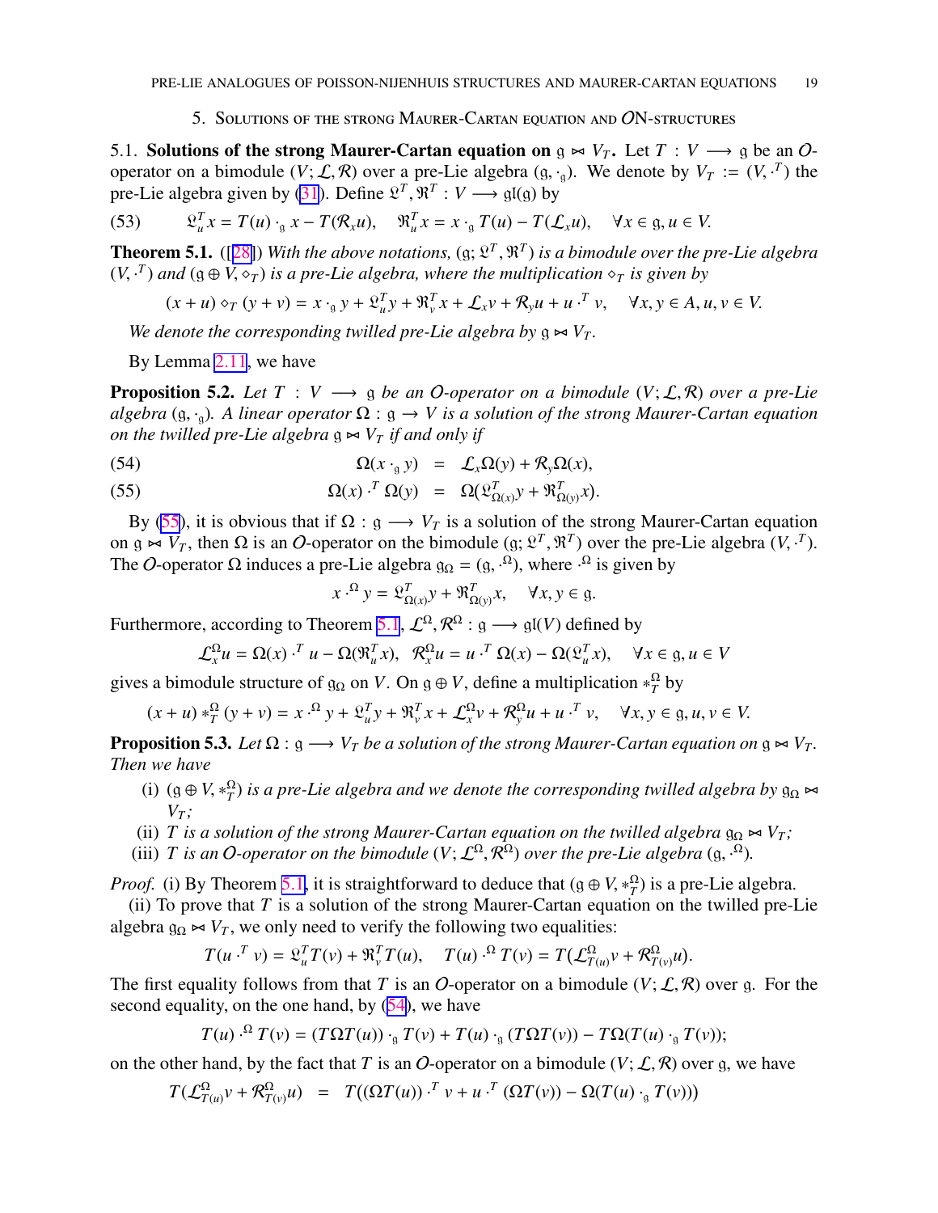## 5. Solutions of the strong Maurer-Cartan equation and $\mathcal{O}$N-structures

**5.1. Solutions of the strong Maurer-Cartan equation on $\mathfrak{g} \bowtie V_T$.** Let $T : V \longrightarrow \mathfrak{g}$ be an $\mathcal{O}$-operator on a bimodule $(V; \mathcal{L}, \mathcal{R})$ over a pre-Lie algebra $(\mathfrak{g}, \cdot_{\mathfrak{g}})$. We denote by $V_T := (V, \cdot^T)$ the pre-Lie algebra given by (31). Define $\mathfrak{L}^T, \mathfrak{R}^T : V \longrightarrow \mathfrak{gl}(\mathfrak{g})$ by

$$\mathfrak{L}^T_u x = T(u) \cdot_{\mathfrak{g}} x - T(\mathcal{R}_x u), \quad \mathfrak{R}^T_u x = x \cdot_{\mathfrak{g}} T(u) - T(\mathcal{L}_x u), \quad \forall x \in \mathfrak{g}, u \in V. \tag{53}$$

**Theorem 5.1.** ([28]) *With the above notations, $(\mathfrak{g}; \mathfrak{L}^T, \mathfrak{R}^T)$ is a bimodule over the pre-Lie algebra $(V, \cdot^T)$ and $(\mathfrak{g} \oplus V, \diamond_T)$ is a pre-Lie algebra, where the multiplication $\diamond_T$ is given by*

$$(x + u) \diamond_T (y + v) = x \cdot_{\mathfrak{g}} y + \mathfrak{L}^T_u y + \mathfrak{R}^T_v x + \mathcal{L}_x v + \mathcal{R}_y u + u \cdot^T v, \quad \forall x, y \in A, u, v \in V.$$

*We denote the corresponding twilled pre-Lie algebra by $\mathfrak{g} \bowtie V_T$.*

By Lemma 2.11, we have

**Proposition 5.2.** *Let $T : V \longrightarrow \mathfrak{g}$ be an $\mathcal{O}$-operator on a bimodule $(V; \mathcal{L}, \mathcal{R})$ over a pre-Lie algebra $(\mathfrak{g}, \cdot_{\mathfrak{g}})$. A linear operator $\Omega : \mathfrak{g} \to V$ is a solution of the strong Maurer-Cartan equation on the twilled pre-Lie algebra $\mathfrak{g} \bowtie V_T$ if and only if*

$$\Omega(x \cdot_{\mathfrak{g}} y) = \mathcal{L}_x \Omega(y) + \mathcal{R}_y \Omega(x), \tag{54}$$

$$\Omega(x) \cdot^T \Omega(y) = \Omega(\mathfrak{L}^T_{\Omega(x)} y + \mathfrak{R}^T_{\Omega(y)} x). \tag{55}$$

By (55), it is obvious that if $\Omega : \mathfrak{g} \longrightarrow V_T$ is a solution of the strong Maurer-Cartan equation on $\mathfrak{g} \bowtie V_T$, then $\Omega$ is an $\mathcal{O}$-operator on the bimodule $(\mathfrak{g}; \mathfrak{L}^T, \mathfrak{R}^T)$ over the pre-Lie algebra $(V, \cdot^T)$. The $\mathcal{O}$-operator $\Omega$ induces a pre-Lie algebra $\mathfrak{g}_\Omega = (\mathfrak{g}, \cdot^\Omega)$, where $\cdot^\Omega$ is given by

$$x \cdot^\Omega y = \mathfrak{L}^T_{\Omega(x)} y + \mathfrak{R}^T_{\Omega(y)} x, \quad \forall x, y \in \mathfrak{g}.$$

Furthermore, according to Theorem 5.1, $\mathcal{L}^\Omega, \mathcal{R}^\Omega : \mathfrak{g} \longrightarrow \mathfrak{gl}(V)$ defined by

$$\mathcal{L}^\Omega_x u = \Omega(x) \cdot^T u - \Omega(\mathfrak{R}^T_u x), \quad \mathcal{R}^\Omega_x u = u \cdot^T \Omega(x) - \Omega(\mathfrak{L}^T_u x), \quad \forall x \in \mathfrak{g}, u \in V$$

gives a bimodule structure of $\mathfrak{g}_\Omega$ on $V$. On $\mathfrak{g} \oplus V$, define a multiplication $*^\Omega_T$ by

$$(x + u) *^\Omega_T (y + v) = x \cdot^\Omega y + \mathfrak{L}^T_u y + \mathfrak{R}^T_v x + \mathcal{L}^\Omega_x v + \mathcal{R}^\Omega_y u + u \cdot^T v, \quad \forall x, y \in \mathfrak{g}, u, v \in V.$$

**Proposition 5.3.** *Let $\Omega : \mathfrak{g} \longrightarrow V_T$ be a solution of the strong Maurer-Cartan equation on $\mathfrak{g} \bowtie V_T$. Then we have*

- (i) *$(\mathfrak{g} \oplus V, *^\Omega_T)$ is a pre-Lie algebra and we denote the corresponding twilled algebra by $\mathfrak{g}_\Omega \bowtie V_T$;*
- (ii) *$T$ is a solution of the strong Maurer-Cartan equation on the twilled algebra $\mathfrak{g}_\Omega \bowtie V_T$;*
- (iii) *$T$ is an $\mathcal{O}$-operator on the bimodule $(V; \mathcal{L}^\Omega, \mathcal{R}^\Omega)$ over the pre-Lie algebra $(\mathfrak{g}, \cdot^\Omega)$.*

*Proof.* (i) By Theorem 5.1, it is straightforward to deduce that $(\mathfrak{g} \oplus V, *^\Omega_T)$ is a pre-Lie algebra.

(ii) To prove that $T$ is a solution of the strong Maurer-Cartan equation on the twilled pre-Lie algebra $\mathfrak{g}_\Omega \bowtie V_T$, we only need to verify the following two equalities:

$$T(u \cdot^T v) = \mathfrak{L}^T_u T(v) + \mathfrak{R}^T_v T(u), \quad T(u) \cdot^\Omega T(v) = T(\mathcal{L}^\Omega_{T(u)} v + \mathcal{R}^\Omega_{T(v)} u).$$

The first equality follows from that $T$ is an $\mathcal{O}$-operator on a bimodule $(V; \mathcal{L}, \mathcal{R})$ over $\mathfrak{g}$. For the second equality, on the one hand, by (54), we have

$$T(u) \cdot^\Omega T(v) = (T\Omega T(u)) \cdot_{\mathfrak{g}} T(v) + T(u) \cdot_{\mathfrak{g}} (T\Omega T(v)) - T\Omega(T(u) \cdot_{\mathfrak{g}} T(v));$$

on the other hand, by the fact that $T$ is an $\mathcal{O}$-operator on a bimodule $(V; \mathcal{L}, \mathcal{R})$ over $\mathfrak{g}$, we have

$$T(\mathcal{L}^\Omega_{T(u)} v + \mathcal{R}^\Omega_{T(v)} u) = T\big((\Omega T(u)) \cdot^T v + u \cdot^T (\Omega T(v)) - \Omega(T(u) \cdot_{\mathfrak{g}} T(v))\big)$$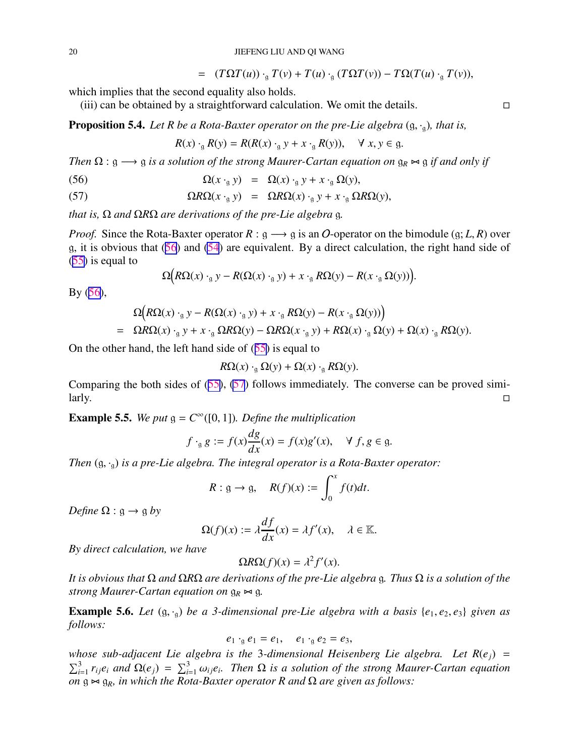$$= \quad (T\Omega T(u))\cdot_{\mathfrak{g}} T(v) + T(u)\cdot_{\mathfrak{g}} (T\Omega T(v)) - T\Omega(T(u)\cdot_{\mathfrak{g}} T(v)),$$

which implies that the second equality also holds.

(iii) can be obtained by a straightforward calculation. We omit the details. □

**Proposition 5.4.** *Let $R$ be a Rota-Baxter operator on the pre-Lie algebra $(\mathfrak{g},\cdot_{\mathfrak{g}})$, that is,*

$$R(x)\cdot_{\mathfrak{g}} R(y) = R(R(x)\cdot_{\mathfrak{g}} y + x\cdot_{\mathfrak{g}} R(y)), \quad \forall\ x, y\in\mathfrak{g}.$$

*Then $\Omega:\mathfrak{g}\longrightarrow\mathfrak{g}$ is a solution of the strong Maurer-Cartan equation on $\mathfrak{g}_R\bowtie\mathfrak{g}$ if and only if*

$$\Omega(x\cdot_{\mathfrak{g}} y) \;=\; \Omega(x)\cdot_{\mathfrak{g}} y + x\cdot_{\mathfrak{g}}\Omega(y), \tag{56}$$

$$\Omega R\Omega(x\cdot_{\mathfrak{g}} y) \;=\; \Omega R\Omega(x)\cdot_{\mathfrak{g}} y + x\cdot_{\mathfrak{g}}\Omega R\Omega(y), \tag{57}$$

*that is, $\Omega$ and $\Omega R\Omega$ are derivations of the pre-Lie algebra $\mathfrak{g}$.*

*Proof.* Since the Rota-Baxter operator $R:\mathfrak{g}\longrightarrow\mathfrak{g}$ is an $O$-operator on the bimodule $(\mathfrak{g}; L, R)$ over $\mathfrak{g}$, it is obvious that (56) and (54) are equivalent. By a direct calculation, the right hand side of (55) is equal to

$$\Omega\Big(R\Omega(x)\cdot_{\mathfrak{g}} y - R(\Omega(x)\cdot_{\mathfrak{g}} y) + x\cdot_{\mathfrak{g}} R\Omega(y) - R(x\cdot_{\mathfrak{g}}\Omega(y))\Big).$$

By (56),

$$\begin{aligned}
&\Omega\Big(R\Omega(x)\cdot_{\mathfrak{g}} y - R(\Omega(x)\cdot_{\mathfrak{g}} y) + x\cdot_{\mathfrak{g}} R\Omega(y) - R(x\cdot_{\mathfrak{g}}\Omega(y))\Big)\\
=\;& \Omega R\Omega(x)\cdot_{\mathfrak{g}} y + x\cdot_{\mathfrak{g}}\Omega R\Omega(y) - \Omega R\Omega(x\cdot_{\mathfrak{g}} y) + R\Omega(x)\cdot_{\mathfrak{g}}\Omega(y) + \Omega(x)\cdot_{\mathfrak{g}} R\Omega(y).
\end{aligned}$$

On the other hand, the left hand side of (55) is equal to

$$R\Omega(x)\cdot_{\mathfrak{g}}\Omega(y) + \Omega(x)\cdot_{\mathfrak{g}} R\Omega(y).$$

Comparing the both sides of (55), (57) follows immediately. The converse can be proved similarly. □

**Example 5.5.** *We put $\mathfrak{g} = C^\infty([0,1])$. Define the multiplication*

$$f\cdot_{\mathfrak{g}} g := f(x)\frac{dg}{dx}(x) = f(x)g'(x), \quad \forall\ f, g\in\mathfrak{g}.$$

*Then $(\mathfrak{g},\cdot_{\mathfrak{g}})$ is a pre-Lie algebra. The integral operator is a Rota-Baxter operator:*

$$R:\mathfrak{g}\to\mathfrak{g}, \quad R(f)(x) := \int_0^x f(t)dt.$$

*Define $\Omega:\mathfrak{g}\to\mathfrak{g}$ by*

$$\Omega(f)(x) := \lambda\frac{df}{dx}(x) = \lambda f'(x), \quad \lambda\in\mathbb{K}.$$

*By direct calculation, we have*

$$\Omega R\Omega(f)(x) = \lambda^2 f'(x).$$

*It is obvious that $\Omega$ and $\Omega R\Omega$ are derivations of the pre-Lie algebra $\mathfrak{g}$. Thus $\Omega$ is a solution of the strong Maurer-Cartan equation on $\mathfrak{g}_R\bowtie\mathfrak{g}$.*

**Example 5.6.** *Let $(\mathfrak{g},\cdot_{\mathfrak{g}})$ be a 3-dimensional pre-Lie algebra with a basis $\{e_1, e_2, e_3\}$ given as follows:*

$$e_1\cdot_{\mathfrak{g}} e_1 = e_1, \quad e_1\cdot_{\mathfrak{g}} e_2 = e_3,$$

*whose sub-adjacent Lie algebra is the 3-dimensional Heisenberg Lie algebra. Let $R(e_j) = \sum_{i=1}^3 r_{ij}e_i$ and $\Omega(e_j) = \sum_{i=1}^3 \omega_{ij}e_i$. Then $\Omega$ is a solution of the strong Maurer-Cartan equation on $\mathfrak{g}\bowtie\mathfrak{g}_R$, in which the Rota-Baxter operator $R$ and $\Omega$ are given as follows:*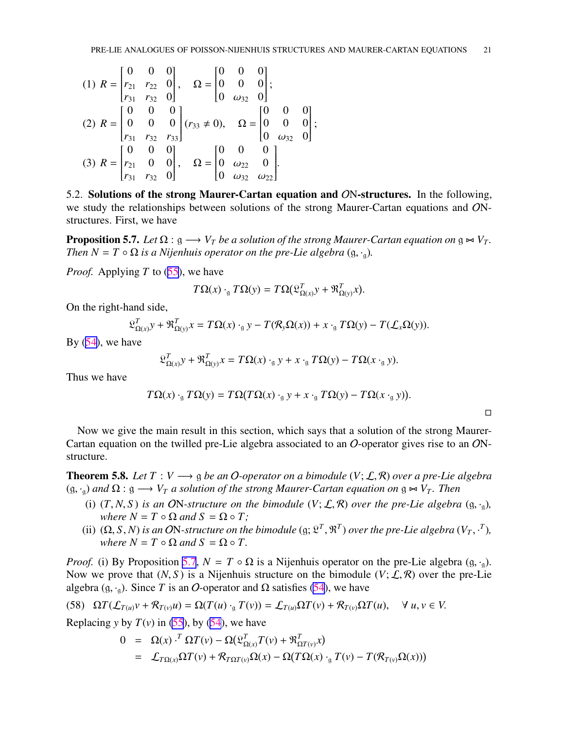(1) $R = \begin{bmatrix} 0 & 0 & 0 \\ r_{21} & r_{22} & 0 \\ r_{31} & r_{32} & 0 \end{bmatrix}, \quad \Omega = \begin{bmatrix} 0 & 0 & 0 \\ 0 & 0 & 0 \\ 0 & \omega_{32} & 0 \end{bmatrix};$

(2) $R = \begin{bmatrix} 0 & 0 & 0 \\ 0 & 0 & 0 \\ r_{31} & r_{32} & r_{33} \end{bmatrix} (r_{33} \neq 0), \quad \Omega = \begin{bmatrix} 0 & 0 & 0 \\ 0 & 0 & 0 \\ 0 & \omega_{32} & 0 \end{bmatrix};$

(3) $R = \begin{bmatrix} 0 & 0 & 0 \\ r_{21} & 0 & 0 \\ r_{31} & r_{32} & 0 \end{bmatrix}, \quad \Omega = \begin{bmatrix} 0 & 0 & 0 \\ 0 & \omega_{22} & 0 \\ 0 & \omega_{32} & \omega_{22} \end{bmatrix}.$

5.2. **Solutions of the strong Maurer-Cartan equation and $\mathcal{O}$N-structures.** In the following, we study the relationships between solutions of the strong Maurer-Cartan equations and $\mathcal{O}$N-structures. First, we have

**Proposition 5.7.** *Let $\Omega : \mathfrak{g} \longrightarrow V_T$ be a solution of the strong Maurer-Cartan equation on $\mathfrak{g} \bowtie V_T$. Then $N = T \circ \Omega$ is a Nijenhuis operator on the pre-Lie algebra $(\mathfrak{g}, \cdot_{\mathfrak{g}})$.*

*Proof.* Applying $T$ to (55), we have

$$T\Omega(x) \cdot_{\mathfrak{g}} T\Omega(y) = T\Omega(\mathfrak{L}^T_{\Omega(x)} y + \mathfrak{R}^T_{\Omega(y)} x).$$

On the right-hand side,

$$\mathfrak{L}^T_{\Omega(x)} y + \mathfrak{R}^T_{\Omega(y)} x = T\Omega(x) \cdot_{\mathfrak{g}} y - T(\mathcal{R}_y \Omega(x)) + x \cdot_{\mathfrak{g}} T\Omega(y) - T(\mathcal{L}_x \Omega(y)).$$

By (54), we have

$$\mathfrak{L}^T_{\Omega(x)} y + \mathfrak{R}^T_{\Omega(y)} x = T\Omega(x) \cdot_{\mathfrak{g}} y + x \cdot_{\mathfrak{g}} T\Omega(y) - T\Omega(x \cdot_{\mathfrak{g}} y).$$

Thus we have

$$T\Omega(x) \cdot_{\mathfrak{g}} T\Omega(y) = T\Omega(T\Omega(x) \cdot_{\mathfrak{g}} y + x \cdot_{\mathfrak{g}} T\Omega(y) - T\Omega(x \cdot_{\mathfrak{g}} y)).$$

□

Now we give the main result in this section, which says that a solution of the strong Maurer-Cartan equation on the twilled pre-Lie algebra associated to an $\mathcal{O}$-operator gives rise to an $\mathcal{O}$N-structure.

**Theorem 5.8.** *Let $T : V \longrightarrow \mathfrak{g}$ be an $\mathcal{O}$-operator on a bimodule $(V; \mathcal{L}, \mathcal{R})$ over a pre-Lie algebra $(\mathfrak{g}, \cdot_{\mathfrak{g}})$ and $\Omega : \mathfrak{g} \longrightarrow V_T$ a solution of the strong Maurer-Cartan equation on $\mathfrak{g} \bowtie V_T$. Then*

- (i) *$(T, N, S)$ is an $\mathcal{O}$N-structure on the bimodule $(V; \mathcal{L}, \mathcal{R})$ over the pre-Lie algebra $(\mathfrak{g}, \cdot_{\mathfrak{g}})$, where $N = T \circ \Omega$ and $S = \Omega \circ T$;*
- (ii) *$(\Omega, S, N)$ is an $\mathcal{O}$N-structure on the bimodule $(\mathfrak{g}; \mathfrak{L}^T, \mathfrak{R}^T)$ over the pre-Lie algebra $(V_T, \cdot^T)$, where $N = T \circ \Omega$ and $S = \Omega \circ T$.*

*Proof.* (i) By Proposition 5.7, $N = T \circ \Omega$ is a Nijenhuis operator on the pre-Lie algebra $(\mathfrak{g}, \cdot_{\mathfrak{g}})$. Now we prove that $(N, S)$ is a Nijenhuis structure on the bimodule $(V; \mathcal{L}, \mathcal{R})$ over the pre-Lie algebra $(\mathfrak{g}, \cdot_{\mathfrak{g}})$. Since $T$ is an $\mathcal{O}$-operator and $\Omega$ satisfies (54), we have

$$\Omega T(\mathcal{L}_{T(u)} v + \mathcal{R}_{T(v)} u) = \Omega(T(u) \cdot_{\mathfrak{g}} T(v)) = \mathcal{L}_{T(u)} \Omega T(v) + \mathcal{R}_{T(v)} \Omega T(u), \quad \forall\, u, v \in V. \tag{58}$$

Replacing $y$ by $T(v)$ in (55), by (54), we have

$$\begin{aligned} 0 &= \Omega(x) \cdot^T \Omega T(v) - \Omega(\mathfrak{L}^T_{\Omega(x)} T(v) + \mathfrak{R}^T_{\Omega T(v)} x) \\ &= \mathcal{L}_{T\Omega(x)} \Omega T(v) + \mathcal{R}_{T\Omega T(v)} \Omega(x) - \Omega(T\Omega(x) \cdot_{\mathfrak{g}} T(v) - T(\mathcal{R}_{T(v)} \Omega(x))) \end{aligned}$$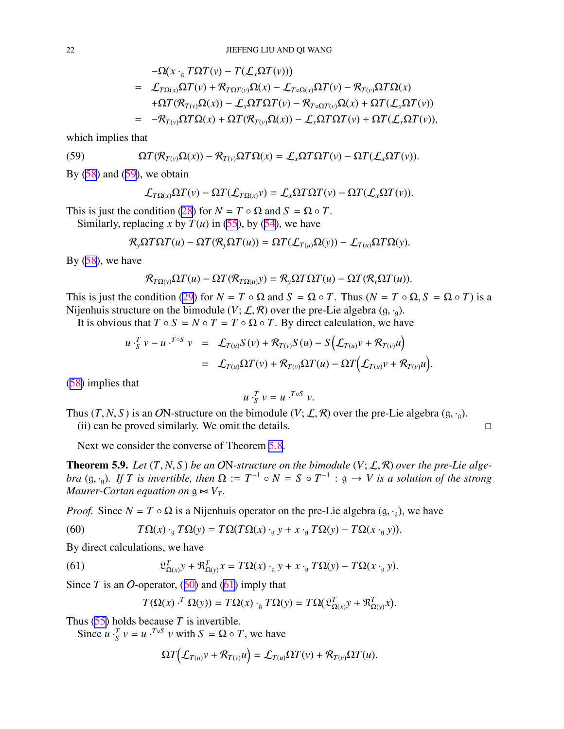$$
\begin{aligned}
& -\Omega(x \cdot_{\mathfrak{g}} T\Omega T(v) - T(\mathcal{L}_x \Omega T(v))) \\
= \;& \mathcal{L}_{T\Omega(x)}\Omega T(v) + \mathcal{R}_{T\Omega T(v)}\Omega(x) - \mathcal{L}_{T\circ\Omega(x)}\Omega T(v) - \mathcal{R}_{T(v)}\Omega T\Omega(x) \\
& + \Omega T(\mathcal{R}_{T(v)}\Omega(x)) - \mathcal{L}_x \Omega T\Omega T(v) - \mathcal{R}_{T\circ\Omega T(v)}\Omega(x) + \Omega T(\mathcal{L}_x \Omega T(v)) \\
= \;& -\mathcal{R}_{T(v)}\Omega T\Omega(x) + \Omega T(\mathcal{R}_{T(v)}\Omega(x)) - \mathcal{L}_x \Omega T\Omega T(v) + \Omega T(\mathcal{L}_x \Omega T(v)),
\end{aligned}
$$

which implies that

$$
\Omega T(\mathcal{R}_{T(v)}\Omega(x)) - \mathcal{R}_{T(v)}\Omega T\Omega(x) = \mathcal{L}_x \Omega T\Omega T(v) - \Omega T(\mathcal{L}_x \Omega T(v)). \tag{59}
$$

By (58) and (59), we obtain

$$
\mathcal{L}_{T\Omega(x)}\Omega T(v) - \Omega T(\mathcal{L}_{T\Omega(x)}v) = \mathcal{L}_x \Omega T\Omega T(v) - \Omega T(\mathcal{L}_x \Omega T(v)).
$$

This is just the condition (28) for $N = T\circ\Omega$ and $S = \Omega\circ T$.

Similarly, replacing $x$ by $T(u)$ in (55), by (54), we have

$$
\mathcal{R}_y \Omega T\Omega T(u) - \Omega T(\mathcal{R}_y \Omega T(u)) = \Omega T(\mathcal{L}_{T(u)}\Omega(y)) - \mathcal{L}_{T(u)}\Omega T\Omega(y).
$$

By (58), we have

$$
\mathcal{R}_{T\Omega(y)}\Omega T(u) - \Omega T(\mathcal{R}_{T\Omega(u)}y) = \mathcal{R}_y \Omega T\Omega T(u) - \Omega T(\mathcal{R}_y \Omega T(u)).
$$

This is just the condition (29) for $N = T\circ\Omega$ and $S = \Omega\circ T$. Thus $(N = T\circ\Omega, S = \Omega\circ T)$ is a Nijenhuis structure on the bimodule $(V;\mathcal{L},\mathcal{R})$ over the pre-Lie algebra $(\mathfrak{g},\cdot_{\mathfrak{g}})$.

It is obvious that $T\circ S = N\circ T = T\circ\Omega\circ T$. By direct calculation, we have

$$
\begin{aligned}
u \cdot^T_S v - u \cdot^{T\circ S} v &= \mathcal{L}_{T(u)}S(v) + \mathcal{R}_{T(v)}S(u) - S\Big(\mathcal{L}_{T(u)}v + \mathcal{R}_{T(v)}u\Big) \\
&= \mathcal{L}_{T(u)}\Omega T(v) + \mathcal{R}_{T(v)}\Omega T(u) - \Omega T\Big(\mathcal{L}_{T(u)}v + \mathcal{R}_{T(v)}u\Big).
\end{aligned}
$$

(58) implies that

$$
u \cdot^T_S v = u \cdot^{T\circ S} v.
$$

Thus $(T,N,S)$ is an $\mathcal{O}$N-structure on the bimodule $(V;\mathcal{L},\mathcal{R})$ over the pre-Lie algebra $(\mathfrak{g},\cdot_{\mathfrak{g}})$.

(ii) can be proved similarly. We omit the details. ◻

Next we consider the converse of Theorem 5.8.

**Theorem 5.9.** *Let $(T,N,S)$ be an $\mathcal{O}$N-structure on the bimodule $(V;\mathcal{L},\mathcal{R})$ over the pre-Lie algebra $(\mathfrak{g},\cdot_{\mathfrak{g}})$. If $T$ is invertible, then $\Omega := T^{-1}\circ N = S\circ T^{-1} : \mathfrak{g}\to V$ is a solution of the strong Maurer-Cartan equation on $\mathfrak{g}\ltimes V_T$.*

*Proof.* Since $N = T\circ\Omega$ is a Nijenhuis operator on the pre-Lie algebra $(\mathfrak{g},\cdot_{\mathfrak{g}})$, we have

$$
T\Omega(x)\cdot_{\mathfrak{g}} T\Omega(y) = T\Omega(T\Omega(x)\cdot_{\mathfrak{g}} y + x\cdot_{\mathfrak{g}} T\Omega(y) - T\Omega(x\cdot_{\mathfrak{g}} y)). \tag{60}
$$

By direct calculations, we have

$$
\mathfrak{L}^T_{\Omega(x)}y + \mathfrak{R}^T_{\Omega(y)}x = T\Omega(x)\cdot_{\mathfrak{g}} y + x\cdot_{\mathfrak{g}} T\Omega(y) - T\Omega(x\cdot_{\mathfrak{g}} y). \tag{61}
$$

Since $T$ is an $\mathcal{O}$-operator, (60) and (61) imply that

$$
T(\Omega(x)\cdot^T \Omega(y)) = T\Omega(x)\cdot_{\mathfrak{g}} T\Omega(y) = T\Omega(\mathfrak{L}^T_{\Omega(x)}y + \mathfrak{R}^T_{\Omega(y)}x).
$$

Thus (55) holds because $T$ is invertible.

Since $u \cdot^T_S v = u \cdot^{T\circ S} v$ with $S = \Omega\circ T$, we have

$$
\Omega T\Big(\mathcal{L}_{T(u)}v + \mathcal{R}_{T(v)}u\Big) = \mathcal{L}_{T(u)}\Omega T(v) + \mathcal{R}_{T(v)}\Omega T(u).
$$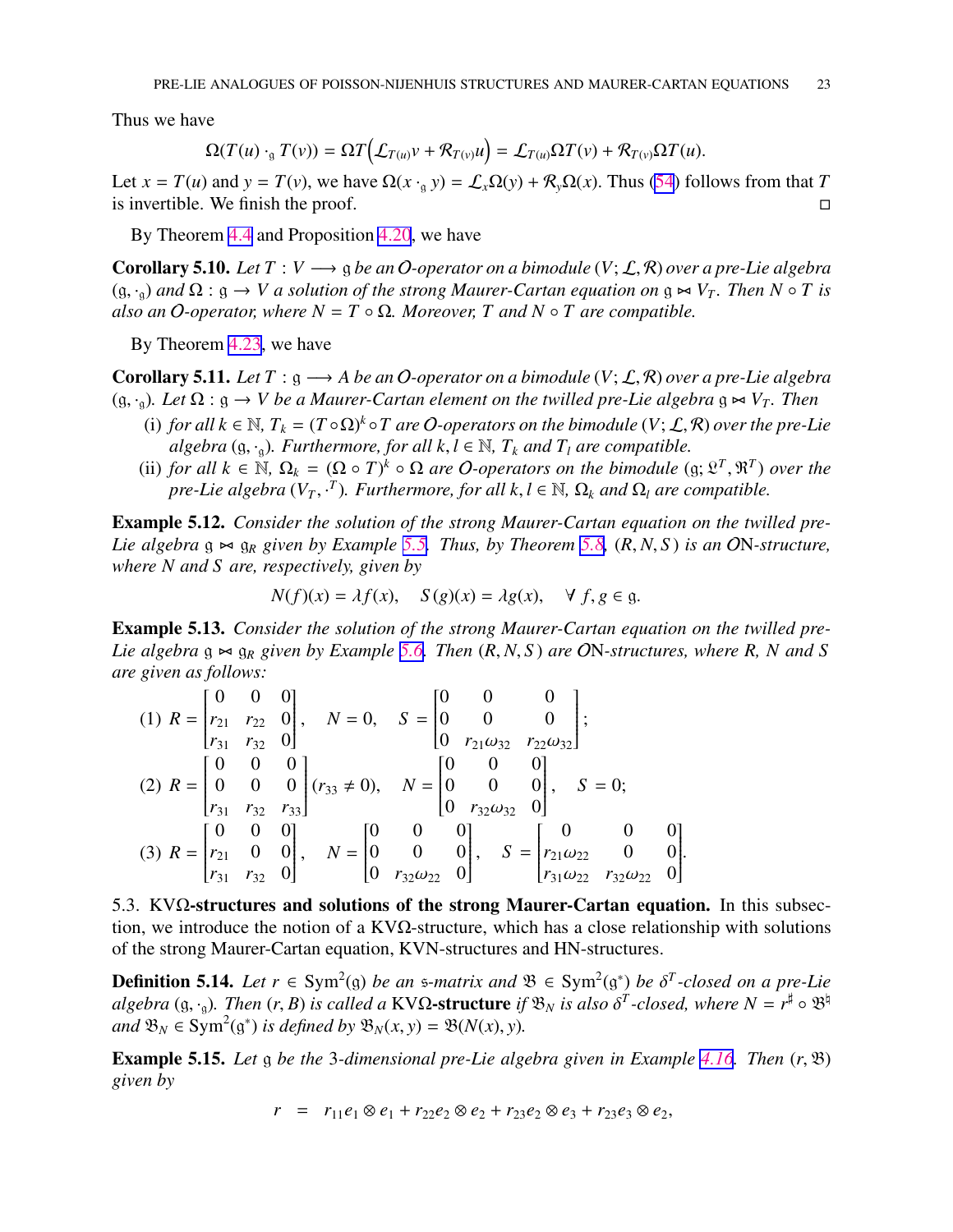Thus we have

$$\Omega(T(u)\cdot_{\mathfrak g} T(v)) = \Omega T\Big(\mathcal{L}_{T(u)}v + \mathcal{R}_{T(v)}u\Big) = \mathcal{L}_{T(u)}\Omega T(v) + \mathcal{R}_{T(v)}\Omega T(u).$$

Let $x = T(u)$ and $y = T(v)$, we have $\Omega(x \cdot_{\mathfrak g} y) = \mathcal{L}_x\Omega(y) + \mathcal{R}_y\Omega(x)$. Thus (54) follows from that $T$ is invertible. We finish the proof. □

By Theorem 4.4 and Proposition 4.20, we have

**Corollary 5.10.** *Let $T : V \longrightarrow \mathfrak{g}$ be an $\mathcal{O}$-operator on a bimodule $(V;\mathcal{L},\mathcal{R})$ over a pre-Lie algebra $(\mathfrak{g},\cdot_{\mathfrak g})$ and $\Omega : \mathfrak{g} \to V$ a solution of the strong Maurer-Cartan equation on $\mathfrak{g}\bowtie V_T$. Then $N\circ T$ is also an $\mathcal{O}$-operator, where $N = T\circ\Omega$. Moreover, $T$ and $N\circ T$ are compatible.*

By Theorem 4.23, we have

**Corollary 5.11.** *Let $T : \mathfrak{g} \longrightarrow A$ be an $\mathcal{O}$-operator on a bimodule $(V;\mathcal{L},\mathcal{R})$ over a pre-Lie algebra $(\mathfrak{g},\cdot_{\mathfrak g})$. Let $\Omega : \mathfrak{g} \to V$ be a Maurer-Cartan element on the twilled pre-Lie algebra $\mathfrak{g}\bowtie V_T$. Then*

- (i) *for all $k \in \mathbb{N}$, $T_k = (T\circ\Omega)^k\circ T$ are $\mathcal{O}$-operators on the bimodule $(V;\mathcal{L},\mathcal{R})$ over the pre-Lie algebra $(\mathfrak{g},\cdot_{\mathfrak g})$. Furthermore, for all $k,l\in\mathbb{N}$, $T_k$ and $T_l$ are compatible.*
- (ii) *for all $k \in \mathbb{N}$, $\Omega_k = (\Omega\circ T)^k\circ\Omega$ are $\mathcal{O}$-operators on the bimodule $(\mathfrak{g};\mathfrak{L}^T,\mathfrak{R}^T)$ over the pre-Lie algebra $(V_T,\cdot^T)$. Furthermore, for all $k,l\in\mathbb{N}$, $\Omega_k$ and $\Omega_l$ are compatible.*

**Example 5.12.** *Consider the solution of the strong Maurer-Cartan equation on the twilled pre-Lie algebra $\mathfrak{g}\bowtie\mathfrak{g}_R$ given by Example 5.5. Thus, by Theorem 5.8, $(R,N,S)$ is an $\mathcal{O}$N-structure, where $N$ and $S$ are, respectively, given by*

$$N(f)(x) = \lambda f(x),\quad S(g)(x) = \lambda g(x),\quad \forall\ f,g\in\mathfrak{g}.$$

**Example 5.13.** *Consider the solution of the strong Maurer-Cartan equation on the twilled pre-Lie algebra $\mathfrak{g}\bowtie\mathfrak{g}_R$ given by Example 5.6. Then $(R,N,S)$ are $\mathcal{O}$N-structures, where $R$, $N$ and $S$ are given as follows:*

$$(1)\ R = \begin{bmatrix} 0 & 0 & 0\\ r_{21} & r_{22} & 0\\ r_{31} & r_{32} & 0\end{bmatrix},\quad N = 0,\quad S = \begin{bmatrix} 0 & 0 & 0\\ 0 & 0 & 0\\ 0 & r_{21}\omega_{32} & r_{22}\omega_{32}\end{bmatrix};$$

$$(2)\ R = \begin{bmatrix} 0 & 0 & 0\\ 0 & 0 & 0\\ r_{31} & r_{32} & r_{33}\end{bmatrix}(r_{33}\neq 0),\quad N = \begin{bmatrix} 0 & 0 & 0\\ 0 & 0 & 0\\ 0 & r_{32}\omega_{32} & 0\end{bmatrix},\quad S = 0;$$

$$(3)\ R = \begin{bmatrix} 0 & 0 & 0\\ r_{21} & 0 & 0\\ r_{31} & r_{32} & 0\end{bmatrix},\quad N = \begin{bmatrix} 0 & 0 & 0\\ 0 & 0 & 0\\ 0 & r_{32}\omega_{22} & 0\end{bmatrix},\quad S = \begin{bmatrix} 0 & 0 & 0\\ r_{21}\omega_{22} & 0 & 0\\ r_{31}\omega_{22} & r_{32}\omega_{22} & 0\end{bmatrix}.$$

### 5.3. KVΩ-structures and solutions of the strong Maurer-Cartan equation.

In this subsection, we introduce the notion of a KVΩ-structure, which has a close relationship with solutions of the strong Maurer-Cartan equation, KVN-structures and HN-structures.

**Definition 5.14.** *Let $r\in\mathrm{Sym}^2(\mathfrak{g})$ be an $\mathfrak{s}$-matrix and $\mathfrak{B}\in\mathrm{Sym}^2(\mathfrak{g}^*)$ be $\delta^T$-closed on a pre-Lie algebra $(\mathfrak{g},\cdot_{\mathfrak g})$. Then $(r,B)$ is called a* **KVΩ-structure** *if $\mathfrak{B}_N$ is also $\delta^T$-closed, where $N = r^\sharp\circ\mathfrak{B}^\natural$ and $\mathfrak{B}_N\in\mathrm{Sym}^2(\mathfrak{g}^*)$ is defined by $\mathfrak{B}_N(x,y) = \mathfrak{B}(N(x),y)$.*

**Example 5.15.** *Let $\mathfrak{g}$ be the 3-dimensional pre-Lie algebra given in Example 4.16. Then $(r,\mathfrak{B})$ given by*

$$r\ \ =\ \ r_{11}e_1\otimes e_1 + r_{22}e_2\otimes e_2 + r_{23}e_2\otimes e_3 + r_{23}e_3\otimes e_2,$$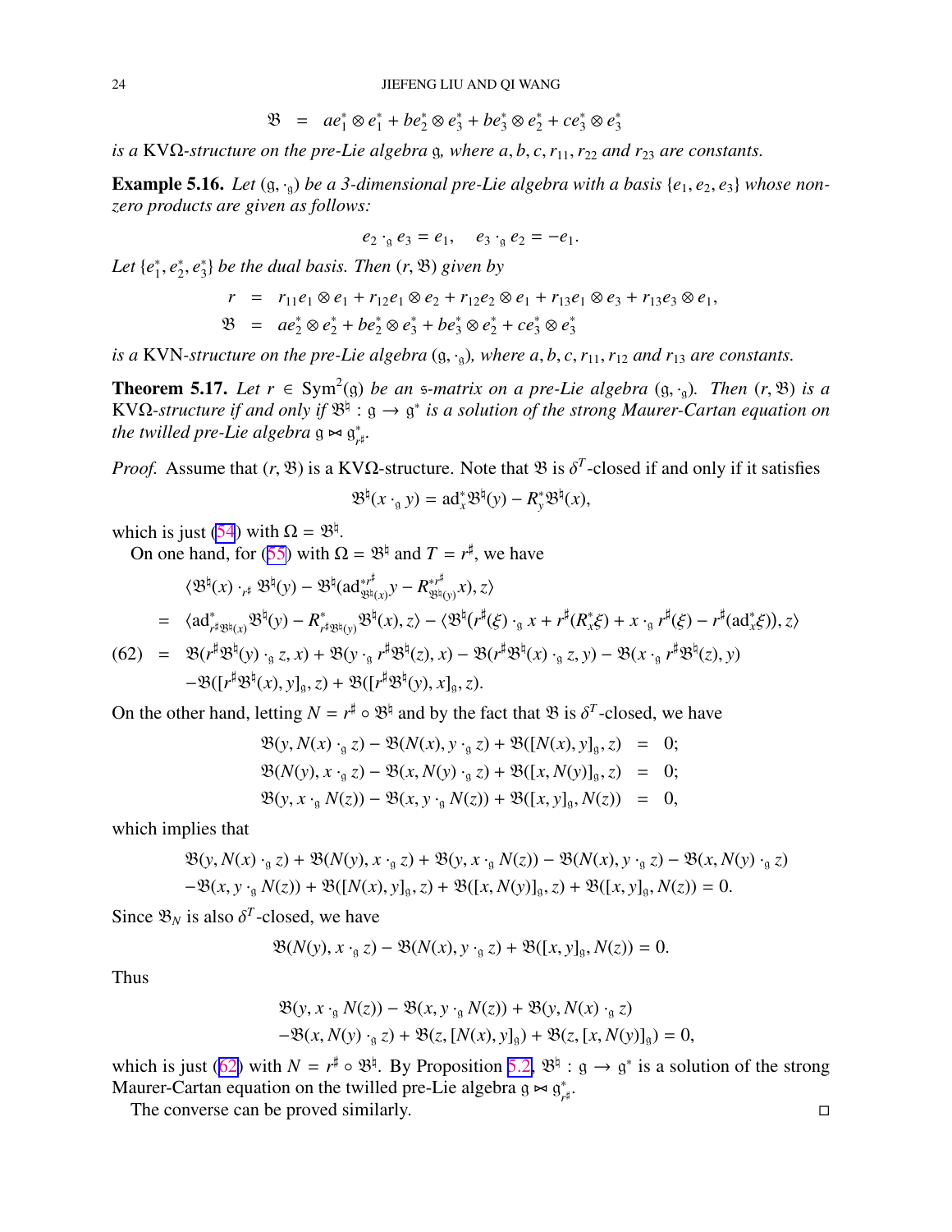$$\mathfrak{B} \;=\; ae_1^*\otimes e_1^* + be_2^*\otimes e_3^* + be_3^*\otimes e_2^* + ce_3^*\otimes e_3^*$$

*is a* KVΩ*-structure on the pre-Lie algebra* $\mathfrak{g}$*, where* $a, b, c, r_{11}, r_{22}$ *and* $r_{23}$ *are constants.*

**Example 5.16.** *Let* $(\mathfrak{g}, \cdot_{\mathfrak{g}})$ *be a 3-dimensional pre-Lie algebra with a basis* $\{e_1, e_2, e_3\}$ *whose non-zero products are given as follows:*

$$e_2 \cdot_{\mathfrak{g}} e_3 = e_1, \quad e_3 \cdot_{\mathfrak{g}} e_2 = -e_1.$$

*Let* $\{e_1^*, e_2^*, e_3^*\}$ *be the dual basis. Then* $(r, \mathfrak{B})$ *given by*

$$\begin{aligned}
r &= r_{11}e_1\otimes e_1 + r_{12}e_1\otimes e_2 + r_{12}e_2\otimes e_1 + r_{13}e_1\otimes e_3 + r_{13}e_3\otimes e_1,\\
\mathfrak{B} &= ae_2^*\otimes e_2^* + be_2^*\otimes e_3^* + be_3^*\otimes e_2^* + ce_3^*\otimes e_3^*
\end{aligned}$$

*is a* KVN*-structure on the pre-Lie algebra* $(\mathfrak{g}, \cdot_{\mathfrak{g}})$*, where* $a, b, c, r_{11}, r_{12}$ *and* $r_{13}$ *are constants.*

**Theorem 5.17.** *Let* $r \in \mathrm{Sym}^2(\mathfrak{g})$ *be an* $\mathfrak{s}$*-matrix on a pre-Lie algebra* $(\mathfrak{g}, \cdot_{\mathfrak{g}})$*. Then* $(r, \mathfrak{B})$ *is a* KVΩ*-structure if and only if* $\mathfrak{B}^\natural : \mathfrak{g} \to \mathfrak{g}^*$ *is a solution of the strong Maurer-Cartan equation on the twilled pre-Lie algebra* $\mathfrak{g} \bowtie \mathfrak{g}^*_{r^\sharp}$*.*

*Proof.* Assume that $(r, \mathfrak{B})$ is a KVΩ-structure. Note that $\mathfrak{B}$ is $\delta^T$-closed if and only if it satisfies

$$\mathfrak{B}^\natural(x \cdot_{\mathfrak{g}} y) = \mathrm{ad}^*_x \mathfrak{B}^\natural(y) - R^*_y \mathfrak{B}^\natural(x),$$

which is just (54) with $\Omega = \mathfrak{B}^\natural$.

On one hand, for (55) with $\Omega = \mathfrak{B}^\natural$ and $T = r^\sharp$, we have

$$\begin{aligned}
&\langle \mathfrak{B}^\natural(x) \cdot_{r^\sharp} \mathfrak{B}^\natural(y) - \mathfrak{B}^\natural(\mathrm{ad}^{*r^\sharp}_{\mathfrak{B}^\natural(x)} y - R^{*r^\sharp}_{\mathfrak{B}^\natural(y)} x), z\rangle\\
=\;& \langle \mathrm{ad}^*_{r^\sharp\mathfrak{B}^\natural(x)} \mathfrak{B}^\natural(y) - R^*_{r^\sharp\mathfrak{B}^\natural(y)} \mathfrak{B}^\natural(x), z\rangle - \langle \mathfrak{B}^\natural(r^\sharp(\xi) \cdot_{\mathfrak{g}} x + r^\sharp(R^*_x\xi) + x \cdot_{\mathfrak{g}} r^\sharp(\xi) - r^\sharp(\mathrm{ad}^*_x\xi)), z\rangle\\
=\;& \mathfrak{B}(r^\sharp\mathfrak{B}^\natural(y) \cdot_{\mathfrak{g}} z, x) + \mathfrak{B}(y \cdot_{\mathfrak{g}} r^\sharp\mathfrak{B}^\natural(z), x) - \mathfrak{B}(r^\sharp\mathfrak{B}^\natural(x) \cdot_{\mathfrak{g}} z, y) - \mathfrak{B}(x \cdot_{\mathfrak{g}} r^\sharp\mathfrak{B}^\natural(z), y)\\
&-\mathfrak{B}([r^\sharp\mathfrak{B}^\natural(x), y]_{\mathfrak{g}}, z) + \mathfrak{B}([r^\sharp\mathfrak{B}^\natural(y), x]_{\mathfrak{g}}, z).
\end{aligned}\tag{62}$$

On the other hand, letting $N = r^\sharp \circ \mathfrak{B}^\natural$ and by the fact that $\mathfrak{B}$ is $\delta^T$-closed, we have

$$\begin{aligned}
\mathfrak{B}(y, N(x) \cdot_{\mathfrak{g}} z) - \mathfrak{B}(N(x), y \cdot_{\mathfrak{g}} z) + \mathfrak{B}([N(x), y]_{\mathfrak{g}}, z) &= 0;\\
\mathfrak{B}(N(y), x \cdot_{\mathfrak{g}} z) - \mathfrak{B}(x, N(y) \cdot_{\mathfrak{g}} z) + \mathfrak{B}([x, N(y)]_{\mathfrak{g}}, z) &= 0;\\
\mathfrak{B}(y, x \cdot_{\mathfrak{g}} N(z)) - \mathfrak{B}(x, y \cdot_{\mathfrak{g}} N(z)) + \mathfrak{B}([x, y]_{\mathfrak{g}}, N(z)) &= 0,
\end{aligned}$$

which implies that

$$\begin{aligned}
&\mathfrak{B}(y, N(x) \cdot_{\mathfrak{g}} z) + \mathfrak{B}(N(y), x \cdot_{\mathfrak{g}} z) + \mathfrak{B}(y, x \cdot_{\mathfrak{g}} N(z)) - \mathfrak{B}(N(x), y \cdot_{\mathfrak{g}} z) - \mathfrak{B}(x, N(y) \cdot_{\mathfrak{g}} z)\\
&-\mathfrak{B}(x, y \cdot_{\mathfrak{g}} N(z)) + \mathfrak{B}([N(x), y]_{\mathfrak{g}}, z) + \mathfrak{B}([x, N(y)]_{\mathfrak{g}}, z) + \mathfrak{B}([x, y]_{\mathfrak{g}}, N(z)) = 0.
\end{aligned}$$

Since $\mathfrak{B}_N$ is also $\delta^T$-closed, we have

$$\mathfrak{B}(N(y), x \cdot_{\mathfrak{g}} z) - \mathfrak{B}(N(x), y \cdot_{\mathfrak{g}} z) + \mathfrak{B}([x, y]_{\mathfrak{g}}, N(z)) = 0.$$

Thus

$$\begin{aligned}
&\mathfrak{B}(y, x \cdot_{\mathfrak{g}} N(z)) - \mathfrak{B}(x, y \cdot_{\mathfrak{g}} N(z)) + \mathfrak{B}(y, N(x) \cdot_{\mathfrak{g}} z)\\
&-\mathfrak{B}(x, N(y) \cdot_{\mathfrak{g}} z) + \mathfrak{B}(z, [N(x), y]_{\mathfrak{g}}) + \mathfrak{B}(z, [x, N(y)]_{\mathfrak{g}}) = 0,
\end{aligned}$$

which is just (62) with $N = r^\sharp \circ \mathfrak{B}^\natural$. By Proposition 5.2, $\mathfrak{B}^\natural : \mathfrak{g} \to \mathfrak{g}^*$ is a solution of the strong Maurer-Cartan equation on the twilled pre-Lie algebra $\mathfrak{g} \bowtie \mathfrak{g}^*_{r^\sharp}$.

The converse can be proved similarly. ◻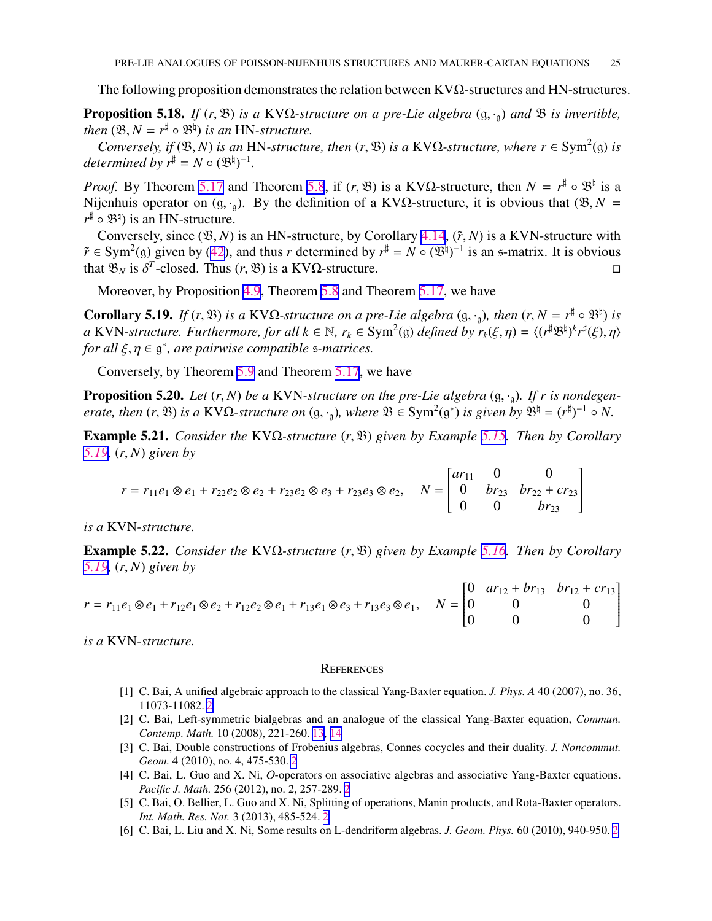The following proposition demonstrates the relation between KVΩ-structures and HN-structures.

**Proposition 5.18.** *If $(r, \mathfrak{B})$ is a* KVΩ*-structure on a pre-Lie algebra $(\mathfrak{g}, \cdot_{\mathfrak{g}})$ and $\mathfrak{B}$ is invertible, then $(\mathfrak{B}, N = r^{\sharp} \circ \mathfrak{B}^{\natural})$ is an* HN*-structure.*

*Conversely, if $(\mathfrak{B}, N)$ is an* HN*-structure, then $(r, \mathfrak{B})$ is a* KVΩ*-structure, where $r \in \mathrm{Sym}^2(\mathfrak{g})$ is determined by $r^{\sharp} = N \circ (\mathfrak{B}^{\natural})^{-1}$.*

*Proof.* By Theorem 5.17 and Theorem 5.8, if $(r, \mathfrak{B})$ is a KVΩ-structure, then $N = r^{\sharp} \circ \mathfrak{B}^{\natural}$ is a Nijenhuis operator on $(\mathfrak{g}, \cdot_{\mathfrak{g}})$. By the definition of a KVΩ-structure, it is obvious that $(\mathfrak{B}, N = r^{\sharp} \circ \mathfrak{B}^{\natural})$ is an HN-structure.

Conversely, since $(\mathfrak{B}, N)$ is an HN-structure, by Corollary 4.14, $(\tilde{r}, N)$ is a KVN-structure with $\tilde{r} \in \mathrm{Sym}^2(\mathfrak{g})$ given by (42), and thus $r$ determined by $r^{\sharp} = N \circ (\mathfrak{B}^{\natural})^{-1}$ is an $\mathfrak{s}$-matrix. It is obvious that $\mathfrak{B}_N$ is $\delta^T$-closed. Thus $(r, \mathfrak{B})$ is a KVΩ-structure. ◻

Moreover, by Proposition 4.9, Theorem 5.8 and Theorem 5.17, we have

**Corollary 5.19.** *If $(r, \mathfrak{B})$ is a* KVΩ*-structure on a pre-Lie algebra $(\mathfrak{g}, \cdot_{\mathfrak{g}})$, then $(r, N = r^{\sharp} \circ \mathfrak{B}^{\natural})$ is a* KVN*-structure. Furthermore, for all $k \in \mathbb{N}$, $r_k \in \mathrm{Sym}^2(\mathfrak{g})$ defined by $r_k(\xi, \eta) = \langle (r^{\sharp}\mathfrak{B}^{\natural})^k r^{\sharp}(\xi), \eta \rangle$ for all $\xi, \eta \in \mathfrak{g}^*$, are pairwise compatible $\mathfrak{s}$-matrices.*

Conversely, by Theorem 5.9 and Theorem 5.17, we have

**Proposition 5.20.** *Let $(r, N)$ be a* KVN*-structure on the pre-Lie algebra $(\mathfrak{g}, \cdot_{\mathfrak{g}})$. If $r$ is nondegenerate, then $(r, \mathfrak{B})$ is a* KVΩ*-structure on $(\mathfrak{g}, \cdot_{\mathfrak{g}})$, where $\mathfrak{B} \in \mathrm{Sym}^2(\mathfrak{g}^*)$ is given by $\mathfrak{B}^{\natural} = (r^{\sharp})^{-1} \circ N$.*

**Example 5.21.** *Consider the* KVΩ*-structure $(r, \mathfrak{B})$ given by Example 5.15. Then by Corollary 5.19, $(r, N)$ given by*

$$r = r_{11} e_1 \otimes e_1 + r_{22} e_2 \otimes e_2 + r_{23} e_2 \otimes e_3 + r_{23} e_3 \otimes e_2, \quad N = \begin{bmatrix} ar_{11} & 0 & 0 \\ 0 & br_{23} & br_{22} + cr_{23} \\ 0 & 0 & br_{23} \end{bmatrix}$$

*is a* KVN*-structure.*

**Example 5.22.** *Consider the* KVΩ*-structure $(r, \mathfrak{B})$ given by Example 5.16. Then by Corollary 5.19, $(r, N)$ given by*

$$r = r_{11} e_1 \otimes e_1 + r_{12} e_1 \otimes e_2 + r_{12} e_2 \otimes e_1 + r_{13} e_1 \otimes e_3 + r_{13} e_3 \otimes e_1, \quad N = \begin{bmatrix} 0 & ar_{12} + br_{13} & br_{12} + cr_{13} \\ 0 & 0 & 0 \\ 0 & 0 & 0 \end{bmatrix}$$

*is a* KVN*-structure.*

## References

[1] C. Bai, A unified algebraic approach to the classical Yang-Baxter equation. *J. Phys. A* 40 (2007), no. 36, 11073-11082. 2

[2] C. Bai, Left-symmetric bialgebras and an analogue of the classical Yang-Baxter equation, *Commun. Contemp. Math.* 10 (2008), 221-260. 13, 14

[3] C. Bai, Double constructions of Frobenius algebras, Connes cocycles and their duality. *J. Noncommut. Geom.* 4 (2010), no. 4, 475-530. 2

[4] C. Bai, L. Guo and X. Ni, $\mathcal{O}$-operators on associative algebras and associative Yang-Baxter equations. *Pacific J. Math.* 256 (2012), no. 2, 257-289. 2

[5] C. Bai, O. Bellier, L. Guo and X. Ni, Splitting of operations, Manin products, and Rota-Baxter operators. *Int. Math. Res. Not.* 3 (2013), 485-524. 2

[6] C. Bai, L. Liu and X. Ni, Some results on L-dendriform algebras. *J. Geom. Phys.* 60 (2010), 940-950. 2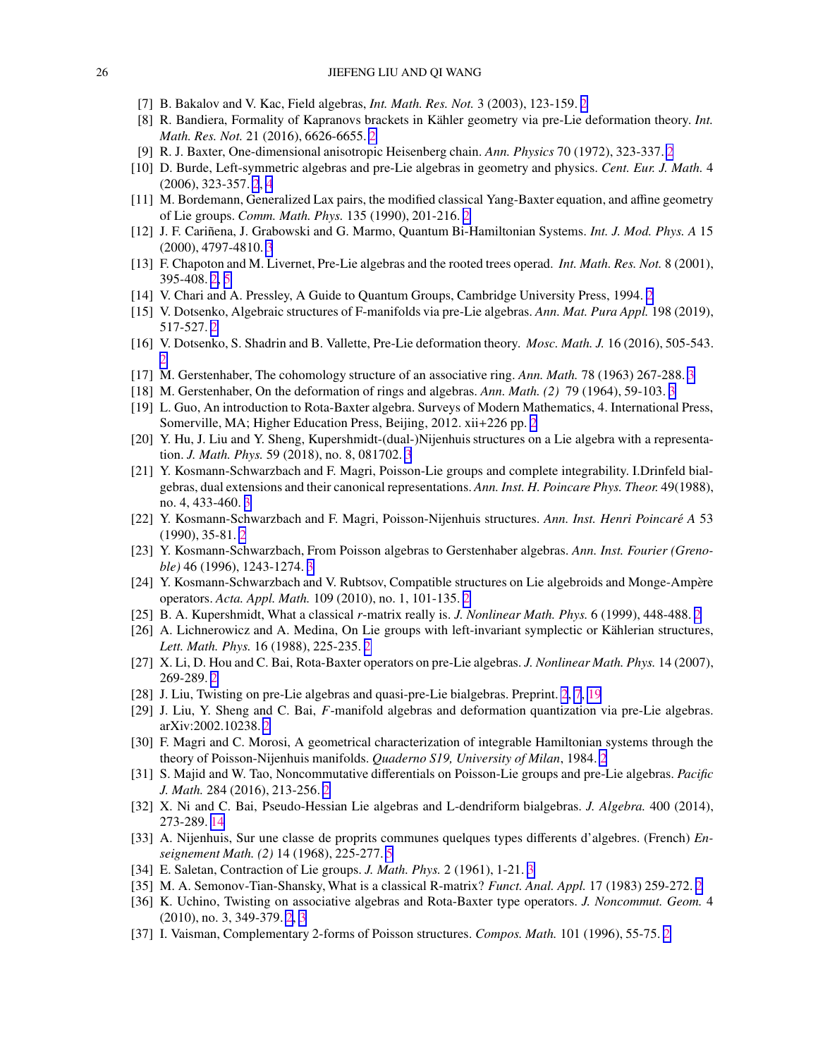- [7] B. Bakalov and V. Kac, Field algebras, *Int. Math. Res. Not.* 3 (2003), 123-159. 2
- [8] R. Bandiera, Formality of Kapranovs brackets in Kähler geometry via pre-Lie deformation theory. *Int. Math. Res. Not.* 21 (2016), 6626-6655. 2
- [9] R. J. Baxter, One-dimensional anisotropic Heisenberg chain. *Ann. Physics* 70 (1972), 323-337. 2
- [10] D. Burde, Left-symmetric algebras and pre-Lie algebras in geometry and physics. *Cent. Eur. J. Math.* 4 (2006), 323-357. 2, 4
- [11] M. Bordemann, Generalized Lax pairs, the modified classical Yang-Baxter equation, and affine geometry of Lie groups. *Comm. Math. Phys.* 135 (1990), 201-216. 2
- [12] J. F. Cariñena, J. Grabowski and G. Marmo, Quantum Bi-Hamiltonian Systems. *Int. J. Mod. Phys. A* 15 (2000), 4797-4810. 3
- [13] F. Chapoton and M. Livernet, Pre-Lie algebras and the rooted trees operad. *Int. Math. Res. Not.* 8 (2001), 395-408. 2, 5
- [14] V. Chari and A. Pressley, A Guide to Quantum Groups, Cambridge University Press, 1994. 2
- [15] V. Dotsenko, Algebraic structures of F-manifolds via pre-Lie algebras. *Ann. Mat. Pura Appl.* 198 (2019), 517-527. 2
- [16] V. Dotsenko, S. Shadrin and B. Vallette, Pre-Lie deformation theory. *Mosc. Math. J.* 16 (2016), 505-543. 2
- [17] M. Gerstenhaber, The cohomology structure of an associative ring. *Ann. Math.* 78 (1963) 267-288. 3
- [18] M. Gerstenhaber, On the deformation of rings and algebras. *Ann. Math. (2)* 79 (1964), 59-103. 3
- [19] L. Guo, An introduction to Rota-Baxter algebra. Surveys of Modern Mathematics, 4. International Press, Somerville, MA; Higher Education Press, Beijing, 2012. xii+226 pp. 2
- [20] Y. Hu, J. Liu and Y. Sheng, Kupershmidt-(dual-)Nijenhuis structures on a Lie algebra with a representation. *J. Math. Phys.* 59 (2018), no. 8, 081702. 3
- [21] Y. Kosmann-Schwarzbach and F. Magri, Poisson-Lie groups and complete integrability. I.Drinfeld bialgebras, dual extensions and their canonical representations. *Ann. Inst. H. Poincare Phys. Theor.* 49(1988), no. 4, 433-460. 3
- [22] Y. Kosmann-Schwarzbach and F. Magri, Poisson-Nijenhuis structures. *Ann. Inst. Henri Poincaré A* 53 (1990), 35-81. 2
- [23] Y. Kosmann-Schwarzbach, From Poisson algebras to Gerstenhaber algebras. *Ann. Inst. Fourier (Grenoble)* 46 (1996), 1243-1274. 3
- [24] Y. Kosmann-Schwarzbach and V. Rubtsov, Compatible structures on Lie algebroids and Monge-Ampère operators. *Acta. Appl. Math.* 109 (2010), no. 1, 101-135. 2
- [25] B. A. Kupershmidt, What a classical $r$-matrix really is. *J. Nonlinear Math. Phys.* 6 (1999), 448-488. 2
- [26] A. Lichnerowicz and A. Medina, On Lie groups with left-invariant symplectic or Kählerian structures, *Lett. Math. Phys.* 16 (1988), 225-235. 2
- [27] X. Li, D. Hou and C. Bai, Rota-Baxter operators on pre-Lie algebras. *J. Nonlinear Math. Phys.* 14 (2007), 269-289. 2
- [28] J. Liu, Twisting on pre-Lie algebras and quasi-pre-Lie bialgebras. Preprint. 2, 7, 19
- [29] J. Liu, Y. Sheng and C. Bai, $F$-manifold algebras and deformation quantization via pre-Lie algebras. arXiv:2002.10238. 2
- [30] F. Magri and C. Morosi, A geometrical characterization of integrable Hamiltonian systems through the theory of Poisson-Nijenhuis manifolds. *Quaderno S19, University of Milan*, 1984. 2
- [31] S. Majid and W. Tao, Noncommutative differentials on Poisson-Lie groups and pre-Lie algebras. *Pacific J. Math.* 284 (2016), 213-256. 2
- [32] X. Ni and C. Bai, Pseudo-Hessian Lie algebras and L-dendriform bialgebras. *J. Algebra.* 400 (2014), 273-289. 14
- [33] A. Nijenhuis, Sur une classe de proprits communes quelques types differents d'algebres. (French) *Enseignement Math. (2)* 14 (1968), 225-277. 5
- [34] E. Saletan, Contraction of Lie groups. *J. Math. Phys.* 2 (1961), 1-21. 3
- [35] M. A. Semonov-Tian-Shansky, What is a classical R-matrix? *Funct. Anal. Appl.* 17 (1983) 259-272. 2
- [36] K. Uchino, Twisting on associative algebras and Rota-Baxter type operators. *J. Noncommut. Geom.* 4 (2010), no. 3, 349-379. 2, 3
- [37] I. Vaisman, Complementary 2-forms of Poisson structures. *Compos. Math.* 101 (1996), 55-75. 2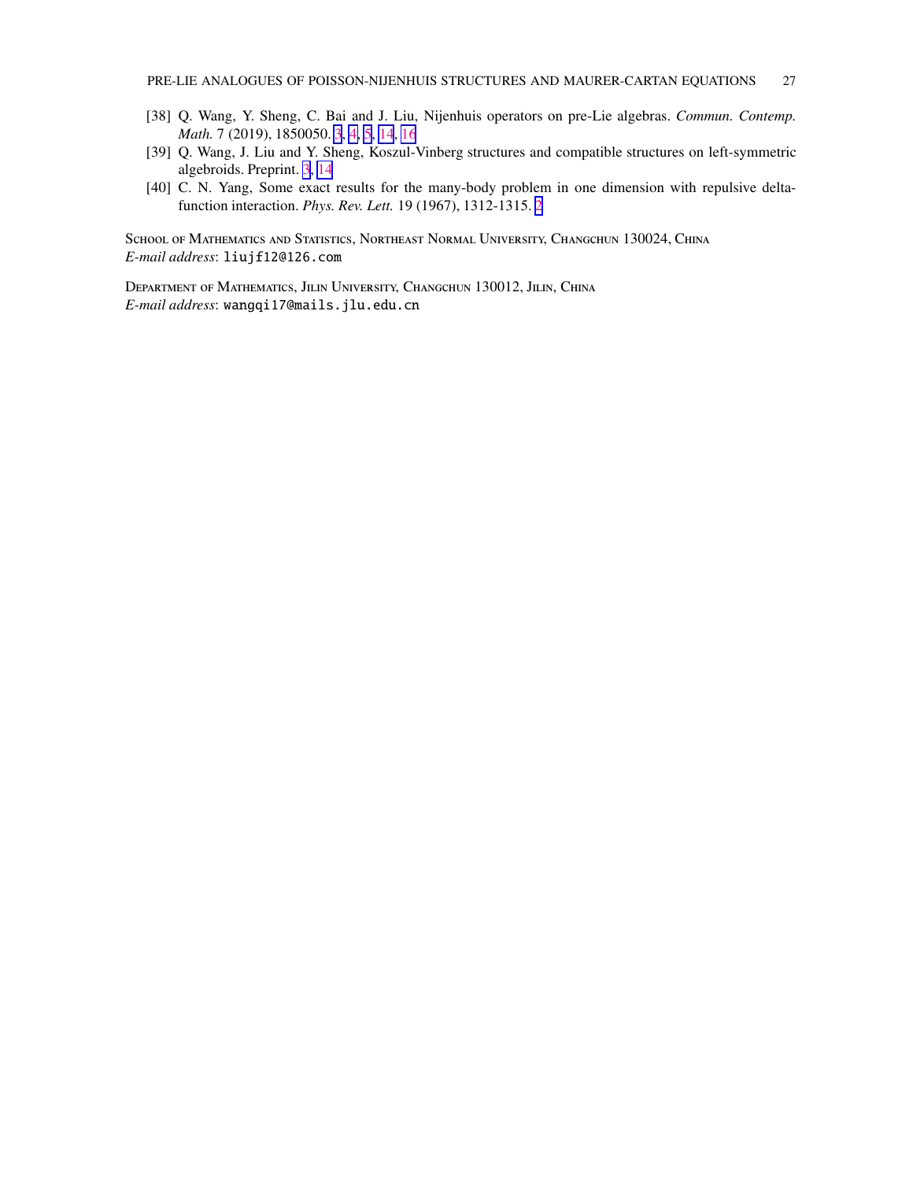[38] Q. Wang, Y. Sheng, C. Bai and J. Liu, Nijenhuis operators on pre-Lie algebras. *Commun. Contemp. Math.* 7 (2019), 1850050. 3, 4, 5, 14, 16

[39] Q. Wang, J. Liu and Y. Sheng, Koszul-Vinberg structures and compatible structures on left-symmetric algebroids. Preprint. 3, 14

[40] C. N. Yang, Some exact results for the many-body problem in one dimension with repulsive delta-function interaction. *Phys. Rev. Lett.* 19 (1967), 1312-1315. 2

School of Mathematics and Statistics, Northeast Normal University, Changchun 130024, China
*E-mail address*: liujf12@126.com

Department of Mathematics, Jilin University, Changchun 130012, Jilin, China
*E-mail address*: wangqi17@mails.jlu.edu.cn